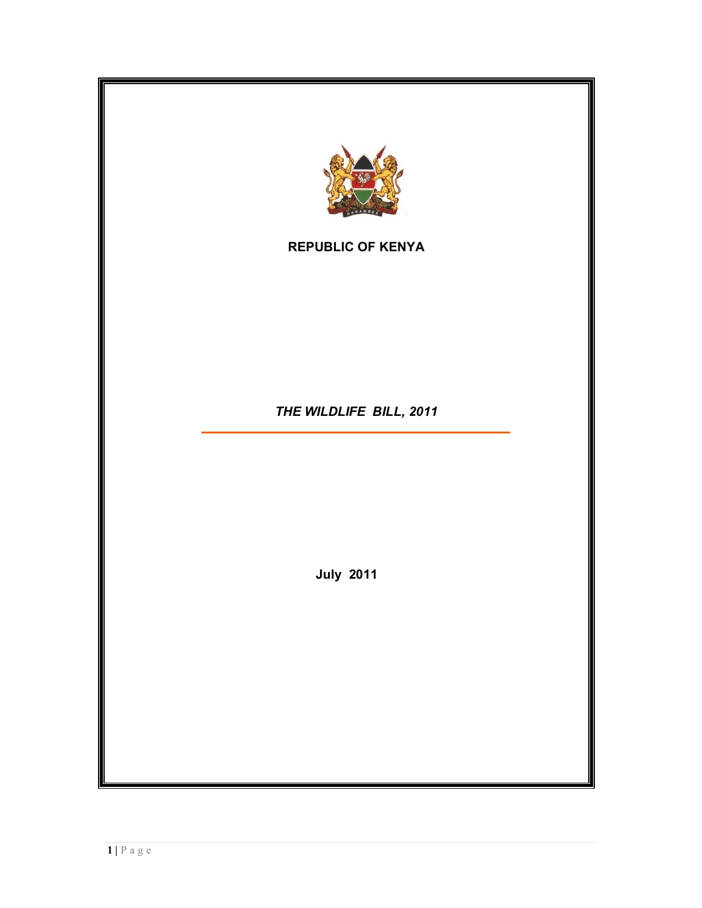# REPUBLIC OF KENYA

## *THE WILDLIFE BILL, 2011*

**July 2011**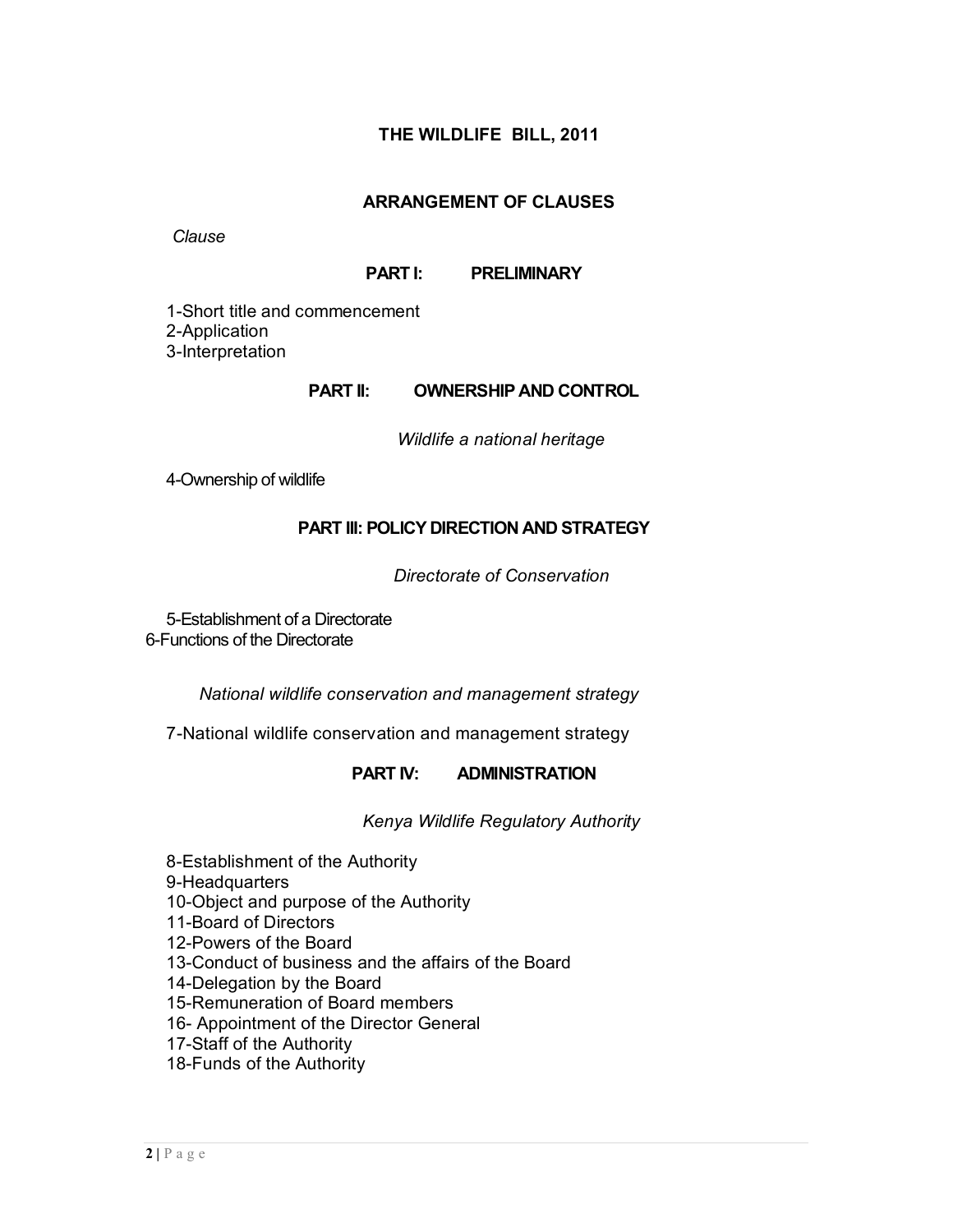# THE WILDLIFE BILL, 2011

## ARRANGEMENT OF CLAUSES

*Clause*

### PART I: PRELIMINARY

1-Short title and commencement
2-Application
3-Interpretation

### PART II: OWNERSHIP AND CONTROL

*Wildlife a national heritage*

4-Ownership of wildlife

### PART III: POLICY DIRECTION AND STRATEGY

*Directorate of Conservation*

5-Establishment of a Directorate
6-Functions of the Directorate

*National wildlife conservation and management strategy*

7-National wildlife conservation and management strategy

### PART IV: ADMINISTRATION

*Kenya Wildlife Regulatory Authority*

8-Establishment of the Authority
9-Headquarters
10-Object and purpose of the Authority
11-Board of Directors
12-Powers of the Board
13-Conduct of business and the affairs of the Board
14-Delegation by the Board
15-Remuneration of Board members
16- Appointment of the Director General
17-Staff of the Authority
18-Funds of the Authority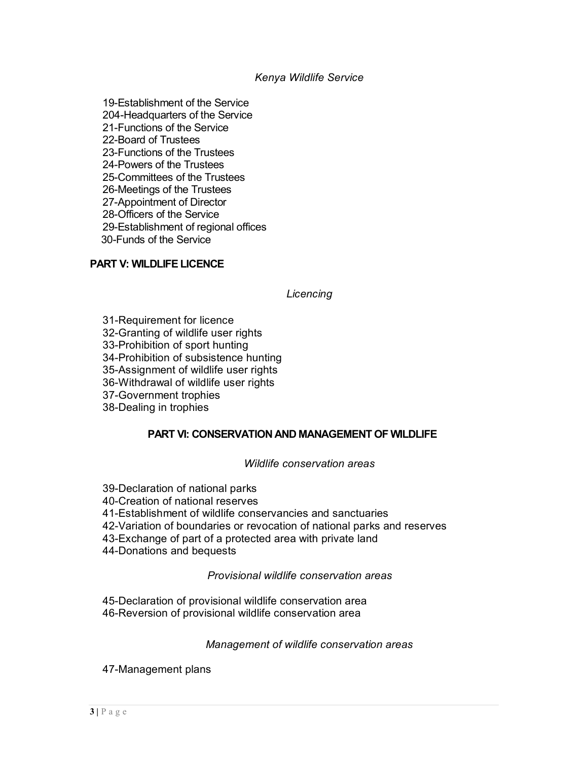*Kenya Wildlife Service*

19-Establishment of the Service
204-Headquarters of the Service
21-Functions of the Service
22-Board of Trustees
23-Functions of the Trustees
24-Powers of the Trustees
25-Committees of the Trustees
26-Meetings of the Trustees
27-Appointment of Director
28-Officers of the Service
29-Establishment of regional offices
30-Funds of the Service

**PART V: WILDLIFE LICENCE**

*Licencing*

31-Requirement for licence
32-Granting of wildlife user rights
33-Prohibition of sport hunting
34-Prohibition of subsistence hunting
35-Assignment of wildlife user rights
36-Withdrawal of wildlife user rights
37-Government trophies
38-Dealing in trophies

**PART VI: CONSERVATION AND MANAGEMENT OF WILDLIFE**

*Wildlife conservation areas*

39-Declaration of national parks
40-Creation of national reserves
41-Establishment of wildlife conservancies and sanctuaries
42-Variation of boundaries or revocation of national parks and reserves
43-Exchange of part of a protected area with private land
44-Donations and bequests

*Provisional wildlife conservation areas*

45-Declaration of provisional wildlife conservation area
46-Reversion of provisional wildlife conservation area

*Management of wildlife conservation areas*

47-Management plans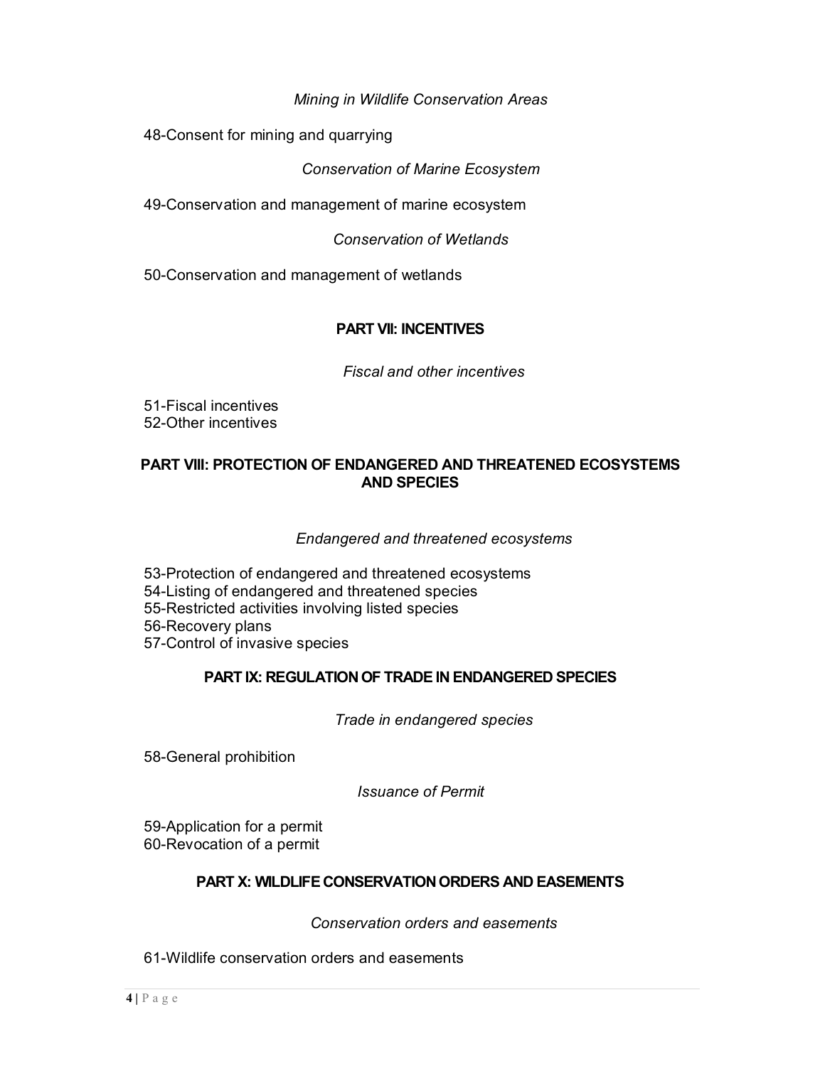*Mining in Wildlife Conservation Areas*

48-Consent for mining and quarrying

*Conservation of Marine Ecosystem*

49-Conservation and management of marine ecosystem

*Conservation of Wetlands*

50-Conservation and management of wetlands

## PART VII: INCENTIVES

*Fiscal and other incentives*

51-Fiscal incentives
52-Other incentives

## PART VIII: PROTECTION OF ENDANGERED AND THREATENED ECOSYSTEMS AND SPECIES

*Endangered and threatened ecosystems*

53-Protection of endangered and threatened ecosystems
54-Listing of endangered and threatened species
55-Restricted activities involving listed species
56-Recovery plans
57-Control of invasive species

## PART IX: REGULATION OF TRADE IN ENDANGERED SPECIES

*Trade in endangered species*

58-General prohibition

*Issuance of Permit*

59-Application for a permit
60-Revocation of a permit

## PART X: WILDLIFE CONSERVATION ORDERS AND EASEMENTS

*Conservation orders and easements*

61-Wildlife conservation orders and easements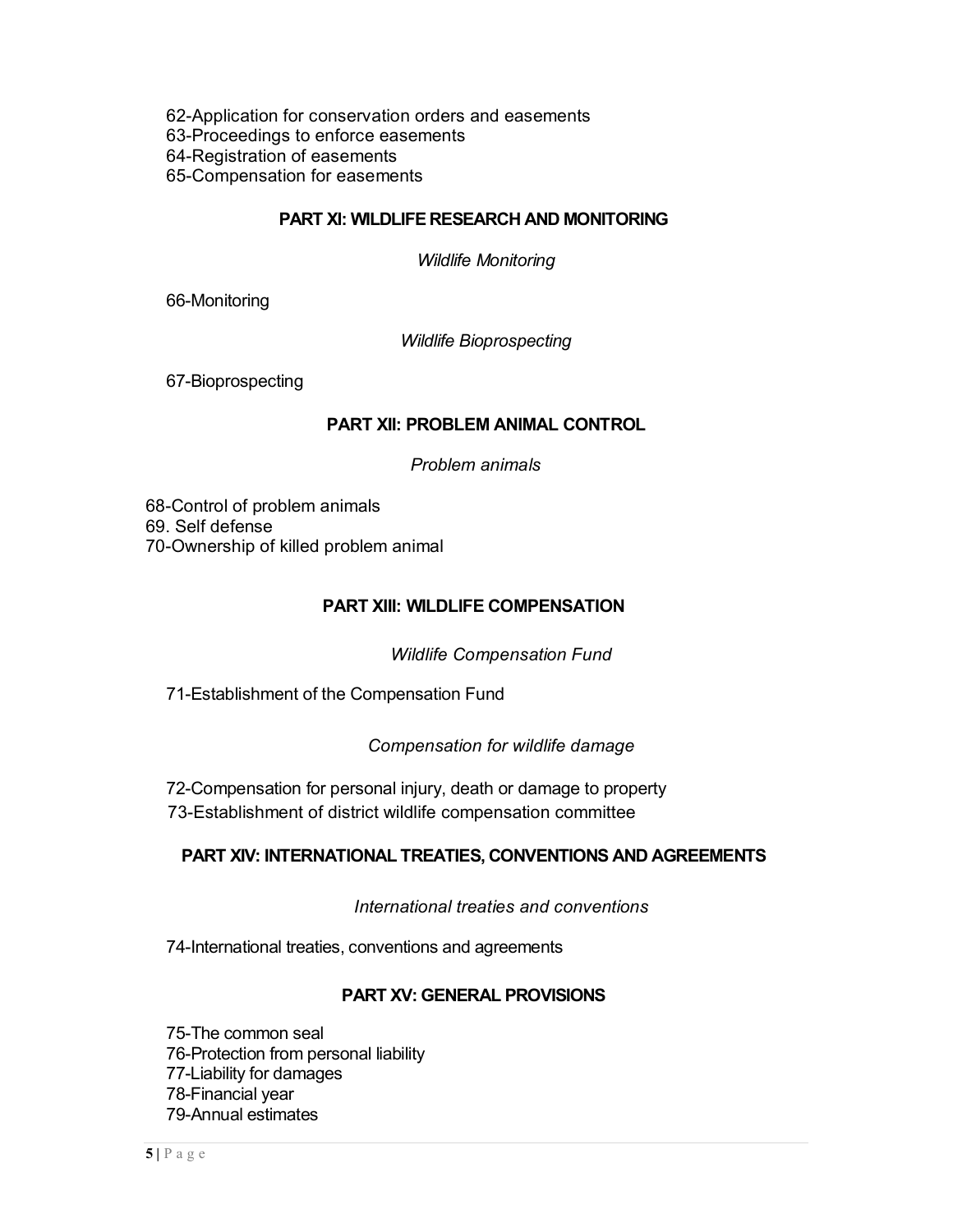62-Application for conservation orders and easements
63-Proceedings to enforce easements
64-Registration of easements
65-Compensation for easements

## PART XI: WILDLIFE RESEARCH AND MONITORING

*Wildlife Monitoring*

66-Monitoring

*Wildlife Bioprospecting*

67-Bioprospecting

## PART XII: PROBLEM ANIMAL CONTROL

*Problem animals*

68-Control of problem animals
69. Self defense
70-Ownership of killed problem animal

## PART XIII: WILDLIFE COMPENSATION

*Wildlife Compensation Fund*

71-Establishment of the Compensation Fund

*Compensation for wildlife damage*

72-Compensation for personal injury, death or damage to property
73-Establishment of district wildlife compensation committee

## PART XIV: INTERNATIONAL TREATIES, CONVENTIONS AND AGREEMENTS

*International treaties and conventions*

74-International treaties, conventions and agreements

## PART XV: GENERAL PROVISIONS

75-The common seal
76-Protection from personal liability
77-Liability for damages
78-Financial year
79-Annual estimates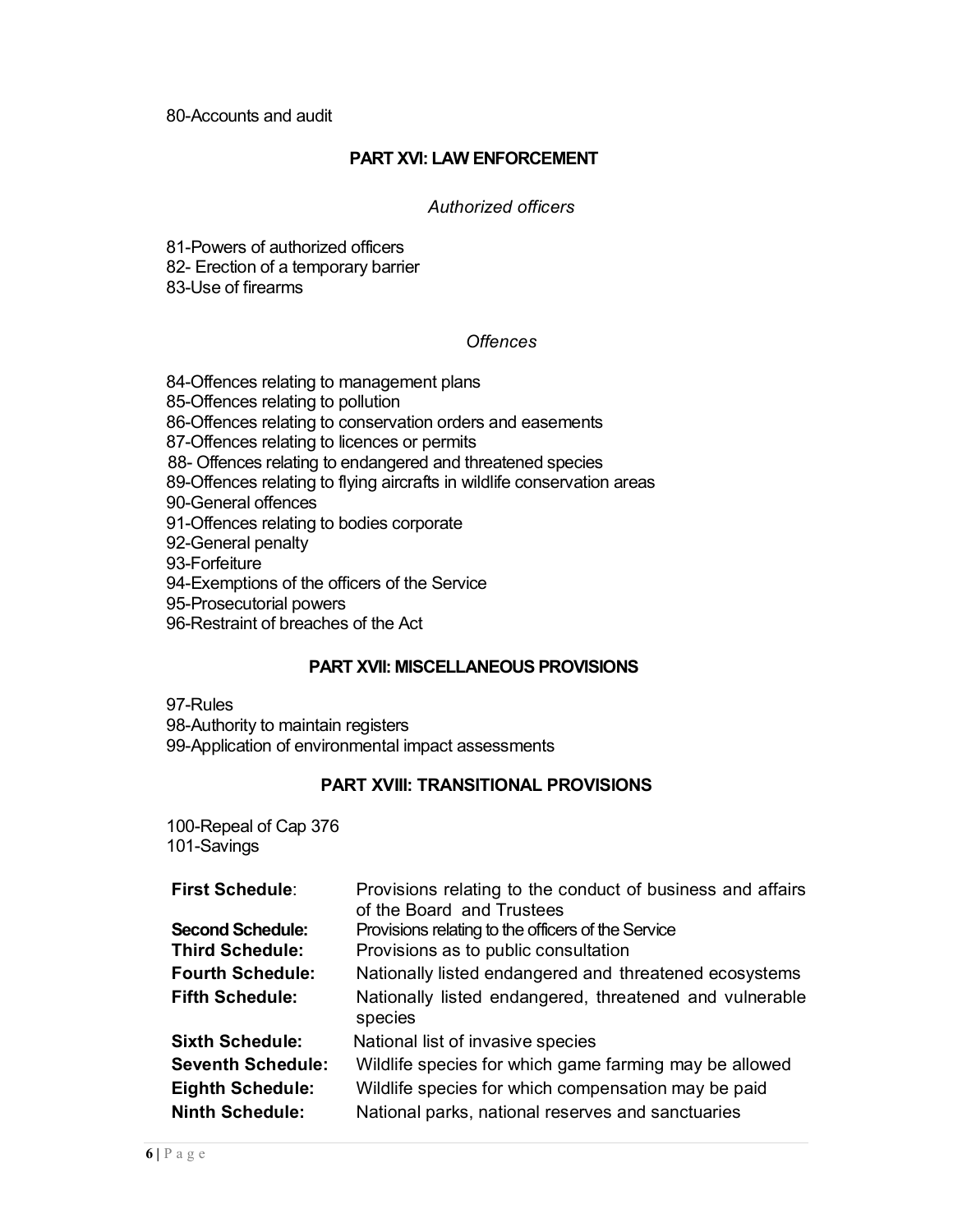80-Accounts and audit

## PART XVI: LAW ENFORCEMENT

*Authorized officers*

81-Powers of authorized officers
82- Erection of a temporary barrier
83-Use of firearms

*Offences*

84-Offences relating to management plans
85-Offences relating to pollution
86-Offences relating to conservation orders and easements
87-Offences relating to licences or permits
88- Offences relating to endangered and threatened species
89-Offences relating to flying aircrafts in wildlife conservation areas
90-General offences
91-Offences relating to bodies corporate
92-General penalty
93-Forfeiture
94-Exemptions of the officers of the Service
95-Prosecutorial powers
96-Restraint of breaches of the Act

## PART XVII: MISCELLANEOUS PROVISIONS

97-Rules
98-Authority to maintain registers
99-Application of environmental impact assessments

## PART XVIII: TRANSITIONAL PROVISIONS

100-Repeal of Cap 376
101-Savings

| | |
|---|---|
| **First Schedule**: | Provisions relating to the conduct of business and affairs of the Board and Trustees |
| **Second Schedule:** | Provisions relating to the officers of the Service |
| **Third Schedule:** | Provisions as to public consultation |
| **Fourth Schedule:** | Nationally listed endangered and threatened ecosystems |
| **Fifth Schedule:** | Nationally listed endangered, threatened and vulnerable species |
| **Sixth Schedule:** | National list of invasive species |
| **Seventh Schedule:** | Wildlife species for which game farming may be allowed |
| **Eighth Schedule:** | Wildlife species for which compensation may be paid |
| **Ninth Schedule:** | National parks, national reserves and sanctuaries |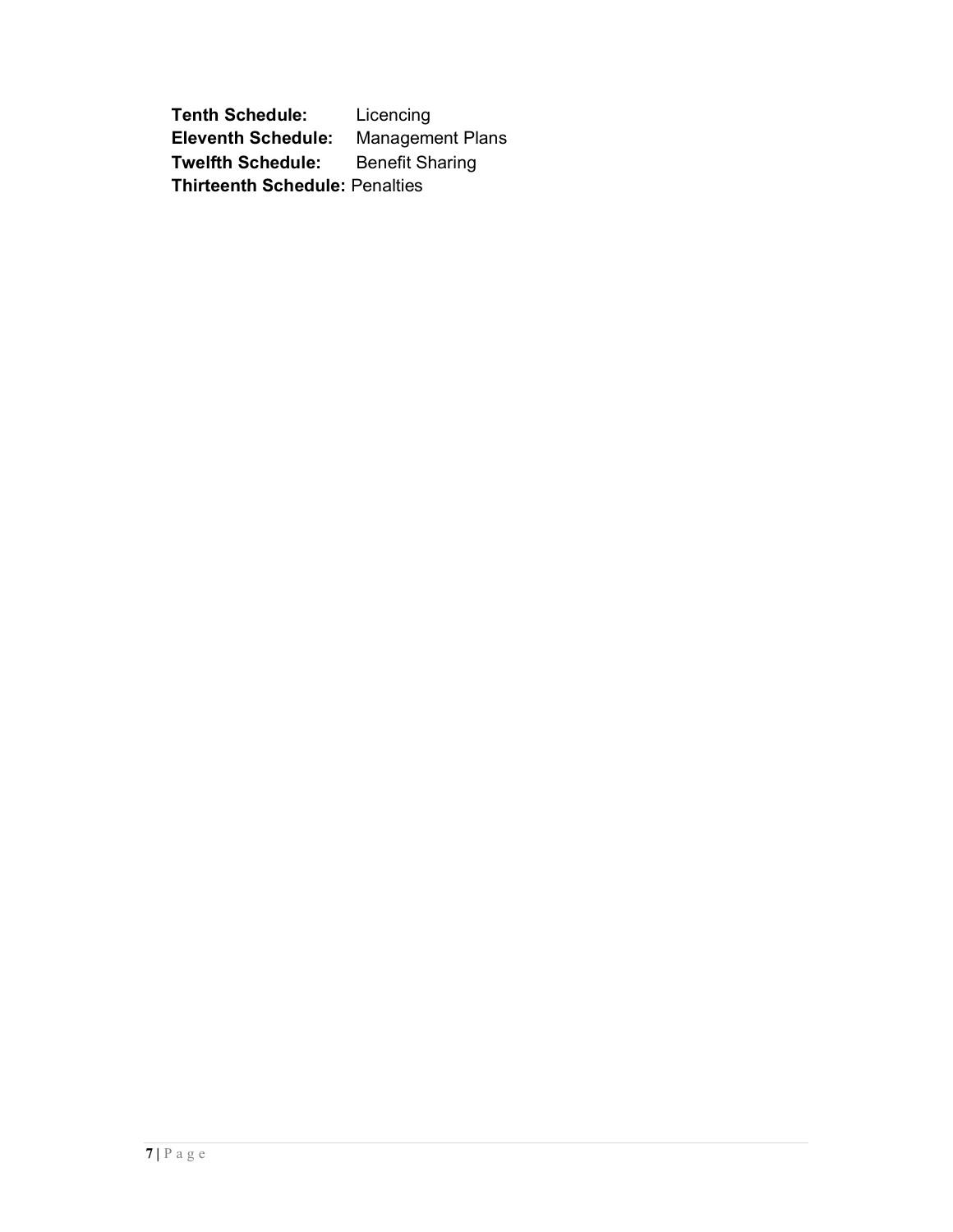**Tenth Schedule:** Licencing
**Eleventh Schedule:** Management Plans
**Twelfth Schedule:** Benefit Sharing
**Thirteenth Schedule:** Penalties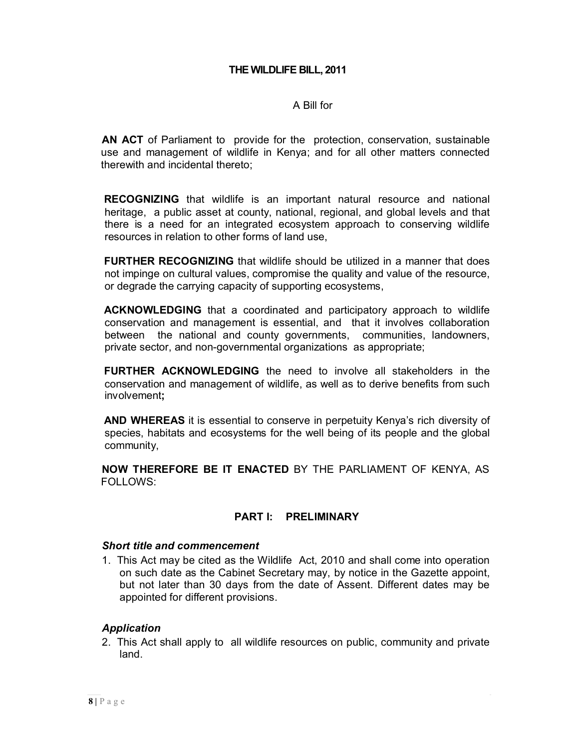# THE WILDLIFE BILL, 2011

A Bill for

**AN ACT** of Parliament to provide for the protection, conservation, sustainable use and management of wildlife in Kenya; and for all other matters connected therewith and incidental thereto;

**RECOGNIZING** that wildlife is an important natural resource and national heritage, a public asset at county, national, regional, and global levels and that there is a need for an integrated ecosystem approach to conserving wildlife resources in relation to other forms of land use,

**FURTHER RECOGNIZING** that wildlife should be utilized in a manner that does not impinge on cultural values, compromise the quality and value of the resource, or degrade the carrying capacity of supporting ecosystems,

**ACKNOWLEDGING** that a coordinated and participatory approach to wildlife conservation and management is essential, and that it involves collaboration between the national and county governments, communities, landowners, private sector, and non-governmental organizations as appropriate;

**FURTHER ACKNOWLEDGING** the need to involve all stakeholders in the conservation and management of wildlife, as well as to derive benefits from such involvement**;**

**AND WHEREAS** it is essential to conserve in perpetuity Kenya's rich diversity of species, habitats and ecosystems for the well being of its people and the global community,

**NOW THEREFORE BE IT ENACTED** BY THE PARLIAMENT OF KENYA, AS FOLLOWS:

## PART I: PRELIMINARY

***Short title and commencement***

1. This Act may be cited as the Wildlife Act, 2010 and shall come into operation on such date as the Cabinet Secretary may, by notice in the Gazette appoint, but not later than 30 days from the date of Assent. Different dates may be appointed for different provisions.

***Application***

2. This Act shall apply to all wildlife resources on public, community and private land.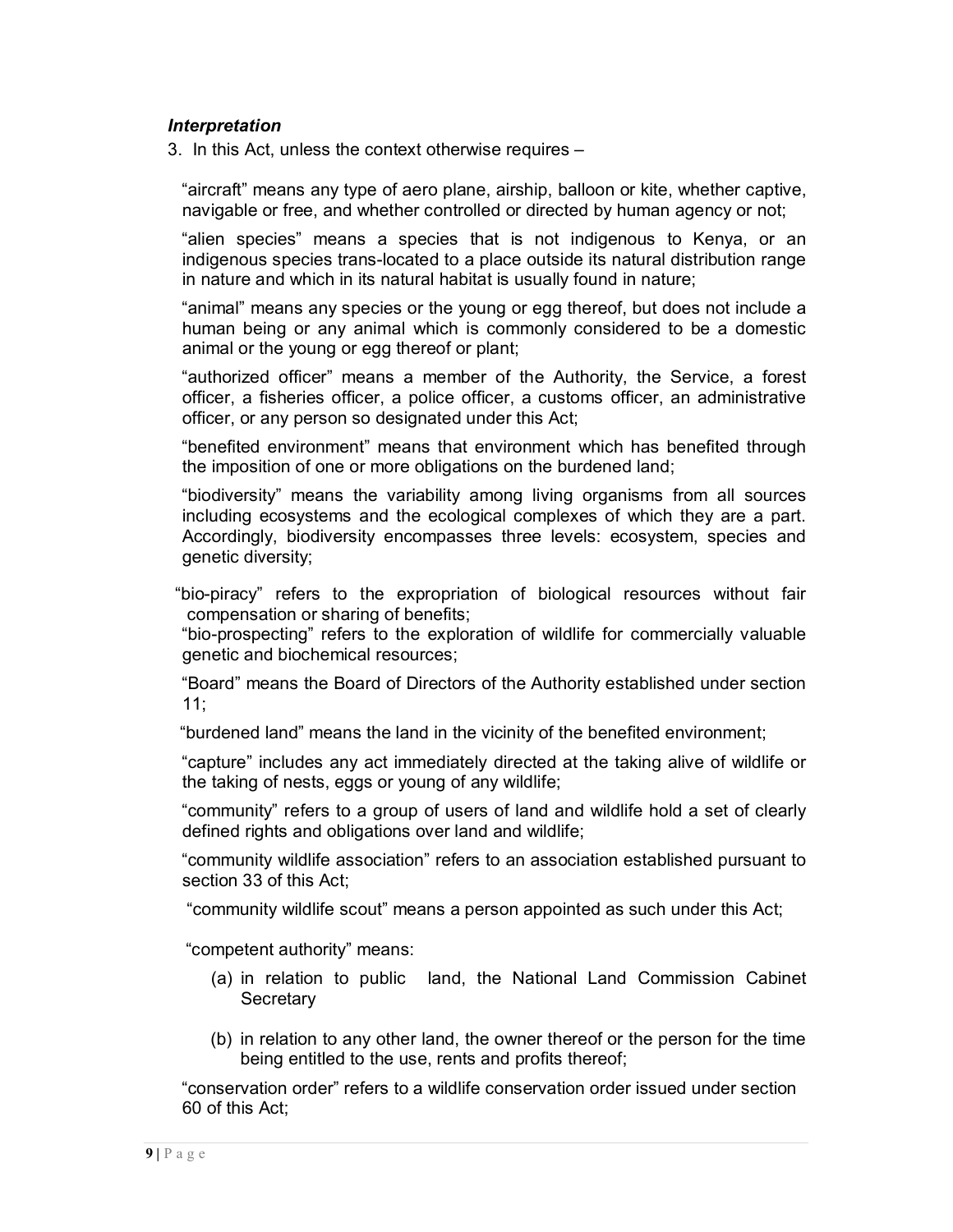***Interpretation***

3. In this Act, unless the context otherwise requires –

"aircraft" means any type of aero plane, airship, balloon or kite, whether captive, navigable or free, and whether controlled or directed by human agency or not;

"alien species" means a species that is not indigenous to Kenya, or an indigenous species trans-located to a place outside its natural distribution range in nature and which in its natural habitat is usually found in nature;

"animal" means any species or the young or egg thereof, but does not include a human being or any animal which is commonly considered to be a domestic animal or the young or egg thereof or plant;

"authorized officer" means a member of the Authority, the Service, a forest officer, a fisheries officer, a police officer, a customs officer, an administrative officer, or any person so designated under this Act;

"benefited environment" means that environment which has benefited through the imposition of one or more obligations on the burdened land;

"biodiversity" means the variability among living organisms from all sources including ecosystems and the ecological complexes of which they are a part. Accordingly, biodiversity encompasses three levels: ecosystem, species and genetic diversity;

"bio-piracy" refers to the expropriation of biological resources without fair compensation or sharing of benefits;

"bio-prospecting" refers to the exploration of wildlife for commercially valuable genetic and biochemical resources;

"Board" means the Board of Directors of the Authority established under section 11;

"burdened land" means the land in the vicinity of the benefited environment;

"capture" includes any act immediately directed at the taking alive of wildlife or the taking of nests, eggs or young of any wildlife;

"community" refers to a group of users of land and wildlife hold a set of clearly defined rights and obligations over land and wildlife;

"community wildlife association" refers to an association established pursuant to section 33 of this Act;

"community wildlife scout" means a person appointed as such under this Act;

"competent authority" means:

(a) in relation to public land, the National Land Commission Cabinet Secretary

(b) in relation to any other land, the owner thereof or the person for the time being entitled to the use, rents and profits thereof;

"conservation order" refers to a wildlife conservation order issued under section 60 of this Act;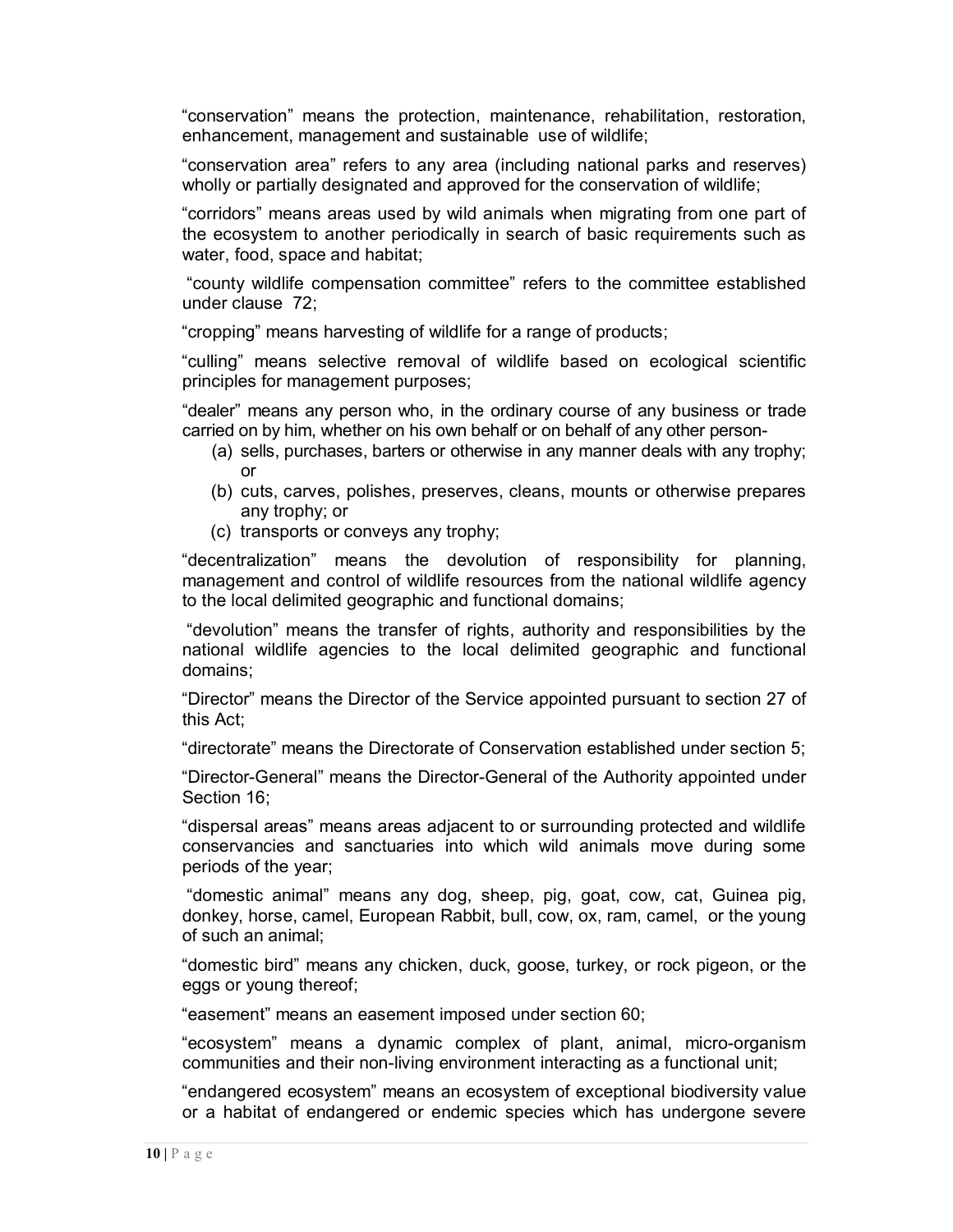"conservation" means the protection, maintenance, rehabilitation, restoration, enhancement, management and sustainable use of wildlife;

"conservation area" refers to any area (including national parks and reserves) wholly or partially designated and approved for the conservation of wildlife;

"corridors" means areas used by wild animals when migrating from one part of the ecosystem to another periodically in search of basic requirements such as water, food, space and habitat;

"county wildlife compensation committee" refers to the committee established under clause 72;

"cropping" means harvesting of wildlife for a range of products;

"culling" means selective removal of wildlife based on ecological scientific principles for management purposes;

"dealer" means any person who, in the ordinary course of any business or trade carried on by him, whether on his own behalf or on behalf of any other person-

(a) sells, purchases, barters or otherwise in any manner deals with any trophy; or
(b) cuts, carves, polishes, preserves, cleans, mounts or otherwise prepares any trophy; or
(c) transports or conveys any trophy;

"decentralization" means the devolution of responsibility for planning, management and control of wildlife resources from the national wildlife agency to the local delimited geographic and functional domains;

"devolution" means the transfer of rights, authority and responsibilities by the national wildlife agencies to the local delimited geographic and functional domains;

"Director" means the Director of the Service appointed pursuant to section 27 of this Act;

"directorate" means the Directorate of Conservation established under section 5;

"Director-General" means the Director-General of the Authority appointed under Section 16;

"dispersal areas" means areas adjacent to or surrounding protected and wildlife conservancies and sanctuaries into which wild animals move during some periods of the year;

"domestic animal" means any dog, sheep, pig, goat, cow, cat, Guinea pig, donkey, horse, camel, European Rabbit, bull, cow, ox, ram, camel, or the young of such an animal;

"domestic bird" means any chicken, duck, goose, turkey, or rock pigeon, or the eggs or young thereof;

"easement" means an easement imposed under section 60;

"ecosystem" means a dynamic complex of plant, animal, micro-organism communities and their non-living environment interacting as a functional unit;

"endangered ecosystem" means an ecosystem of exceptional biodiversity value or a habitat of endangered or endemic species which has undergone severe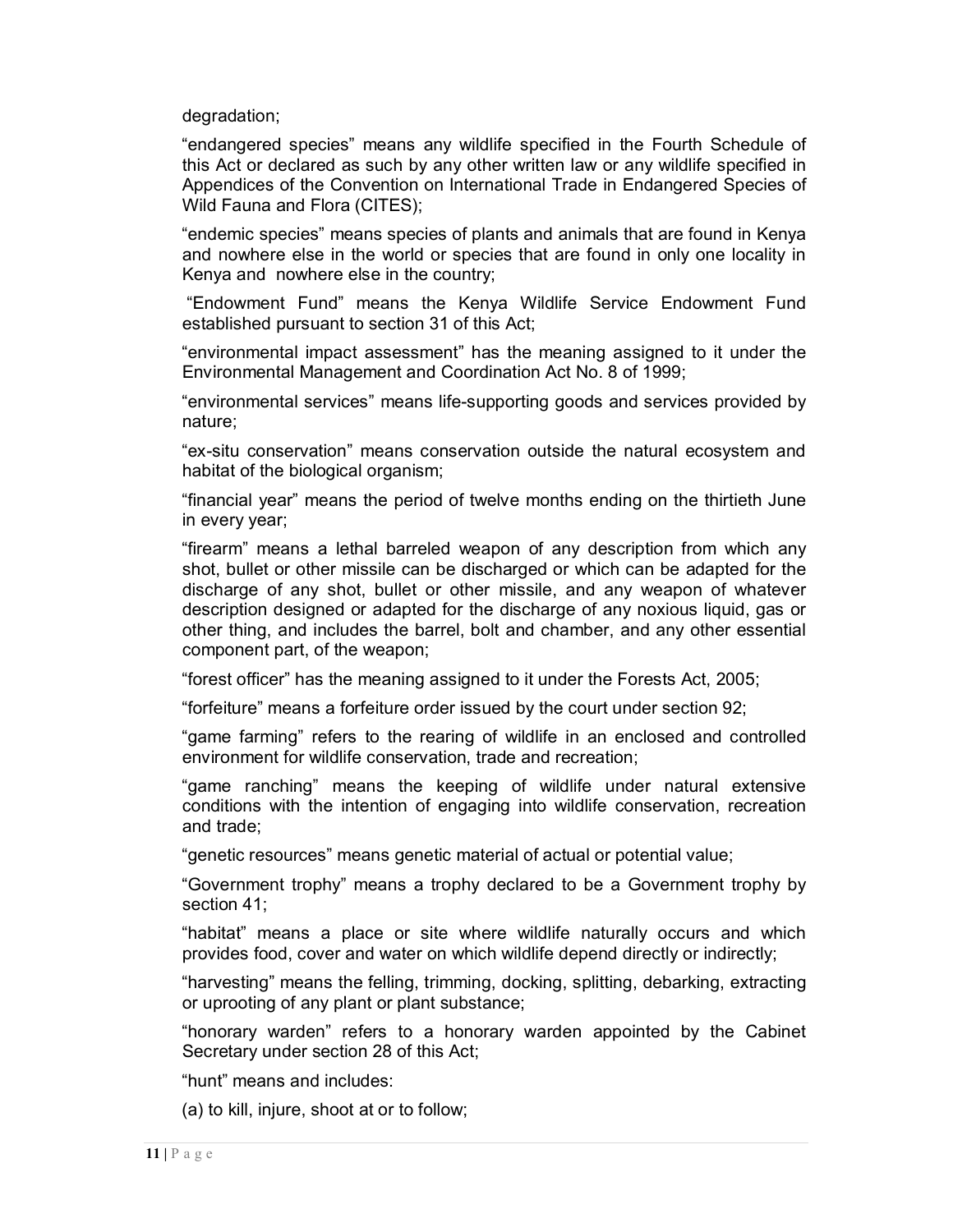degradation;

“endangered species” means any wildlife specified in the Fourth Schedule of this Act or declared as such by any other written law or any wildlife specified in Appendices of the Convention on International Trade in Endangered Species of Wild Fauna and Flora (CITES);

“endemic species” means species of plants and animals that are found in Kenya and nowhere else in the world or species that are found in only one locality in Kenya and nowhere else in the country;

“Endowment Fund” means the Kenya Wildlife Service Endowment Fund established pursuant to section 31 of this Act;

“environmental impact assessment” has the meaning assigned to it under the Environmental Management and Coordination Act No. 8 of 1999;

“environmental services” means life-supporting goods and services provided by nature;

“ex-situ conservation” means conservation outside the natural ecosystem and habitat of the biological organism;

“financial year” means the period of twelve months ending on the thirtieth June in every year;

“firearm” means a lethal barreled weapon of any description from which any shot, bullet or other missile can be discharged or which can be adapted for the discharge of any shot, bullet or other missile, and any weapon of whatever description designed or adapted for the discharge of any noxious liquid, gas or other thing, and includes the barrel, bolt and chamber, and any other essential component part, of the weapon;

“forest officer” has the meaning assigned to it under the Forests Act, 2005;

“forfeiture” means a forfeiture order issued by the court under section 92;

“game farming” refers to the rearing of wildlife in an enclosed and controlled environment for wildlife conservation, trade and recreation;

“game ranching” means the keeping of wildlife under natural extensive conditions with the intention of engaging into wildlife conservation, recreation and trade;

“genetic resources” means genetic material of actual or potential value;

“Government trophy” means a trophy declared to be a Government trophy by section 41;

“habitat” means a place or site where wildlife naturally occurs and which provides food, cover and water on which wildlife depend directly or indirectly;

“harvesting” means the felling, trimming, docking, splitting, debarking, extracting or uprooting of any plant or plant substance;

“honorary warden” refers to a honorary warden appointed by the Cabinet Secretary under section 28 of this Act;

“hunt” means and includes:

(a) to kill, injure, shoot at or to follow;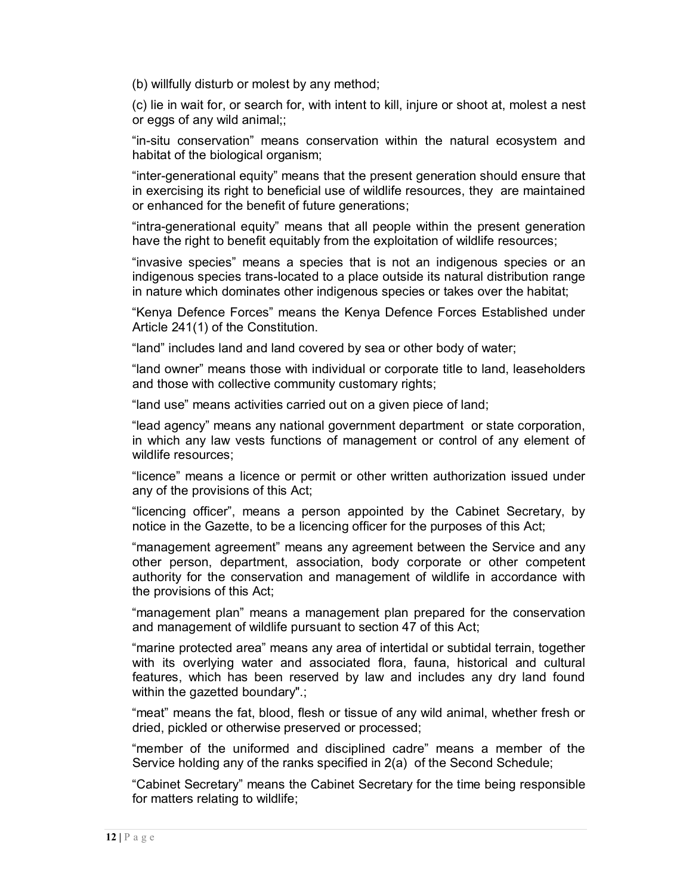(b) willfully disturb or molest by any method;

(c) lie in wait for, or search for, with intent to kill, injure or shoot at, molest a nest or eggs of any wild animal;;

"in-situ conservation" means conservation within the natural ecosystem and habitat of the biological organism;

"inter-generational equity" means that the present generation should ensure that in exercising its right to beneficial use of wildlife resources, they are maintained or enhanced for the benefit of future generations;

"intra-generational equity" means that all people within the present generation have the right to benefit equitably from the exploitation of wildlife resources;

"invasive species" means a species that is not an indigenous species or an indigenous species trans-located to a place outside its natural distribution range in nature which dominates other indigenous species or takes over the habitat;

"Kenya Defence Forces" means the Kenya Defence Forces Established under Article 241(1) of the Constitution.

"land" includes land and land covered by sea or other body of water;

"land owner" means those with individual or corporate title to land, leaseholders and those with collective community customary rights;

"land use" means activities carried out on a given piece of land;

"lead agency" means any national government department or state corporation, in which any law vests functions of management or control of any element of wildlife resources;

"licence" means a licence or permit or other written authorization issued under any of the provisions of this Act;

"licencing officer", means a person appointed by the Cabinet Secretary, by notice in the Gazette, to be a licencing officer for the purposes of this Act;

"management agreement" means any agreement between the Service and any other person, department, association, body corporate or other competent authority for the conservation and management of wildlife in accordance with the provisions of this Act;

"management plan" means a management plan prepared for the conservation and management of wildlife pursuant to section 47 of this Act;

"marine protected area" means any area of intertidal or subtidal terrain, together with its overlying water and associated flora, fauna, historical and cultural features, which has been reserved by law and includes any dry land found within the gazetted boundary".;

"meat" means the fat, blood, flesh or tissue of any wild animal, whether fresh or dried, pickled or otherwise preserved or processed;

"member of the uniformed and disciplined cadre" means a member of the Service holding any of the ranks specified in 2(a) of the Second Schedule;

"Cabinet Secretary" means the Cabinet Secretary for the time being responsible for matters relating to wildlife;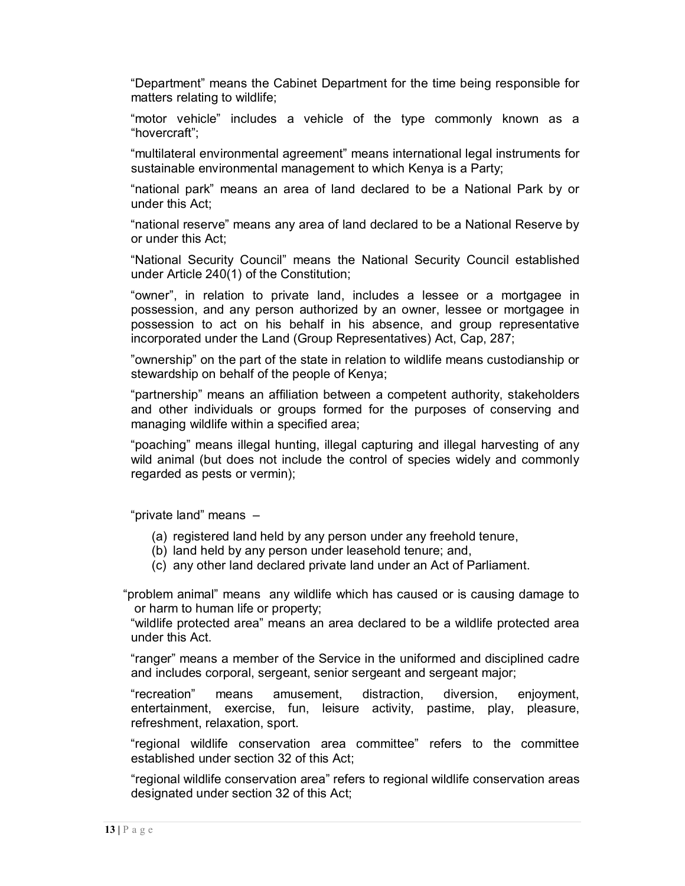"Department" means the Cabinet Department for the time being responsible for matters relating to wildlife;

"motor vehicle" includes a vehicle of the type commonly known as a "hovercraft";

"multilateral environmental agreement" means international legal instruments for sustainable environmental management to which Kenya is a Party;

"national park" means an area of land declared to be a National Park by or under this Act;

"national reserve" means any area of land declared to be a National Reserve by or under this Act;

"National Security Council" means the National Security Council established under Article 240(1) of the Constitution;

"owner", in relation to private land, includes a lessee or a mortgagee in possession, and any person authorized by an owner, lessee or mortgagee in possession to act on his behalf in his absence, and group representative incorporated under the Land (Group Representatives) Act, Cap, 287;

"ownership" on the part of the state in relation to wildlife means custodianship or stewardship on behalf of the people of Kenya;

"partnership" means an affiliation between a competent authority, stakeholders and other individuals or groups formed for the purposes of conserving and managing wildlife within a specified area;

"poaching" means illegal hunting, illegal capturing and illegal harvesting of any wild animal (but does not include the control of species widely and commonly regarded as pests or vermin);

"private land" means –

(a) registered land held by any person under any freehold tenure,
(b) land held by any person under leasehold tenure; and,
(c) any other land declared private land under an Act of Parliament.

"problem animal" means any wildlife which has caused or is causing damage to or harm to human life or property;

"wildlife protected area" means an area declared to be a wildlife protected area under this Act.

"ranger" means a member of the Service in the uniformed and disciplined cadre and includes corporal, sergeant, senior sergeant and sergeant major;

"recreation" means amusement, distraction, diversion, enjoyment, entertainment, exercise, fun, leisure activity, pastime, play, pleasure, refreshment, relaxation, sport.

"regional wildlife conservation area committee" refers to the committee established under section 32 of this Act;

"regional wildlife conservation area" refers to regional wildlife conservation areas designated under section 32 of this Act;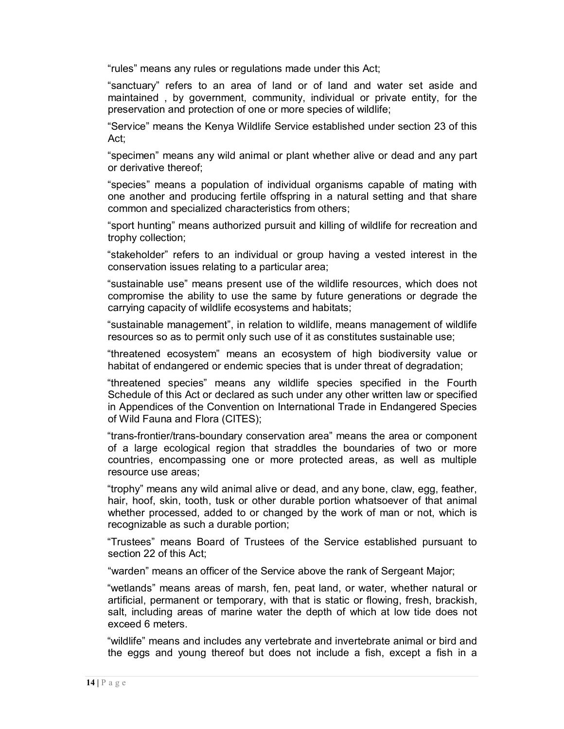"rules" means any rules or regulations made under this Act;

"sanctuary" refers to an area of land or of land and water set aside and maintained , by government, community, individual or private entity, for the preservation and protection of one or more species of wildlife;

"Service" means the Kenya Wildlife Service established under section 23 of this Act;

"specimen" means any wild animal or plant whether alive or dead and any part or derivative thereof;

"species" means a population of individual organisms capable of mating with one another and producing fertile offspring in a natural setting and that share common and specialized characteristics from others;

"sport hunting" means authorized pursuit and killing of wildlife for recreation and trophy collection;

"stakeholder" refers to an individual or group having a vested interest in the conservation issues relating to a particular area;

"sustainable use" means present use of the wildlife resources, which does not compromise the ability to use the same by future generations or degrade the carrying capacity of wildlife ecosystems and habitats;

"sustainable management", in relation to wildlife, means management of wildlife resources so as to permit only such use of it as constitutes sustainable use;

"threatened ecosystem" means an ecosystem of high biodiversity value or habitat of endangered or endemic species that is under threat of degradation;

"threatened species" means any wildlife species specified in the Fourth Schedule of this Act or declared as such under any other written law or specified in Appendices of the Convention on International Trade in Endangered Species of Wild Fauna and Flora (CITES);

"trans-frontier/trans-boundary conservation area" means the area or component of a large ecological region that straddles the boundaries of two or more countries, encompassing one or more protected areas, as well as multiple resource use areas;

"trophy" means any wild animal alive or dead, and any bone, claw, egg, feather, hair, hoof, skin, tooth, tusk or other durable portion whatsoever of that animal whether processed, added to or changed by the work of man or not, which is recognizable as such a durable portion;

"Trustees" means Board of Trustees of the Service established pursuant to section 22 of this Act;

"warden" means an officer of the Service above the rank of Sergeant Major;

"wetlands" means areas of marsh, fen, peat land, or water, whether natural or artificial, permanent or temporary, with that is static or flowing, fresh, brackish, salt, including areas of marine water the depth of which at low tide does not exceed 6 meters.

"wildlife" means and includes any vertebrate and invertebrate animal or bird and the eggs and young thereof but does not include a fish, except a fish in a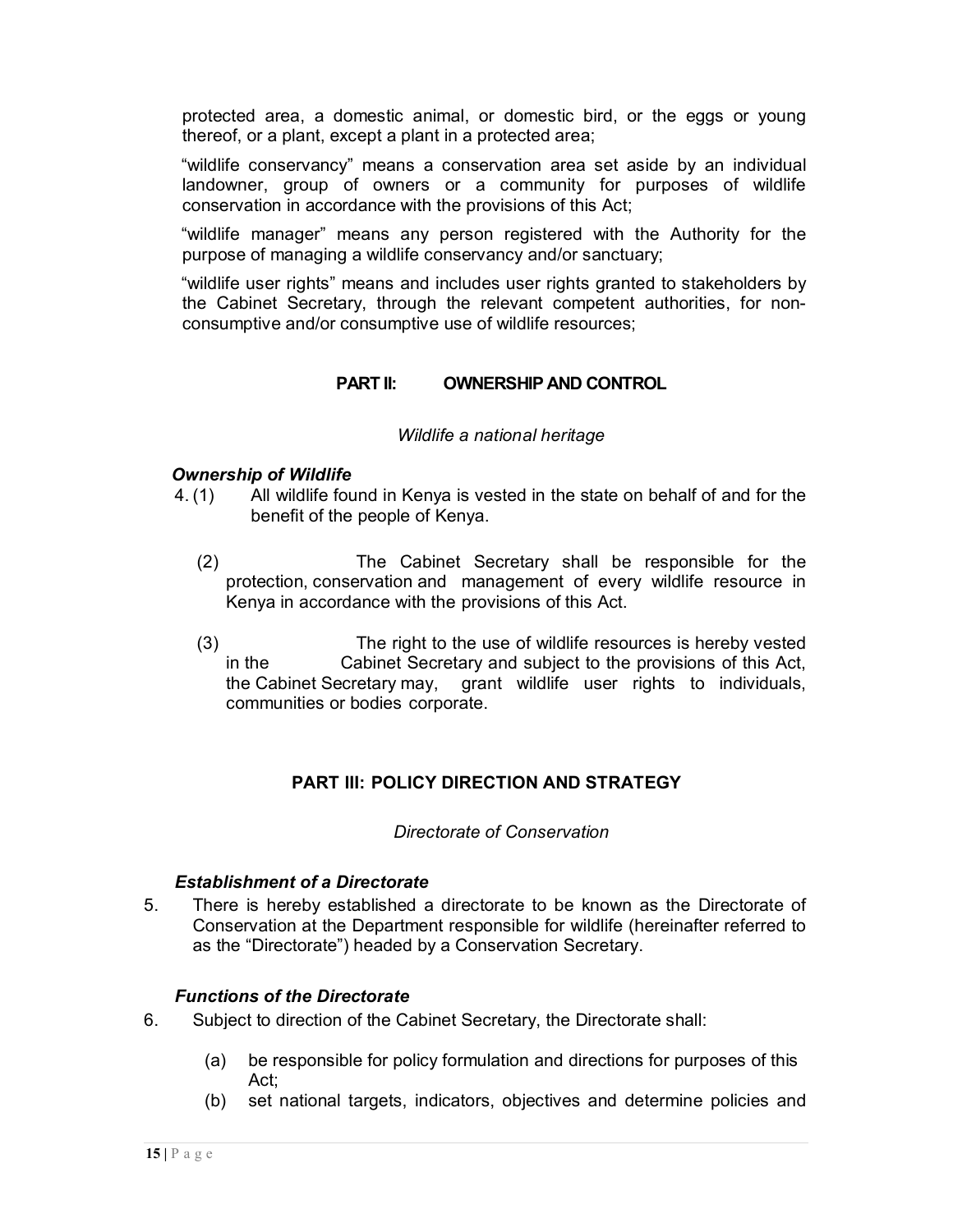protected area, a domestic animal, or domestic bird, or the eggs or young thereof, or a plant, except a plant in a protected area;

"wildlife conservancy" means a conservation area set aside by an individual landowner, group of owners or a community for purposes of wildlife conservation in accordance with the provisions of this Act;

"wildlife manager" means any person registered with the Authority for the purpose of managing a wildlife conservancy and/or sanctuary;

"wildlife user rights" means and includes user rights granted to stakeholders by the Cabinet Secretary, through the relevant competent authorities, for non-consumptive and/or consumptive use of wildlife resources;

## PART II: OWNERSHIP AND CONTROL

*Wildlife a national heritage*

***Ownership of Wildlife***

4. (1) All wildlife found in Kenya is vested in the state on behalf of and for the benefit of the people of Kenya.

(2) The Cabinet Secretary shall be responsible for the protection, conservation and management of every wildlife resource in Kenya in accordance with the provisions of this Act.

(3) The right to the use of wildlife resources is hereby vested in the Cabinet Secretary and subject to the provisions of this Act, the Cabinet Secretary may, grant wildlife user rights to individuals, communities or bodies corporate.

## PART III: POLICY DIRECTION AND STRATEGY

*Directorate of Conservation*

***Establishment of a Directorate***

5. There is hereby established a directorate to be known as the Directorate of Conservation at the Department responsible for wildlife (hereinafter referred to as the "Directorate") headed by a Conservation Secretary.

***Functions of the Directorate***

6. Subject to direction of the Cabinet Secretary, the Directorate shall:

(a) be responsible for policy formulation and directions for purposes of this Act;

(b) set national targets, indicators, objectives and determine policies and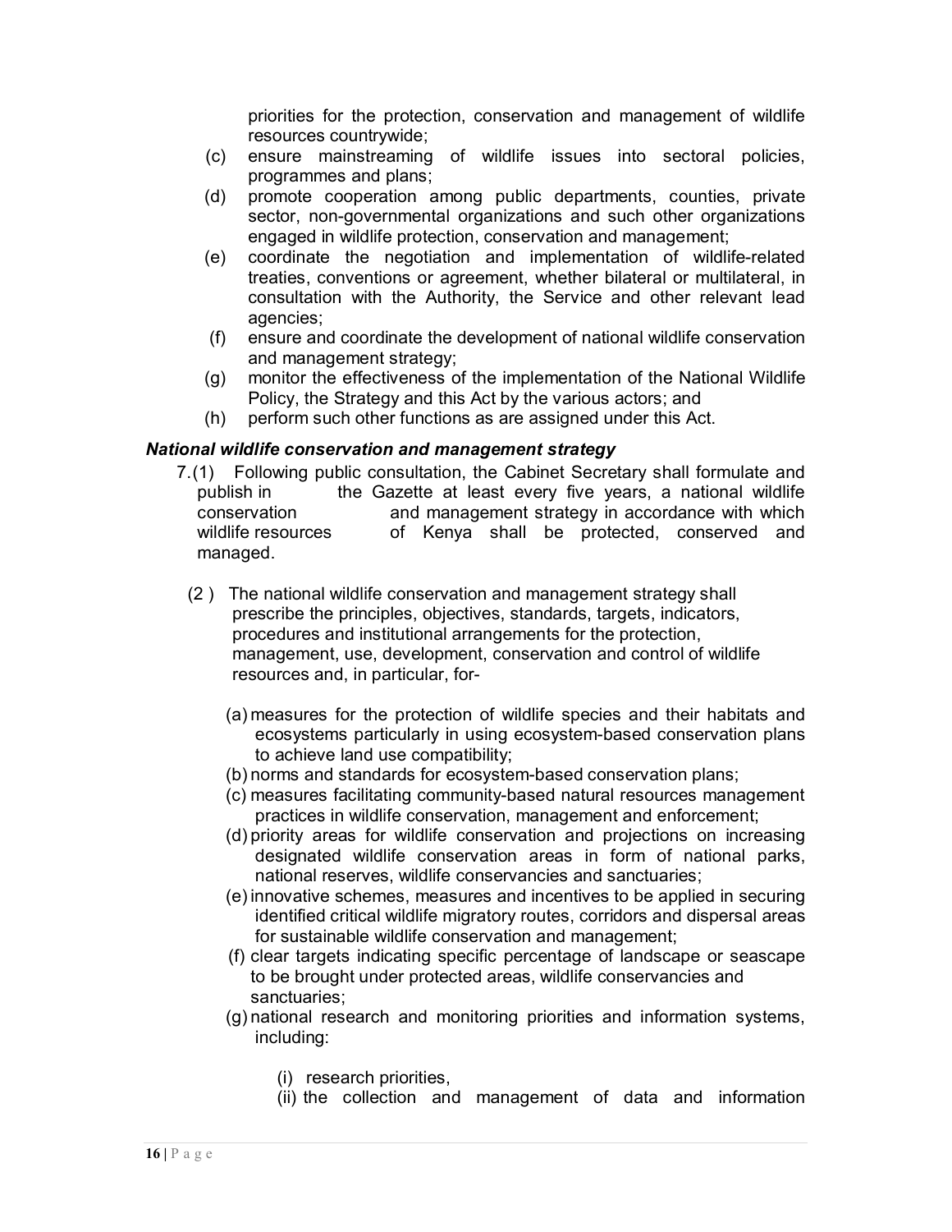priorities for the protection, conservation and management of wildlife resources countrywide;

(c) ensure mainstreaming of wildlife issues into sectoral policies, programmes and plans;

(d) promote cooperation among public departments, counties, private sector, non-governmental organizations and such other organizations engaged in wildlife protection, conservation and management;

(e) coordinate the negotiation and implementation of wildlife-related treaties, conventions or agreement, whether bilateral or multilateral, in consultation with the Authority, the Service and other relevant lead agencies;

(f) ensure and coordinate the development of national wildlife conservation and management strategy;

(g) monitor the effectiveness of the implementation of the National Wildlife Policy, the Strategy and this Act by the various actors; and

(h) perform such other functions as are assigned under this Act.

***National wildlife conservation and management strategy***

7.(1) Following public consultation, the Cabinet Secretary shall formulate and publish in the Gazette at least every five years, a national wildlife conservation and management strategy in accordance with which wildlife resources of Kenya shall be protected, conserved and managed.

(2) The national wildlife conservation and management strategy shall prescribe the principles, objectives, standards, targets, indicators, procedures and institutional arrangements for the protection, management, use, development, conservation and control of wildlife resources and, in particular, for-

(a) measures for the protection of wildlife species and their habitats and ecosystems particularly in using ecosystem-based conservation plans to achieve land use compatibility;

(b) norms and standards for ecosystem-based conservation plans;

(c) measures facilitating community-based natural resources management practices in wildlife conservation, management and enforcement;

(d) priority areas for wildlife conservation and projections on increasing designated wildlife conservation areas in form of national parks, national reserves, wildlife conservancies and sanctuaries;

(e) innovative schemes, measures and incentives to be applied in securing identified critical wildlife migratory routes, corridors and dispersal areas for sustainable wildlife conservation and management;

(f) clear targets indicating specific percentage of landscape or seascape to be brought under protected areas, wildlife conservancies and sanctuaries;

(g) national research and monitoring priorities and information systems, including:

(i) research priorities,

(ii) the collection and management of data and information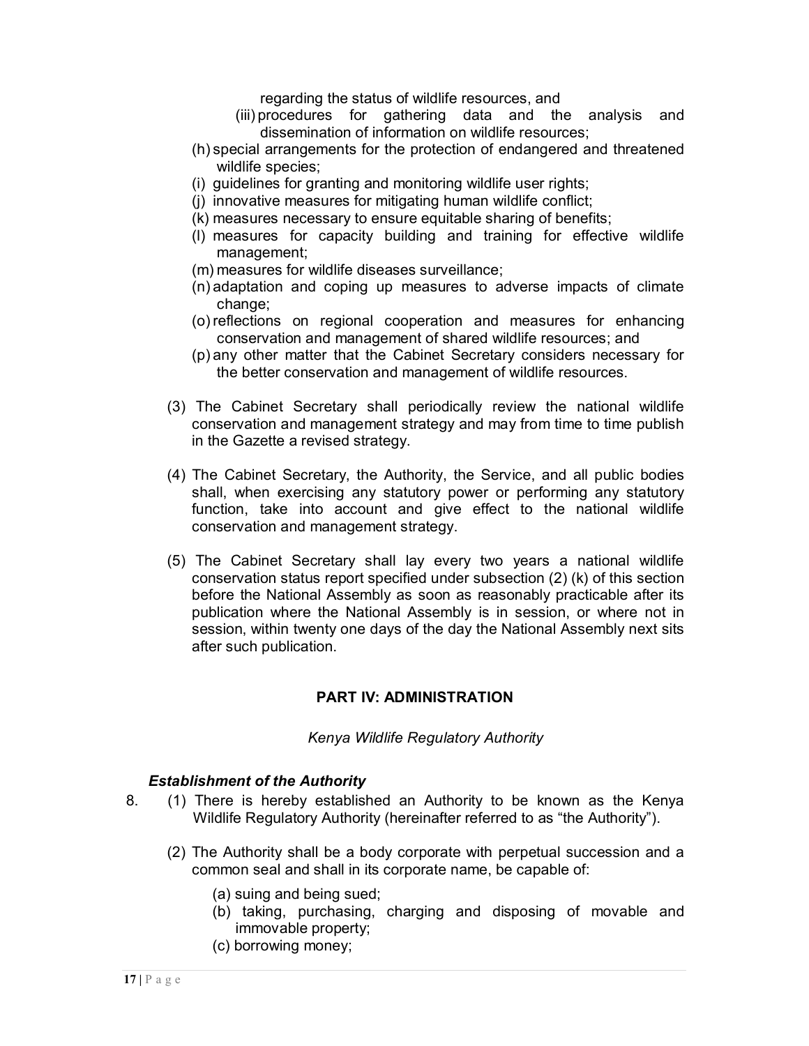regarding the status of wildlife resources, and

(iii) procedures for gathering data and the analysis and dissemination of information on wildlife resources;

(h) special arrangements for the protection of endangered and threatened wildlife species;

(i) guidelines for granting and monitoring wildlife user rights;

(j) innovative measures for mitigating human wildlife conflict;

(k) measures necessary to ensure equitable sharing of benefits;

(l) measures for capacity building and training for effective wildlife management;

(m) measures for wildlife diseases surveillance;

(n) adaptation and coping up measures to adverse impacts of climate change;

(o) reflections on regional cooperation and measures for enhancing conservation and management of shared wildlife resources; and

(p) any other matter that the Cabinet Secretary considers necessary for the better conservation and management of wildlife resources.

(3) The Cabinet Secretary shall periodically review the national wildlife conservation and management strategy and may from time to time publish in the Gazette a revised strategy.

(4) The Cabinet Secretary, the Authority, the Service, and all public bodies shall, when exercising any statutory power or performing any statutory function, take into account and give effect to the national wildlife conservation and management strategy.

(5) The Cabinet Secretary shall lay every two years a national wildlife conservation status report specified under subsection (2) (k) of this section before the National Assembly as soon as reasonably practicable after its publication where the National Assembly is in session, or where not in session, within twenty one days of the day the National Assembly next sits after such publication.

## PART IV: ADMINISTRATION

*Kenya Wildlife Regulatory Authority*

***Establishment of the Authority***

8. (1) There is hereby established an Authority to be known as the Kenya Wildlife Regulatory Authority (hereinafter referred to as "the Authority").

(2) The Authority shall be a body corporate with perpetual succession and a common seal and shall in its corporate name, be capable of:

(a) suing and being sued;

(b) taking, purchasing, charging and disposing of movable and immovable property;

(c) borrowing money;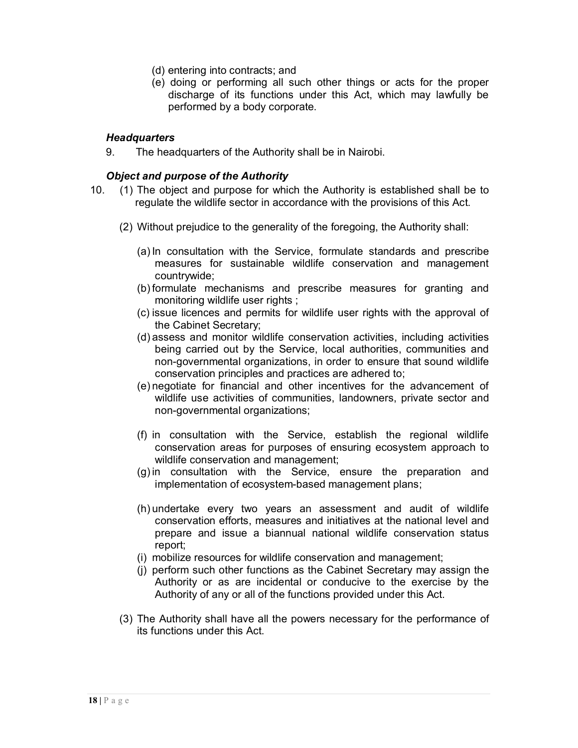(d) entering into contracts; and

(e) doing or performing all such other things or acts for the proper discharge of its functions under this Act, which may lawfully be performed by a body corporate.

***Headquarters***

9. The headquarters of the Authority shall be in Nairobi.

***Object and purpose of the Authority***

10. (1) The object and purpose for which the Authority is established shall be to regulate the wildlife sector in accordance with the provisions of this Act.

(2) Without prejudice to the generality of the foregoing, the Authority shall:

(a) In consultation with the Service, formulate standards and prescribe measures for sustainable wildlife conservation and management countrywide;

(b) formulate mechanisms and prescribe measures for granting and monitoring wildlife user rights ;

(c) issue licences and permits for wildlife user rights with the approval of the Cabinet Secretary;

(d) assess and monitor wildlife conservation activities, including activities being carried out by the Service, local authorities, communities and non-governmental organizations, in order to ensure that sound wildlife conservation principles and practices are adhered to;

(e) negotiate for financial and other incentives for the advancement of wildlife use activities of communities, landowners, private sector and non-governmental organizations;

(f) in consultation with the Service, establish the regional wildlife conservation areas for purposes of ensuring ecosystem approach to wildlife conservation and management;

(g) in consultation with the Service, ensure the preparation and implementation of ecosystem-based management plans;

(h) undertake every two years an assessment and audit of wildlife conservation efforts, measures and initiatives at the national level and prepare and issue a biannual national wildlife conservation status report;

(i) mobilize resources for wildlife conservation and management;

(j) perform such other functions as the Cabinet Secretary may assign the Authority or as are incidental or conducive to the exercise by the Authority of any or all of the functions provided under this Act.

(3) The Authority shall have all the powers necessary for the performance of its functions under this Act.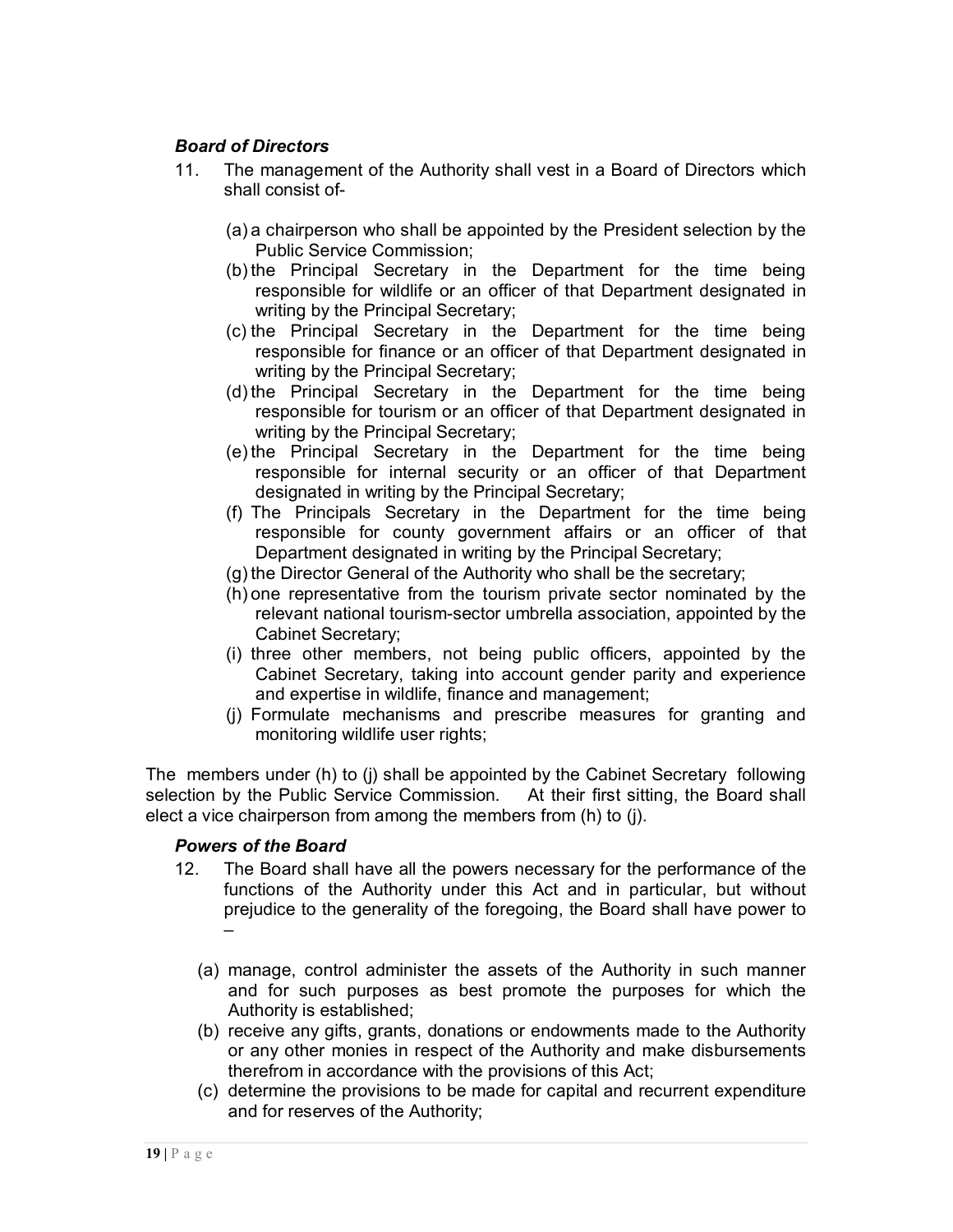***Board of Directors***

11. The management of the Authority shall vest in a Board of Directors which shall consist of-

   (a) a chairperson who shall be appointed by the President selection by the Public Service Commission;
   (b) the Principal Secretary in the Department for the time being responsible for wildlife or an officer of that Department designated in writing by the Principal Secretary;
   (c) the Principal Secretary in the Department for the time being responsible for finance or an officer of that Department designated in writing by the Principal Secretary;
   (d) the Principal Secretary in the Department for the time being responsible for tourism or an officer of that Department designated in writing by the Principal Secretary;
   (e) the Principal Secretary in the Department for the time being responsible for internal security or an officer of that Department designated in writing by the Principal Secretary;
   (f) The Principals Secretary in the Department for the time being responsible for county government affairs or an officer of that Department designated in writing by the Principal Secretary;
   (g) the Director General of the Authority who shall be the secretary;
   (h) one representative from the tourism private sector nominated by the relevant national tourism-sector umbrella association, appointed by the Cabinet Secretary;
   (i) three other members, not being public officers, appointed by the Cabinet Secretary, taking into account gender parity and experience and expertise in wildlife, finance and management;
   (j) Formulate mechanisms and prescribe measures for granting and monitoring wildlife user rights;

The members under (h) to (j) shall be appointed by the Cabinet Secretary following selection by the Public Service Commission. At their first sitting, the Board shall elect a vice chairperson from among the members from (h) to (j).

***Powers of the Board***

12. The Board shall have all the powers necessary for the performance of the functions of the Authority under this Act and in particular, but without prejudice to the generality of the foregoing, the Board shall have power to –

   (a) manage, control administer the assets of the Authority in such manner and for such purposes as best promote the purposes for which the Authority is established;
   (b) receive any gifts, grants, donations or endowments made to the Authority or any other monies in respect of the Authority and make disbursements therefrom in accordance with the provisions of this Act;
   (c) determine the provisions to be made for capital and recurrent expenditure and for reserves of the Authority;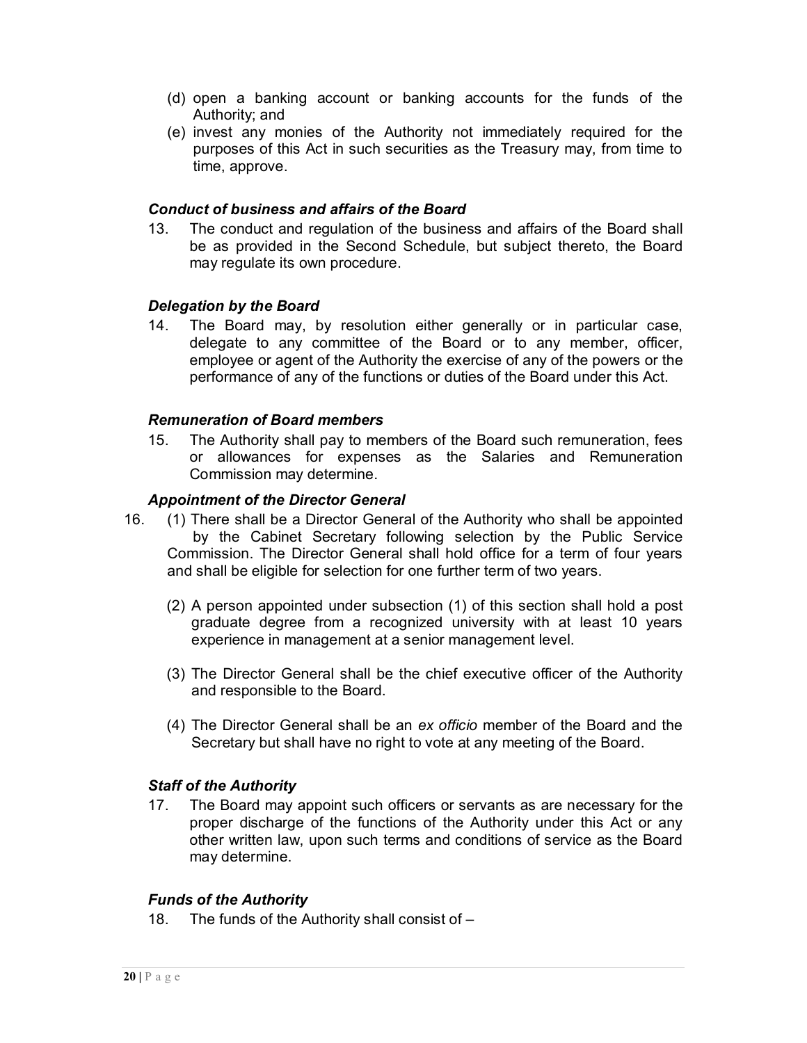(d) open a banking account or banking accounts for the funds of the Authority; and

(e) invest any monies of the Authority not immediately required for the purposes of this Act in such securities as the Treasury may, from time to time, approve.

***Conduct of business and affairs of the Board***

13. The conduct and regulation of the business and affairs of the Board shall be as provided in the Second Schedule, but subject thereto, the Board may regulate its own procedure.

***Delegation by the Board***

14. The Board may, by resolution either generally or in particular case, delegate to any committee of the Board or to any member, officer, employee or agent of the Authority the exercise of any of the powers or the performance of any of the functions or duties of the Board under this Act.

***Remuneration of Board members***

15. The Authority shall pay to members of the Board such remuneration, fees or allowances for expenses as the Salaries and Remuneration Commission may determine.

***Appointment of the Director General***

16. (1) There shall be a Director General of the Authority who shall be appointed by the Cabinet Secretary following selection by the Public Service Commission. The Director General shall hold office for a term of four years and shall be eligible for selection for one further term of two years.

(2) A person appointed under subsection (1) of this section shall hold a post graduate degree from a recognized university with at least 10 years experience in management at a senior management level.

(3) The Director General shall be the chief executive officer of the Authority and responsible to the Board.

(4) The Director General shall be an *ex officio* member of the Board and the Secretary but shall have no right to vote at any meeting of the Board.

***Staff of the Authority***

17. The Board may appoint such officers or servants as are necessary for the proper discharge of the functions of the Authority under this Act or any other written law, upon such terms and conditions of service as the Board may determine.

***Funds of the Authority***

18. The funds of the Authority shall consist of –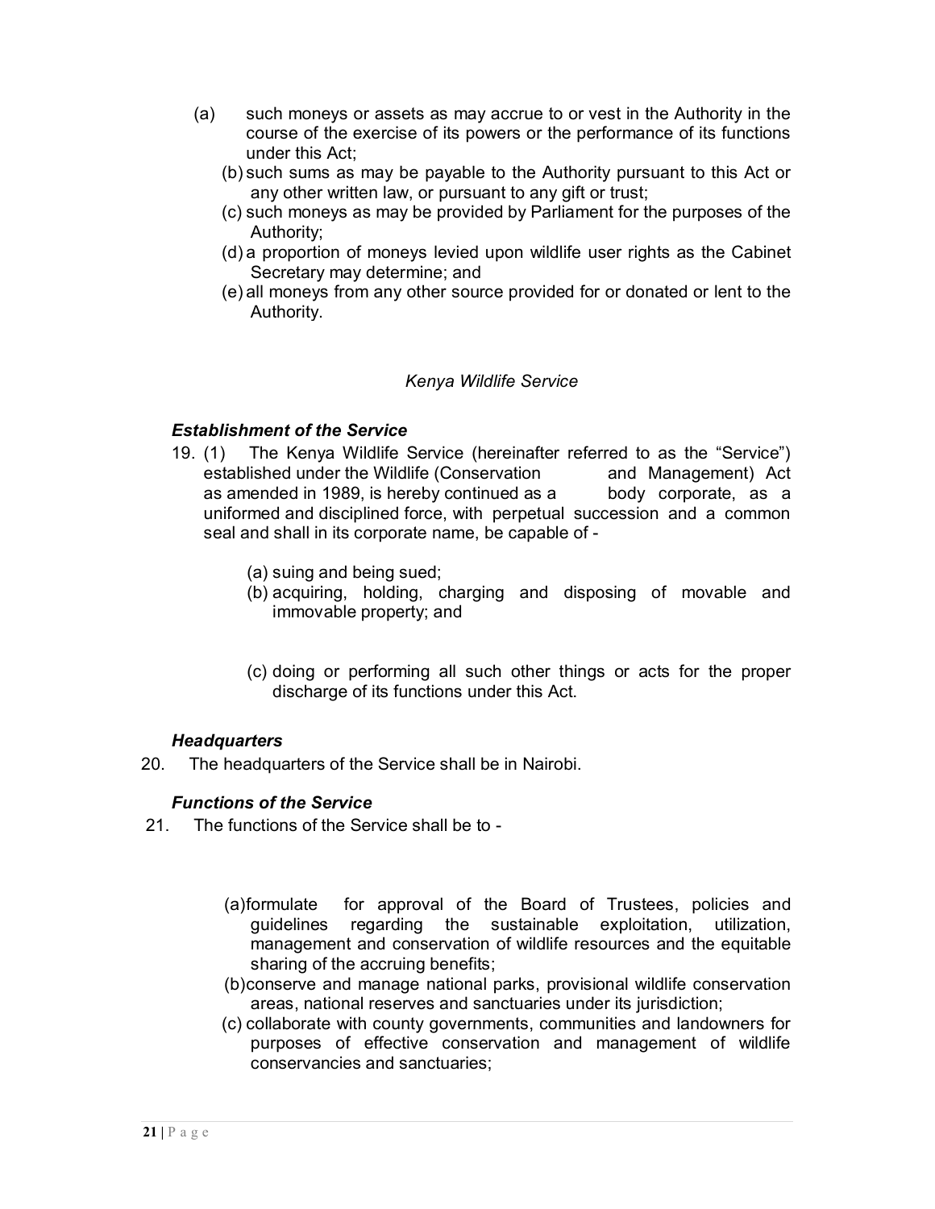(a) such moneys or assets as may accrue to or vest in the Authority in the course of the exercise of its powers or the performance of its functions under this Act;

(b) such sums as may be payable to the Authority pursuant to this Act or any other written law, or pursuant to any gift or trust;

(c) such moneys as may be provided by Parliament for the purposes of the Authority;

(d) a proportion of moneys levied upon wildlife user rights as the Cabinet Secretary may determine; and

(e) all moneys from any other source provided for or donated or lent to the Authority.

*Kenya Wildlife Service*

***Establishment of the Service***

19. (1) The Kenya Wildlife Service (hereinafter referred to as the "Service") established under the Wildlife (Conservation and Management) Act as amended in 1989, is hereby continued as a body corporate, as a uniformed and disciplined force, with perpetual succession and a common seal and shall in its corporate name, be capable of -

(a) suing and being sued;

(b) acquiring, holding, charging and disposing of movable and immovable property; and

(c) doing or performing all such other things or acts for the proper discharge of its functions under this Act.

***Headquarters***

20. The headquarters of the Service shall be in Nairobi.

***Functions of the Service***

21. The functions of the Service shall be to -

(a) formulate for approval of the Board of Trustees, policies and guidelines regarding the sustainable exploitation, utilization, management and conservation of wildlife resources and the equitable sharing of the accruing benefits;

(b) conserve and manage national parks, provisional wildlife conservation areas, national reserves and sanctuaries under its jurisdiction;

(c) collaborate with county governments, communities and landowners for purposes of effective conservation and management of wildlife conservancies and sanctuaries;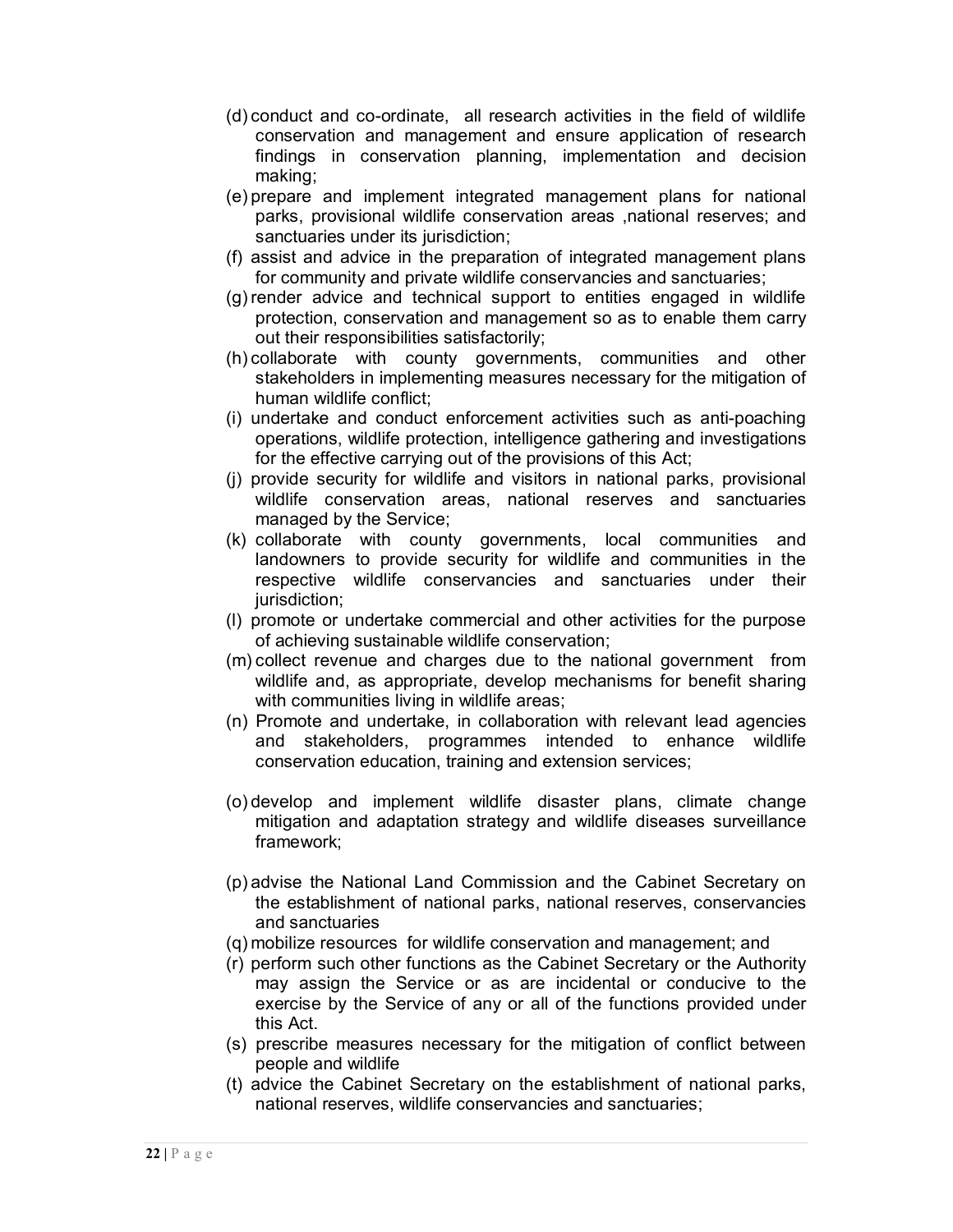(d) conduct and co-ordinate, all research activities in the field of wildlife conservation and management and ensure application of research findings in conservation planning, implementation and decision making;

(e) prepare and implement integrated management plans for national parks, provisional wildlife conservation areas ,national reserves; and sanctuaries under its jurisdiction;

(f) assist and advice in the preparation of integrated management plans for community and private wildlife conservancies and sanctuaries;

(g) render advice and technical support to entities engaged in wildlife protection, conservation and management so as to enable them carry out their responsibilities satisfactorily;

(h) collaborate with county governments, communities and other stakeholders in implementing measures necessary for the mitigation of human wildlife conflict;

(i) undertake and conduct enforcement activities such as anti-poaching operations, wildlife protection, intelligence gathering and investigations for the effective carrying out of the provisions of this Act;

(j) provide security for wildlife and visitors in national parks, provisional wildlife conservation areas, national reserves and sanctuaries managed by the Service;

(k) collaborate with county governments, local communities and landowners to provide security for wildlife and communities in the respective wildlife conservancies and sanctuaries under their jurisdiction;

(l) promote or undertake commercial and other activities for the purpose of achieving sustainable wildlife conservation;

(m) collect revenue and charges due to the national government from wildlife and, as appropriate, develop mechanisms for benefit sharing with communities living in wildlife areas;

(n) Promote and undertake, in collaboration with relevant lead agencies and stakeholders, programmes intended to enhance wildlife conservation education, training and extension services;

(o) develop and implement wildlife disaster plans, climate change mitigation and adaptation strategy and wildlife diseases surveillance framework;

(p) advise the National Land Commission and the Cabinet Secretary on the establishment of national parks, national reserves, conservancies and sanctuaries

(q) mobilize resources for wildlife conservation and management; and

(r) perform such other functions as the Cabinet Secretary or the Authority may assign the Service or as are incidental or conducive to the exercise by the Service of any or all of the functions provided under this Act.

(s) prescribe measures necessary for the mitigation of conflict between people and wildlife

(t) advice the Cabinet Secretary on the establishment of national parks, national reserves, wildlife conservancies and sanctuaries;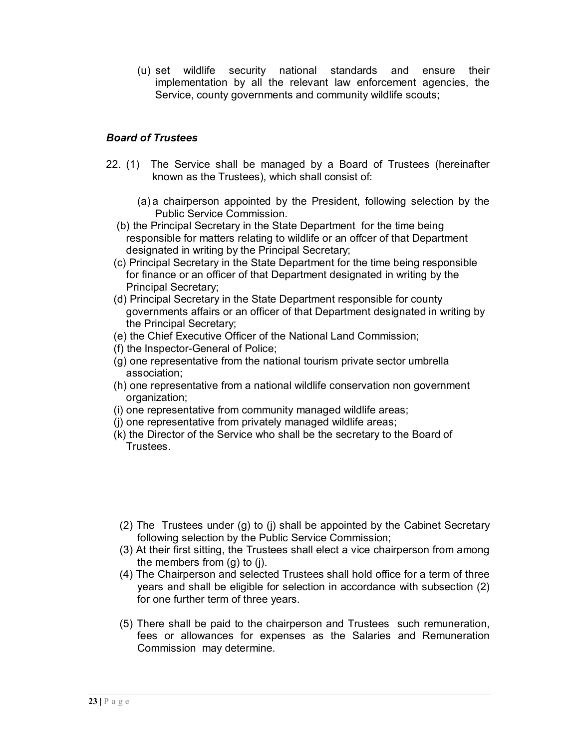(u) set wildlife security national standards and ensure their implementation by all the relevant law enforcement agencies, the Service, county governments and community wildlife scouts;

***Board of Trustees***

22. (1) The Service shall be managed by a Board of Trustees (hereinafter known as the Trustees), which shall consist of:

(a) a chairperson appointed by the President, following selection by the Public Service Commission.

(b) the Principal Secretary in the State Department for the time being responsible for matters relating to wildlife or an offcer of that Department designated in writing by the Principal Secretary;

(c) Principal Secretary in the State Department for the time being responsible for finance or an officer of that Department designated in writing by the Principal Secretary;

(d) Principal Secretary in the State Department responsible for county governments affairs or an officer of that Department designated in writing by the Principal Secretary;

(e) the Chief Executive Officer of the National Land Commission;

(f) the Inspector-General of Police;

(g) one representative from the national tourism private sector umbrella association;

(h) one representative from a national wildlife conservation non government organization;

(i) one representative from community managed wildlife areas;

(j) one representative from privately managed wildlife areas;

(k) the Director of the Service who shall be the secretary to the Board of Trustees.

(2) The Trustees under (g) to (j) shall be appointed by the Cabinet Secretary following selection by the Public Service Commission;

(3) At their first sitting, the Trustees shall elect a vice chairperson from among the members from (g) to (j).

(4) The Chairperson and selected Trustees shall hold office for a term of three years and shall be eligible for selection in accordance with subsection (2) for one further term of three years.

(5) There shall be paid to the chairperson and Trustees such remuneration, fees or allowances for expenses as the Salaries and Remuneration Commission may determine.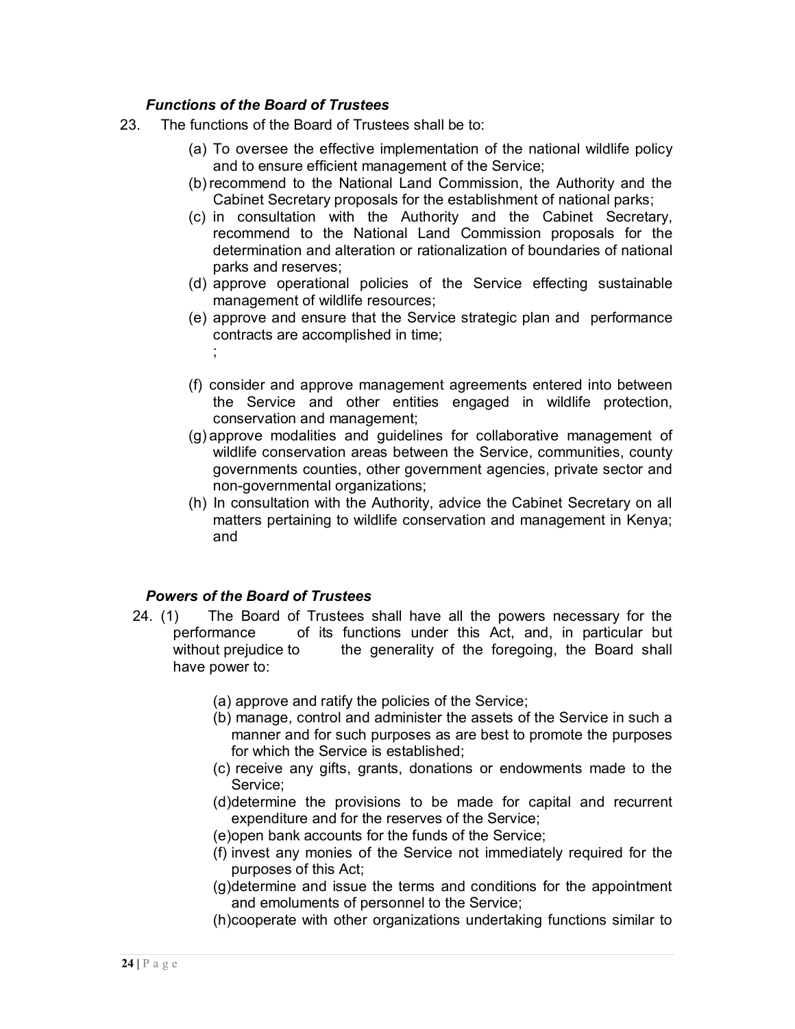### *Functions of the Board of Trustees*

23. The functions of the Board of Trustees shall be to:

    (a) To oversee the effective implementation of the national wildlife policy and to ensure efficient management of the Service;
    (b) recommend to the National Land Commission, the Authority and the Cabinet Secretary proposals for the establishment of national parks;
    (c) in consultation with the Authority and the Cabinet Secretary, recommend to the National Land Commission proposals for the determination and alteration or rationalization of boundaries of national parks and reserves;
    (d) approve operational policies of the Service effecting sustainable management of wildlife resources;
    (e) approve and ensure that the Service strategic plan and performance contracts are accomplished in time;
    ;
    (f) consider and approve management agreements entered into between the Service and other entities engaged in wildlife protection, conservation and management;
    (g) approve modalities and guidelines for collaborative management of wildlife conservation areas between the Service, communities, county governments counties, other government agencies, private sector and non-governmental organizations;
    (h) In consultation with the Authority, advice the Cabinet Secretary on all matters pertaining to wildlife conservation and management in Kenya; and

### *Powers of the Board of Trustees*

24. (1) The Board of Trustees shall have all the powers necessary for the performance of its functions under this Act, and, in particular but without prejudice to the generality of the foregoing, the Board shall have power to:

    (a) approve and ratify the policies of the Service;
    (b) manage, control and administer the assets of the Service in such a manner and for such purposes as are best to promote the purposes for which the Service is established;
    (c) receive any gifts, grants, donations or endowments made to the Service;
    (d) determine the provisions to be made for capital and recurrent expenditure and for the reserves of the Service;
    (e) open bank accounts for the funds of the Service;
    (f) invest any monies of the Service not immediately required for the purposes of this Act;
    (g) determine and issue the terms and conditions for the appointment and emoluments of personnel to the Service;
    (h) cooperate with other organizations undertaking functions similar to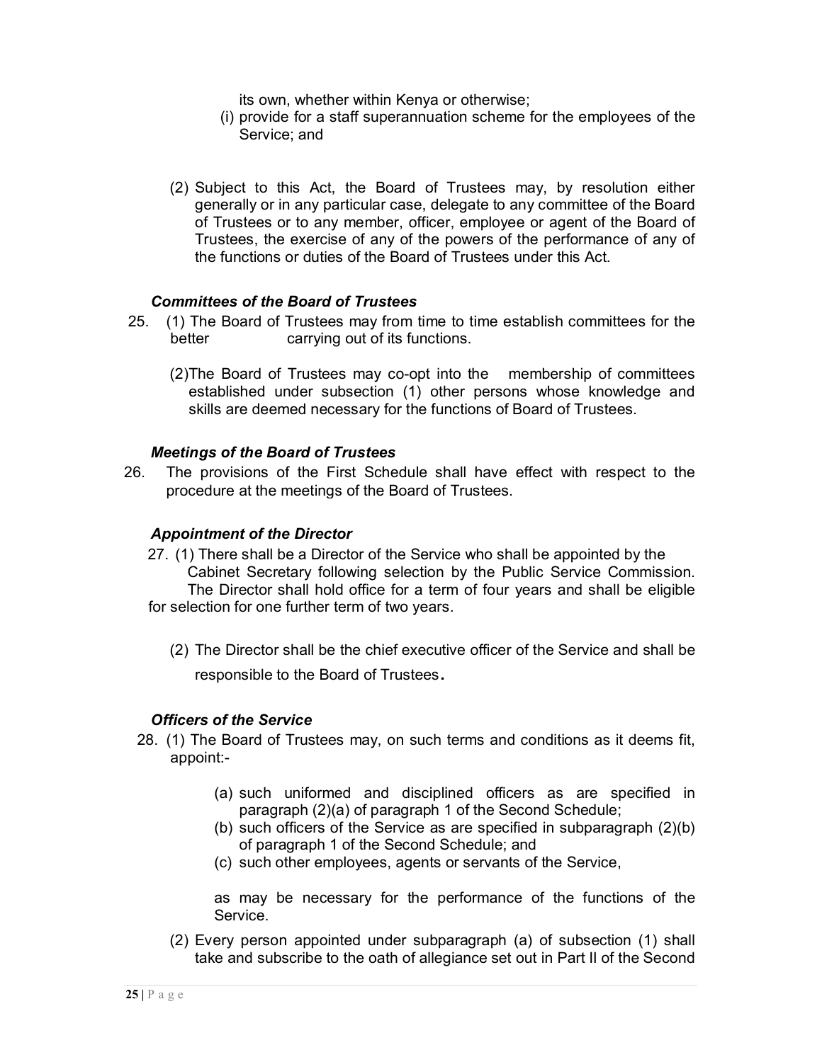its own, whether within Kenya or otherwise;

(i) provide for a staff superannuation scheme for the employees of the Service; and

(2) Subject to this Act, the Board of Trustees may, by resolution either generally or in any particular case, delegate to any committee of the Board of Trustees or to any member, officer, employee or agent of the Board of Trustees, the exercise of any of the powers of the performance of any of the functions or duties of the Board of Trustees under this Act.

***Committees of the Board of Trustees***

25. (1) The Board of Trustees may from time to time establish committees for the better carrying out of its functions.

(2)The Board of Trustees may co-opt into the membership of committees established under subsection (1) other persons whose knowledge and skills are deemed necessary for the functions of Board of Trustees.

***Meetings of the Board of Trustees***

26. The provisions of the First Schedule shall have effect with respect to the procedure at the meetings of the Board of Trustees.

***Appointment of the Director***

27. (1) There shall be a Director of the Service who shall be appointed by the Cabinet Secretary following selection by the Public Service Commission. The Director shall hold office for a term of four years and shall be eligible for selection for one further term of two years.

(2) The Director shall be the chief executive officer of the Service and shall be responsible to the Board of Trustees.

***Officers of the Service***

28. (1) The Board of Trustees may, on such terms and conditions as it deems fit, appoint:-

(a) such uniformed and disciplined officers as are specified in paragraph (2)(a) of paragraph 1 of the Second Schedule;
(b) such officers of the Service as are specified in subparagraph (2)(b) of paragraph 1 of the Second Schedule; and
(c) such other employees, agents or servants of the Service,

as may be necessary for the performance of the functions of the Service.

(2) Every person appointed under subparagraph (a) of subsection (1) shall take and subscribe to the oath of allegiance set out in Part II of the Second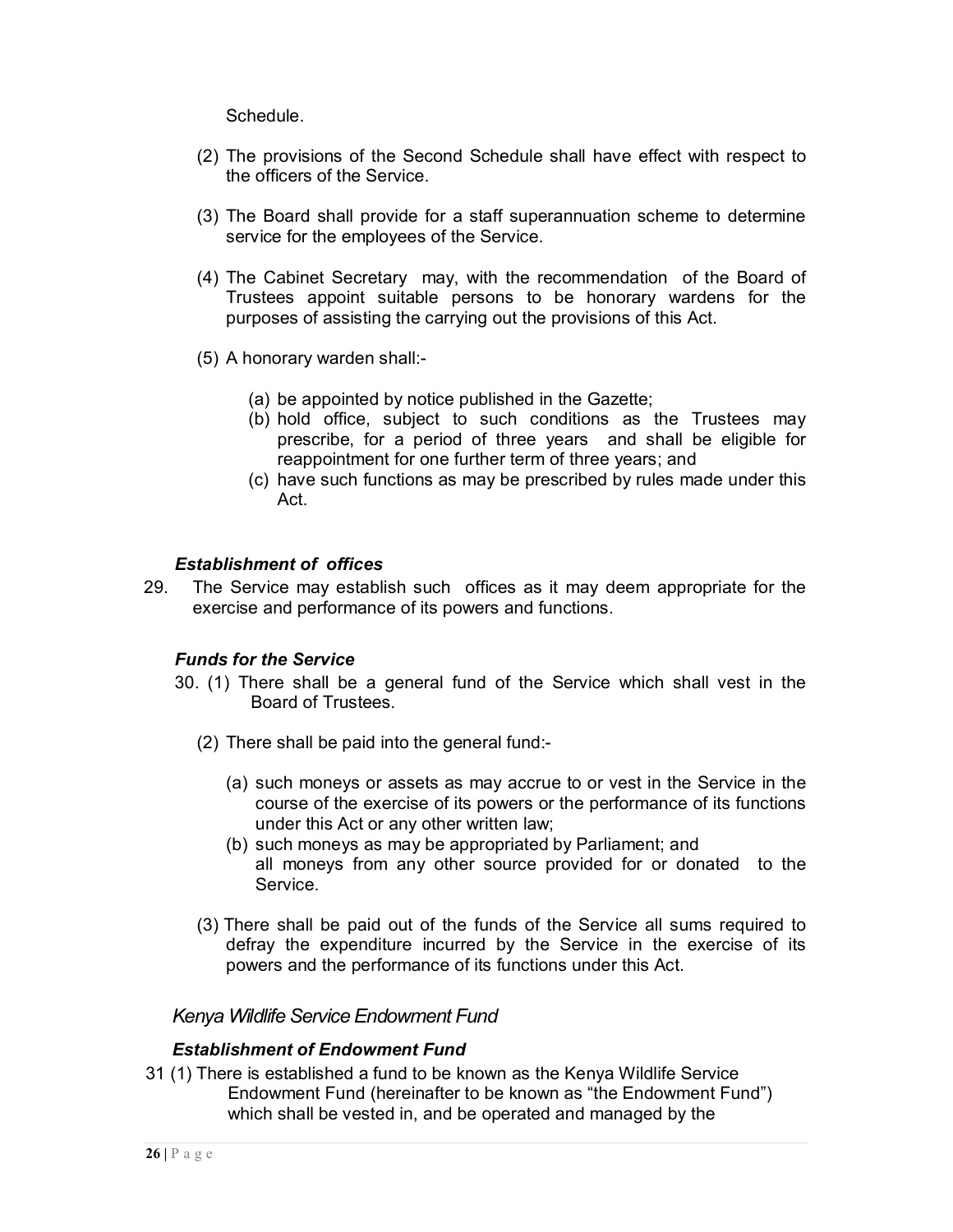Schedule.

(2) The provisions of the Second Schedule shall have effect with respect to the officers of the Service.

(3) The Board shall provide for a staff superannuation scheme to determine service for the employees of the Service.

(4) The Cabinet Secretary may, with the recommendation of the Board of Trustees appoint suitable persons to be honorary wardens for the purposes of assisting the carrying out the provisions of this Act.

(5) A honorary warden shall:-

(a) be appointed by notice published in the Gazette;
(b) hold office, subject to such conditions as the Trustees may prescribe, for a period of three years and shall be eligible for reappointment for one further term of three years; and
(c) have such functions as may be prescribed by rules made under this Act.

***Establishment of offices***

29. The Service may establish such offices as it may deem appropriate for the exercise and performance of its powers and functions.

***Funds for the Service***

30. (1) There shall be a general fund of the Service which shall vest in the Board of Trustees.

(2) There shall be paid into the general fund:-

(a) such moneys or assets as may accrue to or vest in the Service in the course of the exercise of its powers or the performance of its functions under this Act or any other written law;
(b) such moneys as may be appropriated by Parliament; and
all moneys from any other source provided for or donated to the Service.

(3) There shall be paid out of the funds of the Service all sums required to defray the expenditure incurred by the Service in the exercise of its powers and the performance of its functions under this Act.

*Kenya Wildlife Service Endowment Fund*

***Establishment of Endowment Fund***

31 (1) There is established a fund to be known as the Kenya Wildlife Service Endowment Fund (hereinafter to be known as "the Endowment Fund") which shall be vested in, and be operated and managed by the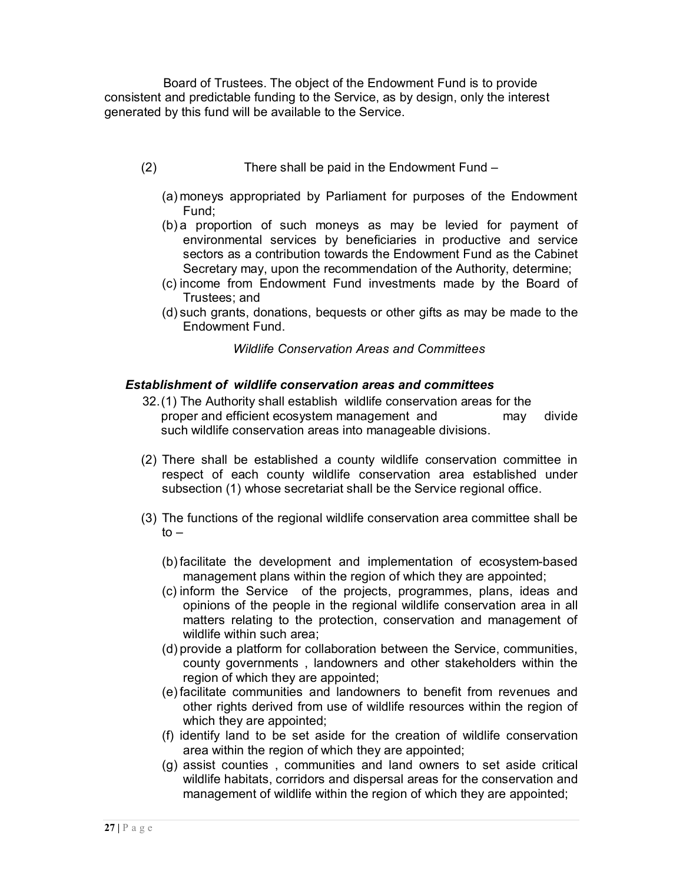Board of Trustees. The object of the Endowment Fund is to provide consistent and predictable funding to the Service, as by design, only the interest generated by this fund will be available to the Service.

(2) There shall be paid in the Endowment Fund –

(a) moneys appropriated by Parliament for purposes of the Endowment Fund;
(b) a proportion of such moneys as may be levied for payment of environmental services by beneficiaries in productive and service sectors as a contribution towards the Endowment Fund as the Cabinet Secretary may, upon the recommendation of the Authority, determine;
(c) income from Endowment Fund investments made by the Board of Trustees; and
(d) such grants, donations, bequests or other gifts as may be made to the Endowment Fund.

*Wildlife Conservation Areas and Committees*

***Establishment of wildlife conservation areas and committees***

32. (1) The Authority shall establish wildlife conservation areas for the proper and efficient ecosystem management and may divide such wildlife conservation areas into manageable divisions.

(2) There shall be established a county wildlife conservation committee in respect of each county wildlife conservation area established under subsection (1) whose secretariat shall be the Service regional office.

(3) The functions of the regional wildlife conservation area committee shall be to –

(b) facilitate the development and implementation of ecosystem-based management plans within the region of which they are appointed;
(c) inform the Service of the projects, programmes, plans, ideas and opinions of the people in the regional wildlife conservation area in all matters relating to the protection, conservation and management of wildlife within such area;
(d) provide a platform for collaboration between the Service, communities, county governments , landowners and other stakeholders within the region of which they are appointed;
(e) facilitate communities and landowners to benefit from revenues and other rights derived from use of wildlife resources within the region of which they are appointed;
(f) identify land to be set aside for the creation of wildlife conservation area within the region of which they are appointed;
(g) assist counties , communities and land owners to set aside critical wildlife habitats, corridors and dispersal areas for the conservation and management of wildlife within the region of which they are appointed;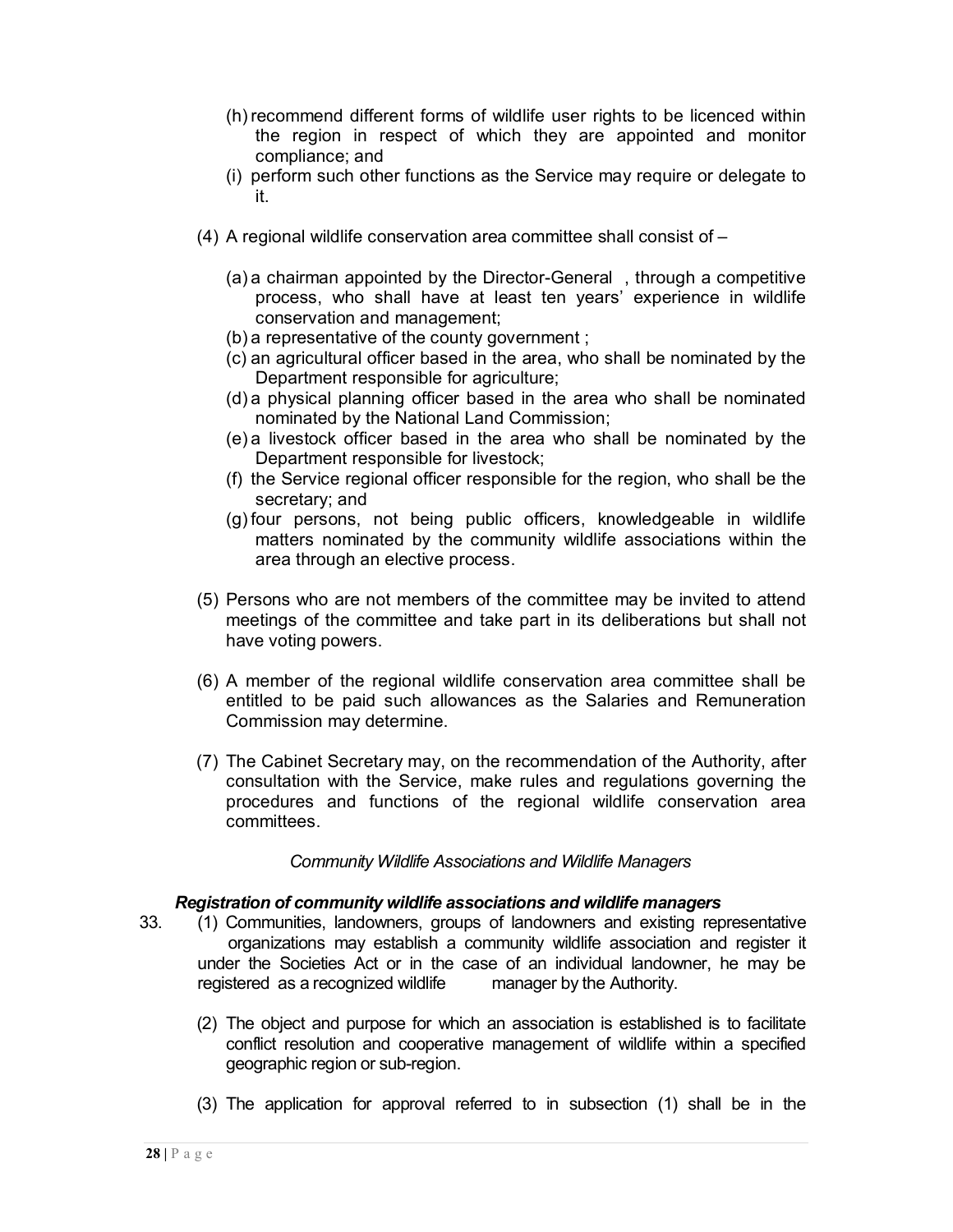(h) recommend different forms of wildlife user rights to be licenced within the region in respect of which they are appointed and monitor compliance; and

(i) perform such other functions as the Service may require or delegate to it.

(4) A regional wildlife conservation area committee shall consist of –

(a) a chairman appointed by the Director-General , through a competitive process, who shall have at least ten years' experience in wildlife conservation and management;

(b) a representative of the county government ;

(c) an agricultural officer based in the area, who shall be nominated by the Department responsible for agriculture;

(d) a physical planning officer based in the area who shall be nominated nominated by the National Land Commission;

(e) a livestock officer based in the area who shall be nominated by the Department responsible for livestock;

(f) the Service regional officer responsible for the region, who shall be the secretary; and

(g) four persons, not being public officers, knowledgeable in wildlife matters nominated by the community wildlife associations within the area through an elective process.

(5) Persons who are not members of the committee may be invited to attend meetings of the committee and take part in its deliberations but shall not have voting powers.

(6) A member of the regional wildlife conservation area committee shall be entitled to be paid such allowances as the Salaries and Remuneration Commission may determine.

(7) The Cabinet Secretary may, on the recommendation of the Authority, after consultation with the Service, make rules and regulations governing the procedures and functions of the regional wildlife conservation area committees.

*Community Wildlife Associations and Wildlife Managers*

***Registration of community wildlife associations and wildlife managers***

33. (1) Communities, landowners, groups of landowners and existing representative organizations may establish a community wildlife association and register it under the Societies Act or in the case of an individual landowner, he may be registered as a recognized wildlife manager by the Authority.

(2) The object and purpose for which an association is established is to facilitate conflict resolution and cooperative management of wildlife within a specified geographic region or sub-region.

(3) The application for approval referred to in subsection (1) shall be in the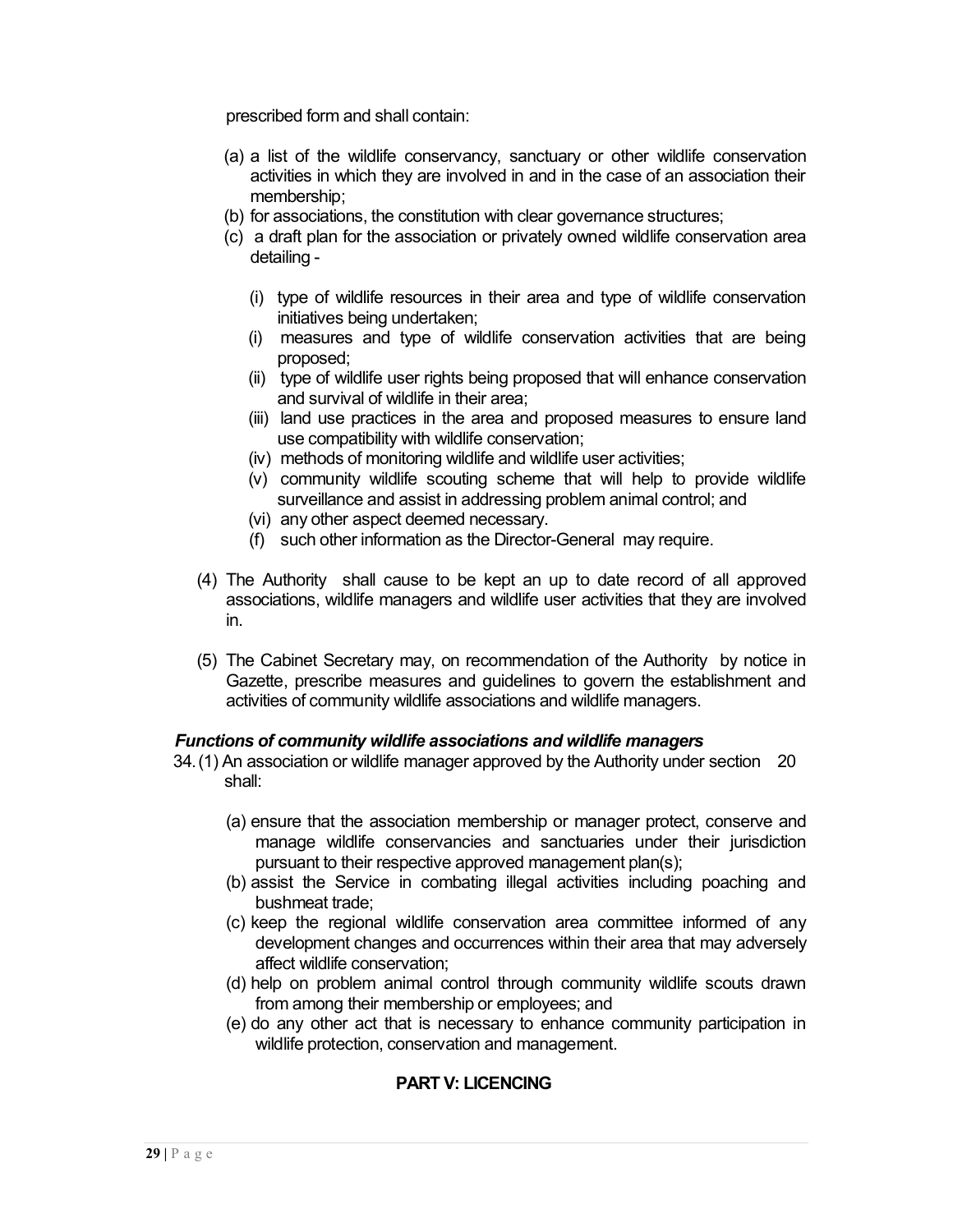prescribed form and shall contain:

(a) a list of the wildlife conservancy, sanctuary or other wildlife conservation activities in which they are involved in and in the case of an association their membership;
(b) for associations, the constitution with clear governance structures;
(c) a draft plan for the association or privately owned wildlife conservation area detailing -

 (i) type of wildlife resources in their area and type of wildlife conservation initiatives being undertaken;
 (i) measures and type of wildlife conservation activities that are being proposed;
 (ii) type of wildlife user rights being proposed that will enhance conservation and survival of wildlife in their area;
 (iii) land use practices in the area and proposed measures to ensure land use compatibility with wildlife conservation;
 (iv) methods of monitoring wildlife and wildlife user activities;
 (v) community wildlife scouting scheme that will help to provide wildlife surveillance and assist in addressing problem animal control; and
 (vi) any other aspect deemed necessary.
 (f) such other information as the Director-General may require.

(4) The Authority shall cause to be kept an up to date record of all approved associations, wildlife managers and wildlife user activities that they are involved in.

(5) The Cabinet Secretary may, on recommendation of the Authority by notice in Gazette, prescribe measures and guidelines to govern the establishment and activities of community wildlife associations and wildlife managers.

***Functions of community wildlife associations and wildlife managers***

34. (1) An association or wildlife manager approved by the Authority under section 20 shall:

 (a) ensure that the association membership or manager protect, conserve and manage wildlife conservancies and sanctuaries under their jurisdiction pursuant to their respective approved management plan(s);
 (b) assist the Service in combating illegal activities including poaching and bushmeat trade;
 (c) keep the regional wildlife conservation area committee informed of any development changes and occurrences within their area that may adversely affect wildlife conservation;
 (d) help on problem animal control through community wildlife scouts drawn from among their membership or employees; and
 (e) do any other act that is necessary to enhance community participation in wildlife protection, conservation and management.

## PART V: LICENCING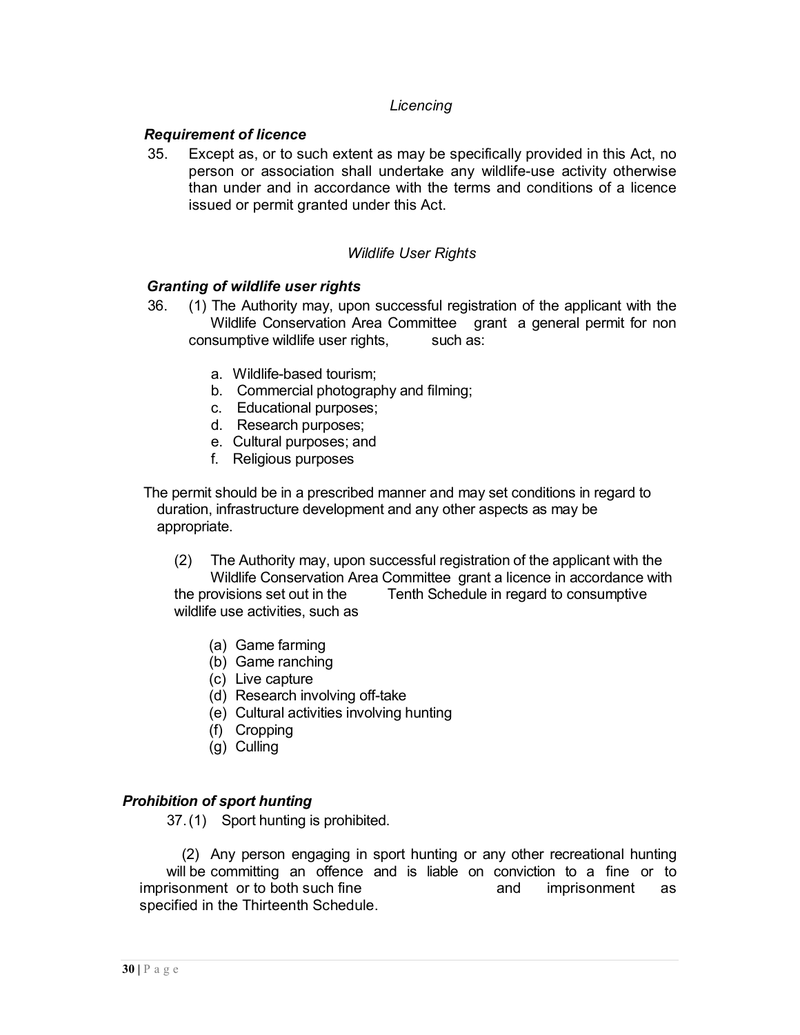*Licencing*

***Requirement of licence***

35. Except as, or to such extent as may be specifically provided in this Act, no person or association shall undertake any wildlife-use activity otherwise than under and in accordance with the terms and conditions of a licence issued or permit granted under this Act.

*Wildlife User Rights*

***Granting of wildlife user rights***

36. (1) The Authority may, upon successful registration of the applicant with the Wildlife Conservation Area Committee grant a general permit for non consumptive wildlife user rights, such as:

a. Wildlife-based tourism;
b. Commercial photography and filming;
c. Educational purposes;
d. Research purposes;
e. Cultural purposes; and
f. Religious purposes

The permit should be in a prescribed manner and may set conditions in regard to duration, infrastructure development and any other aspects as may be appropriate.

(2) The Authority may, upon successful registration of the applicant with the Wildlife Conservation Area Committee grant a licence in accordance with the provisions set out in the Tenth Schedule in regard to consumptive wildlife use activities, such as

(a) Game farming
(b) Game ranching
(c) Live capture
(d) Research involving off-take
(e) Cultural activities involving hunting
(f) Cropping
(g) Culling

***Prohibition of sport hunting***

37. (1) Sport hunting is prohibited.

(2) Any person engaging in sport hunting or any other recreational hunting will be committing an offence and is liable on conviction to a fine or to imprisonment or to both such fine and imprisonment as specified in the Thirteenth Schedule.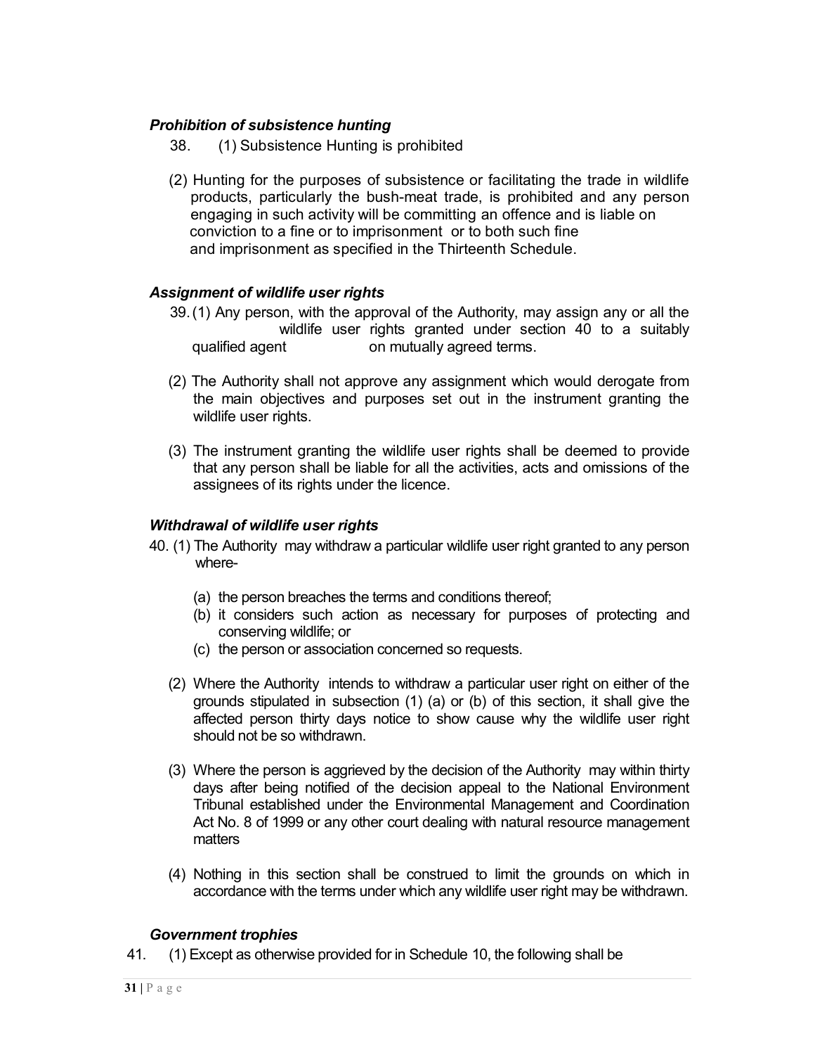### *Prohibition of subsistence hunting*

38. (1) Subsistence Hunting is prohibited

(2) Hunting for the purposes of subsistence or facilitating the trade in wildlife products, particularly the bush-meat trade, is prohibited and any person engaging in such activity will be committing an offence and is liable on conviction to a fine or to imprisonment or to both such fine and imprisonment as specified in the Thirteenth Schedule.

### *Assignment of wildlife user rights*

39. (1) Any person, with the approval of the Authority, may assign any or all the wildlife user rights granted under section 40 to a suitably qualified agent on mutually agreed terms.

(2) The Authority shall not approve any assignment which would derogate from the main objectives and purposes set out in the instrument granting the wildlife user rights.

(3) The instrument granting the wildlife user rights shall be deemed to provide that any person shall be liable for all the activities, acts and omissions of the assignees of its rights under the licence.

### *Withdrawal of wildlife user rights*

40. (1) The Authority may withdraw a particular wildlife user right granted to any person where-

(a) the person breaches the terms and conditions thereof;
(b) it considers such action as necessary for purposes of protecting and conserving wildlife; or
(c) the person or association concerned so requests.

(2) Where the Authority intends to withdraw a particular user right on either of the grounds stipulated in subsection (1) (a) or (b) of this section, it shall give the affected person thirty days notice to show cause why the wildlife user right should not be so withdrawn.

(3) Where the person is aggrieved by the decision of the Authority may within thirty days after being notified of the decision appeal to the National Environment Tribunal established under the Environmental Management and Coordination Act No. 8 of 1999 or any other court dealing with natural resource management matters

(4) Nothing in this section shall be construed to limit the grounds on which in accordance with the terms under which any wildlife user right may be withdrawn.

### *Government trophies*

41. (1) Except as otherwise provided for in Schedule 10, the following shall be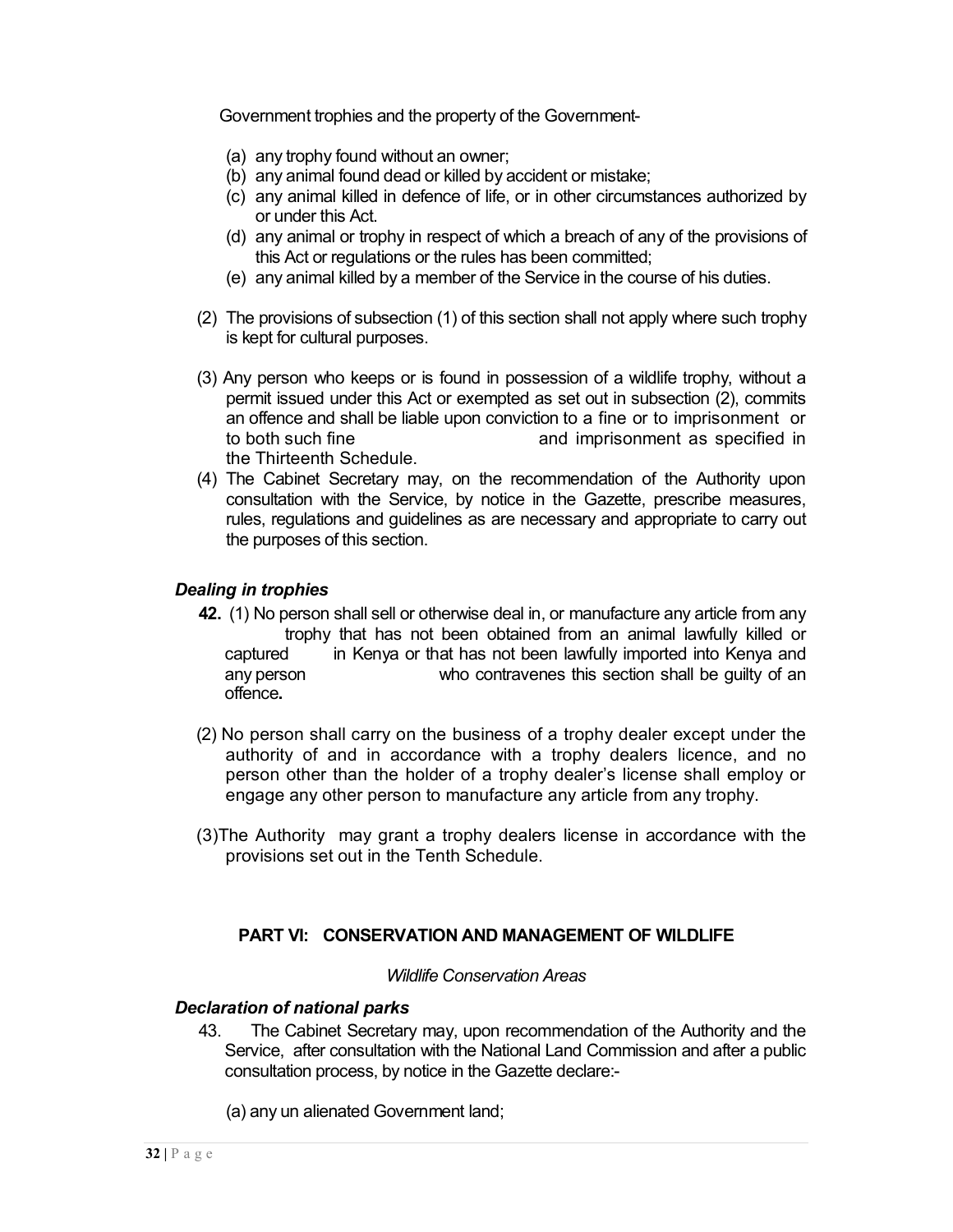Government trophies and the property of the Government-

(a) any trophy found without an owner;
(b) any animal found dead or killed by accident or mistake;
(c) any animal killed in defence of life, or in other circumstances authorized by or under this Act.
(d) any animal or trophy in respect of which a breach of any of the provisions of this Act or regulations or the rules has been committed;
(e) any animal killed by a member of the Service in the course of his duties.

(2) The provisions of subsection (1) of this section shall not apply where such trophy is kept for cultural purposes.

(3) Any person who keeps or is found in possession of a wildlife trophy, without a permit issued under this Act or exempted as set out in subsection (2), commits an offence and shall be liable upon conviction to a fine or to imprisonment or to both such fine and imprisonment as specified in the Thirteenth Schedule.

(4) The Cabinet Secretary may, on the recommendation of the Authority upon consultation with the Service, by notice in the Gazette, prescribe measures, rules, regulations and guidelines as are necessary and appropriate to carry out the purposes of this section.

### *Dealing in trophies*

**42.** (1) No person shall sell or otherwise deal in, or manufacture any article from any trophy that has not been obtained from an animal lawfully killed or captured in Kenya or that has not been lawfully imported into Kenya and any person who contravenes this section shall be guilty of an offence**.**

(2) No person shall carry on the business of a trophy dealer except under the authority of and in accordance with a trophy dealers licence, and no person other than the holder of a trophy dealer's license shall employ or engage any other person to manufacture any article from any trophy.

(3)The Authority may grant a trophy dealers license in accordance with the provisions set out in the Tenth Schedule.

## PART VI: CONSERVATION AND MANAGEMENT OF WILDLIFE

*Wildlife Conservation Areas*

### *Declaration of national parks*

43. The Cabinet Secretary may, upon recommendation of the Authority and the Service, after consultation with the National Land Commission and after a public consultation process, by notice in the Gazette declare:-

(a) any un alienated Government land;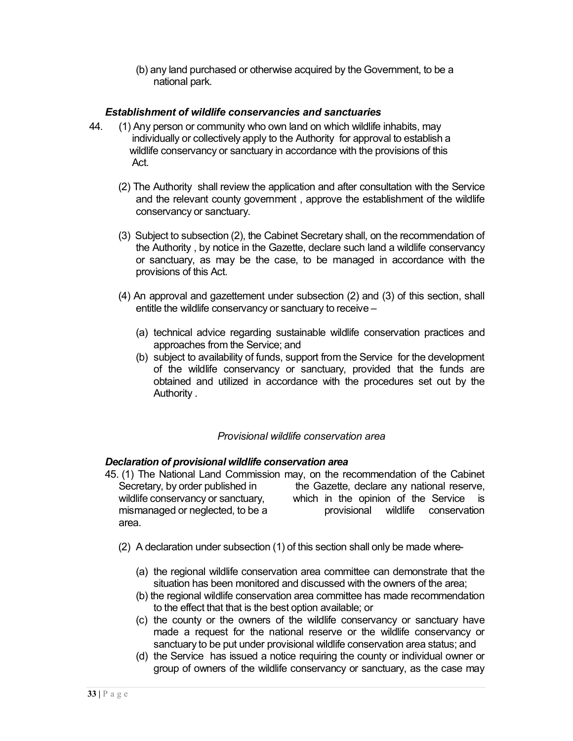(b) any land purchased or otherwise acquired by the Government, to be a national park.

### *Establishment of wildlife conservancies and sanctuaries*

44. (1) Any person or community who own land on which wildlife inhabits, may individually or collectively apply to the Authority for approval to establish a wildlife conservancy or sanctuary in accordance with the provisions of this Act.

(2) The Authority shall review the application and after consultation with the Service and the relevant county government , approve the establishment of the wildlife conservancy or sanctuary.

(3) Subject to subsection (2), the Cabinet Secretary shall, on the recommendation of the Authority , by notice in the Gazette, declare such land a wildlife conservancy or sanctuary, as may be the case, to be managed in accordance with the provisions of this Act.

(4) An approval and gazettement under subsection (2) and (3) of this section, shall entitle the wildlife conservancy or sanctuary to receive –

(a) technical advice regarding sustainable wildlife conservation practices and approaches from the Service; and

(b) subject to availability of funds, support from the Service for the development of the wildlife conservancy or sanctuary, provided that the funds are obtained and utilized in accordance with the procedures set out by the Authority .

## *Provisional wildlife conservation area*

### *Declaration of provisional wildlife conservation area*

45. (1) The National Land Commission may, on the recommendation of the Cabinet Secretary, by order published in the Gazette, declare any national reserve, wildlife conservancy or sanctuary, which in the opinion of the Service is mismanaged or neglected, to be a provisional wildlife conservation area.

(2) A declaration under subsection (1) of this section shall only be made where-

(a) the regional wildlife conservation area committee can demonstrate that the situation has been monitored and discussed with the owners of the area;

(b) the regional wildlife conservation area committee has made recommendation to the effect that that is the best option available; or

(c) the county or the owners of the wildlife conservancy or sanctuary have made a request for the national reserve or the wildlife conservancy or sanctuary to be put under provisional wildlife conservation area status; and

(d) the Service has issued a notice requiring the county or individual owner or group of owners of the wildlife conservancy or sanctuary, as the case may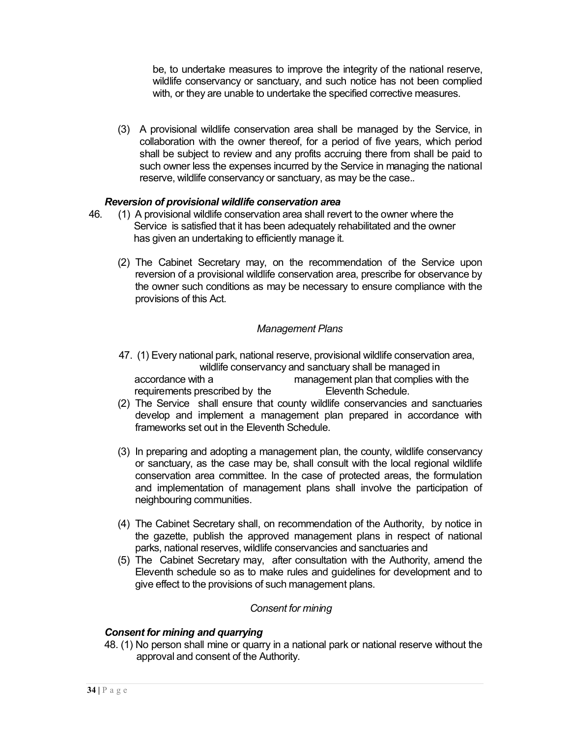be, to undertake measures to improve the integrity of the national reserve, wildlife conservancy or sanctuary, and such notice has not been complied with, or they are unable to undertake the specified corrective measures.

(3) A provisional wildlife conservation area shall be managed by the Service, in collaboration with the owner thereof, for a period of five years, which period shall be subject to review and any profits accruing there from shall be paid to such owner less the expenses incurred by the Service in managing the national reserve, wildlife conservancy or sanctuary, as may be the case..

***Reversion of provisional wildlife conservation area***

46. (1) A provisional wildlife conservation area shall revert to the owner where the Service is satisfied that it has been adequately rehabilitated and the owner has given an undertaking to efficiently manage it.

(2) The Cabinet Secretary may, on the recommendation of the Service upon reversion of a provisional wildlife conservation area, prescribe for observance by the owner such conditions as may be necessary to ensure compliance with the provisions of this Act.

*Management Plans*

47. (1) Every national park, national reserve, provisional wildlife conservation area, wildlife conservancy and sanctuary shall be managed in accordance with a management plan that complies with the requirements prescribed by the Eleventh Schedule.

(2) The Service shall ensure that county wildlife conservancies and sanctuaries develop and implement a management plan prepared in accordance with frameworks set out in the Eleventh Schedule.

(3) In preparing and adopting a management plan, the county, wildlife conservancy or sanctuary, as the case may be, shall consult with the local regional wildlife conservation area committee. In the case of protected areas, the formulation and implementation of management plans shall involve the participation of neighbouring communities.

(4) The Cabinet Secretary shall, on recommendation of the Authority, by notice in the gazette, publish the approved management plans in respect of national parks, national reserves, wildlife conservancies and sanctuaries and

(5) The Cabinet Secretary may, after consultation with the Authority, amend the Eleventh schedule so as to make rules and guidelines for development and to give effect to the provisions of such management plans.

*Consent for mining*

***Consent for mining and quarrying***

48. (1) No person shall mine or quarry in a national park or national reserve without the approval and consent of the Authority.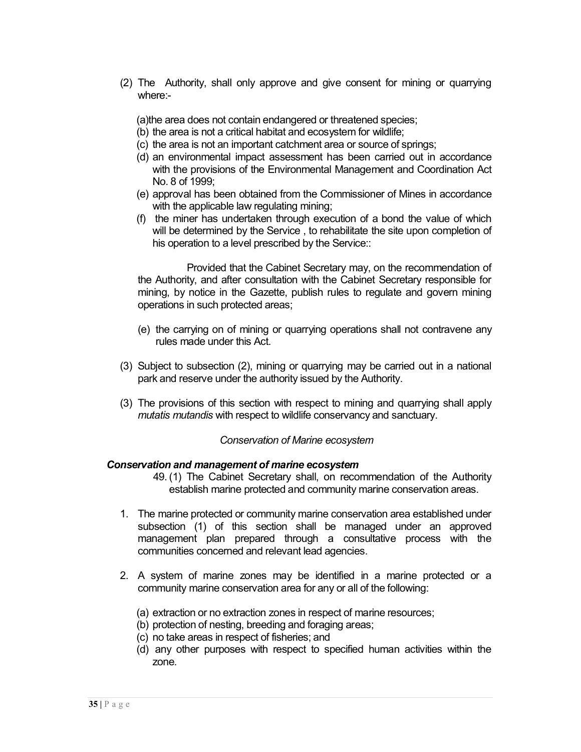(2) The  Authority, shall only approve and give consent for mining or quarrying where:-

(a)the area does not contain endangered or threatened species;
(b) the area is not a critical habitat and ecosystem for wildlife;
(c) the area is not an important catchment area or source of springs;
(d) an environmental impact assessment has been carried out in accordance with the provisions of the Environmental Management and Coordination Act No. 8 of 1999;
(e) approval has been obtained from the Commissioner of Mines in accordance with the applicable law regulating mining;
(f) the miner has undertaken through execution of a bond the value of which will be determined by the Service , to rehabilitate the site upon completion of his operation to a level prescribed by the Service::

Provided that the Cabinet Secretary may, on the recommendation of the Authority, and after consultation with the Cabinet Secretary responsible for mining, by notice in the Gazette, publish rules to regulate and govern mining operations in such protected areas;

(e) the carrying on of mining or quarrying operations shall not contravene any rules made under this Act.

(3) Subject to subsection (2), mining or quarrying may be carried out in a national park and reserve under the authority issued by the Authority.

(3) The provisions of this section with respect to mining and quarrying shall apply *mutatis mutandis* with respect to wildlife conservancy and sanctuary.

*Conservation of Marine ecosystem*

***Conservation and management of marine ecosystem***

49. (1) The Cabinet Secretary shall, on recommendation of the Authority establish marine protected and community marine conservation areas.

1. The marine protected or community marine conservation area established under subsection (1) of this section shall be managed under an approved management plan prepared through a consultative process with the communities concerned and relevant lead agencies.

2. A system of marine zones may be identified in a marine protected or a community marine conservation area for any or all of the following:

(a) extraction or no extraction zones in respect of marine resources;
(b) protection of nesting, breeding and foraging areas;
(c) no take areas in respect of fisheries; and
(d) any other purposes with respect to specified human activities within the zone.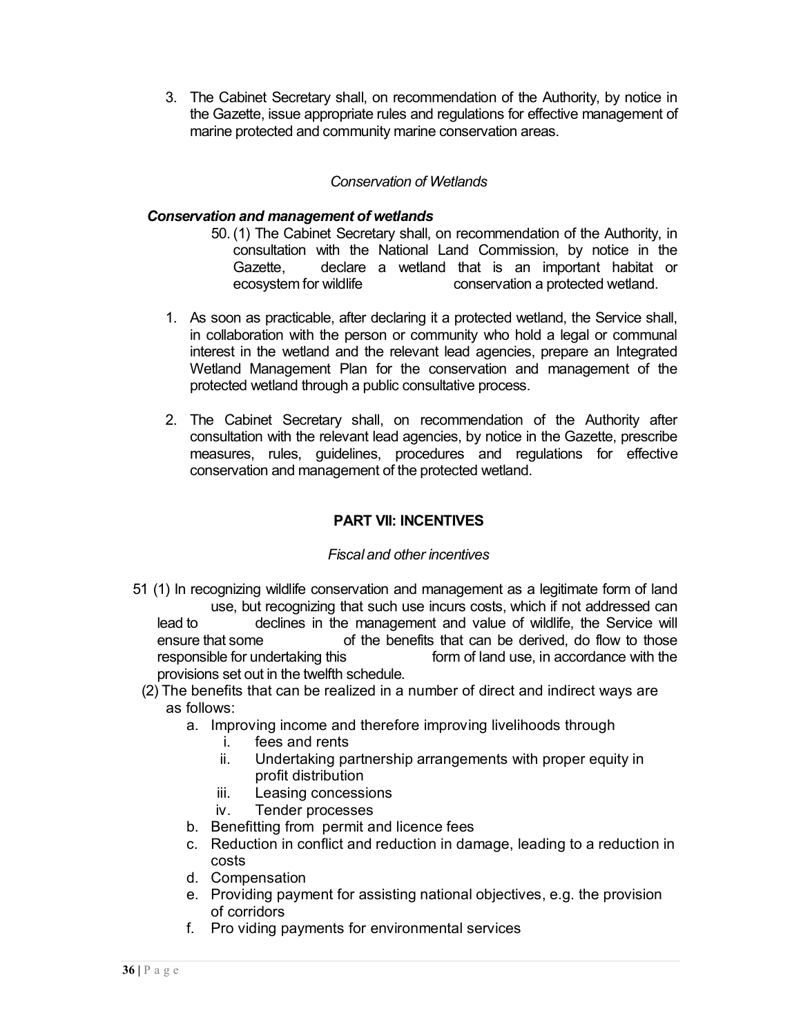3. The Cabinet Secretary shall, on recommendation of the Authority, by notice in the Gazette, issue appropriate rules and regulations for effective management of marine protected and community marine conservation areas.

*Conservation of Wetlands*

***Conservation and management of wetlands***

50. (1) The Cabinet Secretary shall, on recommendation of the Authority, in consultation with the National Land Commission, by notice in the Gazette, declare a wetland that is an important habitat or ecosystem for wildlife conservation a protected wetland.

1. As soon as practicable, after declaring it a protected wetland, the Service shall, in collaboration with the person or community who hold a legal or communal interest in the wetland and the relevant lead agencies, prepare an Integrated Wetland Management Plan for the conservation and management of the protected wetland through a public consultative process.

2. The Cabinet Secretary shall, on recommendation of the Authority after consultation with the relevant lead agencies, by notice in the Gazette, prescribe measures, rules, guidelines, procedures and regulations for effective conservation and management of the protected wetland.

## PART VII: INCENTIVES

*Fiscal and other incentives*

51 (1) In recognizing wildlife conservation and management as a legitimate form of land use, but recognizing that such use incurs costs, which if not addressed can lead to declines in the management and value of wildlife, the Service will ensure that some of the benefits that can be derived, do flow to those responsible for undertaking this form of land use, in accordance with the provisions set out in the twelfth schedule.

(2) The benefits that can be realized in a number of direct and indirect ways are as follows:

a. Improving income and therefore improving livelihoods through
   i. fees and rents
   ii. Undertaking partnership arrangements with proper equity in profit distribution
   iii. Leasing concessions
   iv. Tender processes
b. Benefitting from permit and licence fees
c. Reduction in conflict and reduction in damage, leading to a reduction in costs
d. Compensation
e. Providing payment for assisting national objectives, e.g. the provision of corridors
f. Pro viding payments for environmental services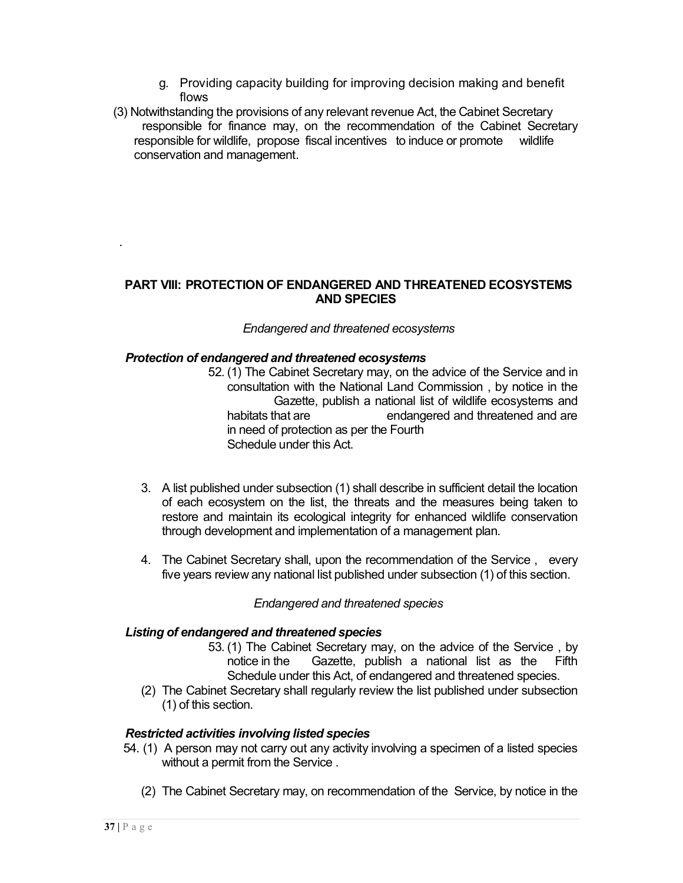g. Providing capacity building for improving decision making and benefit flows

(3) Notwithstanding the provisions of any relevant revenue Act, the Cabinet Secretary responsible for finance may, on the recommendation of the Cabinet Secretary responsible for wildlife, propose fiscal incentives to induce or promote wildlife conservation and management.

.

## PART VIII: PROTECTION OF ENDANGERED AND THREATENED ECOSYSTEMS AND SPECIES

*Endangered and threatened ecosystems*

***Protection of endangered and threatened ecosystems***

52. (1) The Cabinet Secretary may, on the advice of the Service and in consultation with the National Land Commission , by notice in the Gazette, publish a national list of wildlife ecosystems and habitats that are endangered and threatened and are in need of protection as per the Fourth Schedule under this Act.

3. A list published under subsection (1) shall describe in sufficient detail the location of each ecosystem on the list, the threats and the measures being taken to restore and maintain its ecological integrity for enhanced wildlife conservation through development and implementation of a management plan.

4. The Cabinet Secretary shall, upon the recommendation of the Service , every five years review any national list published under subsection (1) of this section.

*Endangered and threatened species*

***Listing of endangered and threatened species***

53. (1) The Cabinet Secretary may, on the advice of the Service , by notice in the Gazette, publish a national list as the Fifth Schedule under this Act, of endangered and threatened species.

(2) The Cabinet Secretary shall regularly review the list published under subsection (1) of this section.

***Restricted activities involving listed species***

54. (1) A person may not carry out any activity involving a specimen of a listed species without a permit from the Service .

(2) The Cabinet Secretary may, on recommendation of the Service, by notice in the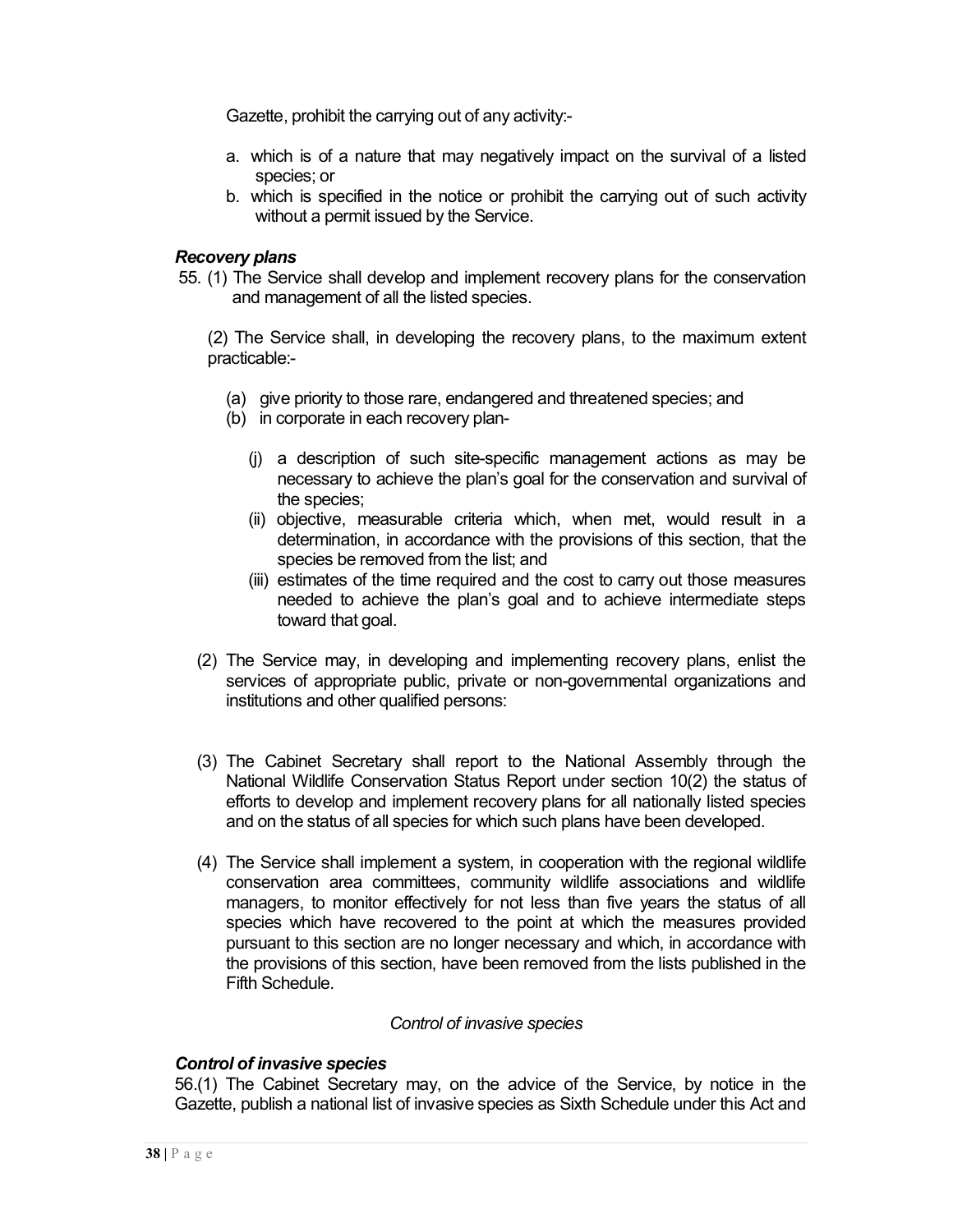Gazette, prohibit the carrying out of any activity:-

a. which is of a nature that may negatively impact on the survival of a listed species; or
b. which is specified in the notice or prohibit the carrying out of such activity without a permit issued by the Service.

***Recovery plans***

55. (1) The Service shall develop and implement recovery plans for the conservation and management of all the listed species.

(2) The Service shall, in developing the recovery plans, to the maximum extent practicable:-

(a) give priority to those rare, endangered and threatened species; and
(b) in corporate in each recovery plan-

(j) a description of such site-specific management actions as may be necessary to achieve the plan's goal for the conservation and survival of the species;
(ii) objective, measurable criteria which, when met, would result in a determination, in accordance with the provisions of this section, that the species be removed from the list; and
(iii) estimates of the time required and the cost to carry out those measures needed to achieve the plan's goal and to achieve intermediate steps toward that goal.

(2) The Service may, in developing and implementing recovery plans, enlist the services of appropriate public, private or non-governmental organizations and institutions and other qualified persons:

(3) The Cabinet Secretary shall report to the National Assembly through the National Wildlife Conservation Status Report under section 10(2) the status of efforts to develop and implement recovery plans for all nationally listed species and on the status of all species for which such plans have been developed.

(4) The Service shall implement a system, in cooperation with the regional wildlife conservation area committees, community wildlife associations and wildlife managers, to monitor effectively for not less than five years the status of all species which have recovered to the point at which the measures provided pursuant to this section are no longer necessary and which, in accordance with the provisions of this section, have been removed from the lists published in the Fifth Schedule.

*Control of invasive species*

***Control of invasive species***

56.(1) The Cabinet Secretary may, on the advice of the Service, by notice in the Gazette, publish a national list of invasive species as Sixth Schedule under this Act and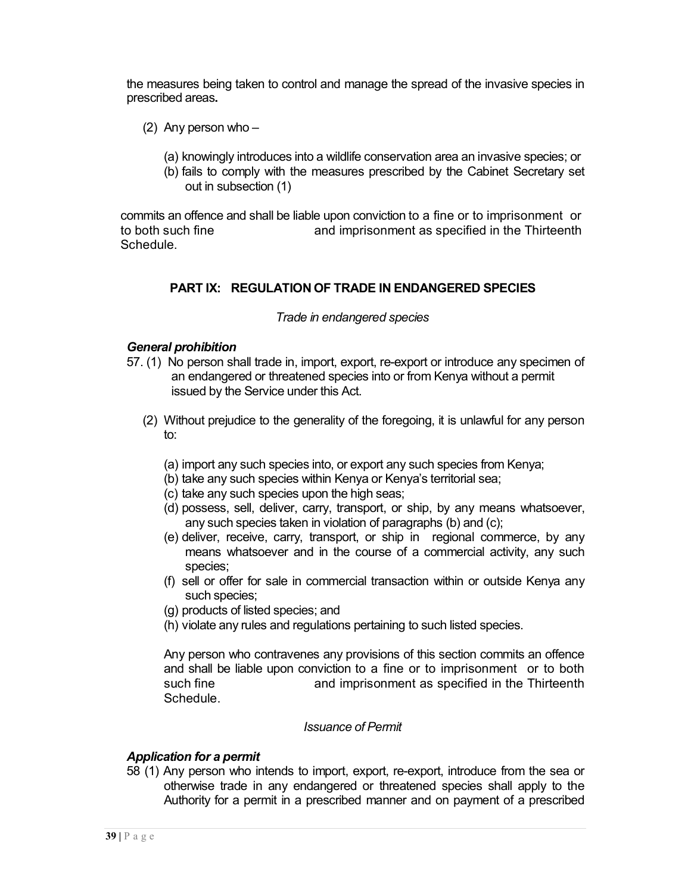the measures being taken to control and manage the spread of the invasive species in prescribed areas**.**

(2) Any person who –

(a) knowingly introduces into a wildlife conservation area an invasive species; or
(b) fails to comply with the measures prescribed by the Cabinet Secretary set out in subsection (1)

commits an offence and shall be liable upon conviction to a fine or to imprisonment or to both such fine and imprisonment as specified in the Thirteenth Schedule.

## PART IX: REGULATION OF TRADE IN ENDANGERED SPECIES

*Trade in endangered species*

***General prohibition***

57. (1) No person shall trade in, import, export, re-export or introduce any specimen of an endangered or threatened species into or from Kenya without a permit issued by the Service under this Act.

(2) Without prejudice to the generality of the foregoing, it is unlawful for any person to:

(a) import any such species into, or export any such species from Kenya;
(b) take any such species within Kenya or Kenya's territorial sea;
(c) take any such species upon the high seas;
(d) possess, sell, deliver, carry, transport, or ship, by any means whatsoever, any such species taken in violation of paragraphs (b) and (c);
(e) deliver, receive, carry, transport, or ship in regional commerce, by any means whatsoever and in the course of a commercial activity, any such species;
(f) sell or offer for sale in commercial transaction within or outside Kenya any such species;
(g) products of listed species; and
(h) violate any rules and regulations pertaining to such listed species.

Any person who contravenes any provisions of this section commits an offence and shall be liable upon conviction to a fine or to imprisonment or to both such fine and imprisonment as specified in the Thirteenth Schedule.

*Issuance of Permit*

***Application for a permit***

58 (1) Any person who intends to import, export, re-export, introduce from the sea or otherwise trade in any endangered or threatened species shall apply to the Authority for a permit in a prescribed manner and on payment of a prescribed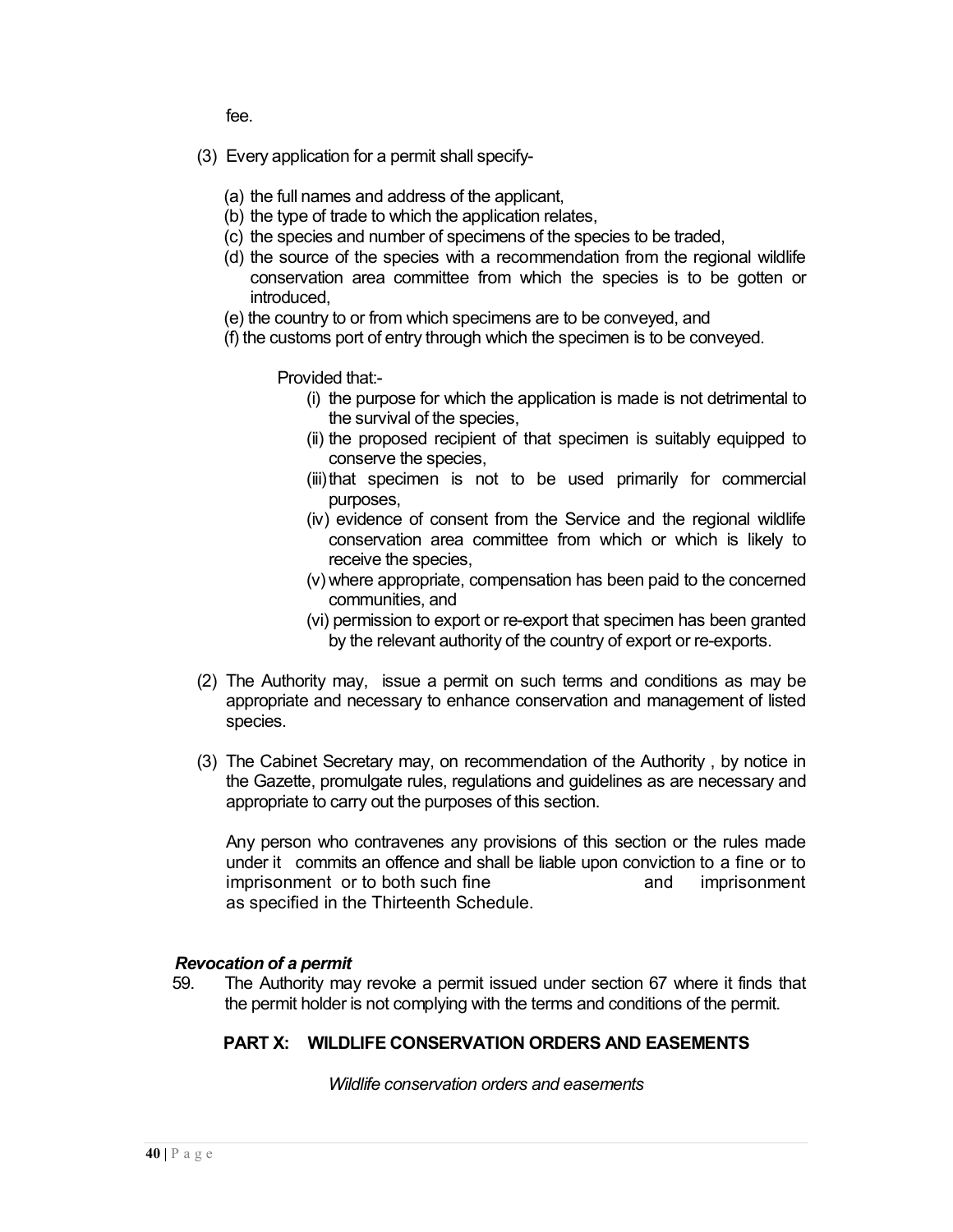fee.

(3) Every application for a permit shall specify-

(a) the full names and address of the applicant,
(b) the type of trade to which the application relates,
(c) the species and number of specimens of the species to be traded,
(d) the source of the species with a recommendation from the regional wildlife conservation area committee from which the species is to be gotten or introduced,
(e) the country to or from which specimens are to be conveyed, and
(f) the customs port of entry through which the specimen is to be conveyed.

Provided that:-

(i) the purpose for which the application is made is not detrimental to the survival of the species,
(ii) the proposed recipient of that specimen is suitably equipped to conserve the species,
(iii) that specimen is not to be used primarily for commercial purposes,
(iv) evidence of consent from the Service and the regional wildlife conservation area committee from which or which is likely to receive the species,
(v) where appropriate, compensation has been paid to the concerned communities, and
(vi) permission to export or re-export that specimen has been granted by the relevant authority of the country of export or re-exports.

(2) The Authority may, issue a permit on such terms and conditions as may be appropriate and necessary to enhance conservation and management of listed species.

(3) The Cabinet Secretary may, on recommendation of the Authority , by notice in the Gazette, promulgate rules, regulations and guidelines as are necessary and appropriate to carry out the purposes of this section.

Any person who contravenes any provisions of this section or the rules made under it commits an offence and shall be liable upon conviction to a fine or to imprisonment or to both such fine and imprisonment as specified in the Thirteenth Schedule.

***Revocation of a permit***

59. The Authority may revoke a permit issued under section 67 where it finds that the permit holder is not complying with the terms and conditions of the permit.

## PART X: WILDLIFE CONSERVATION ORDERS AND EASEMENTS

*Wildlife conservation orders and easements*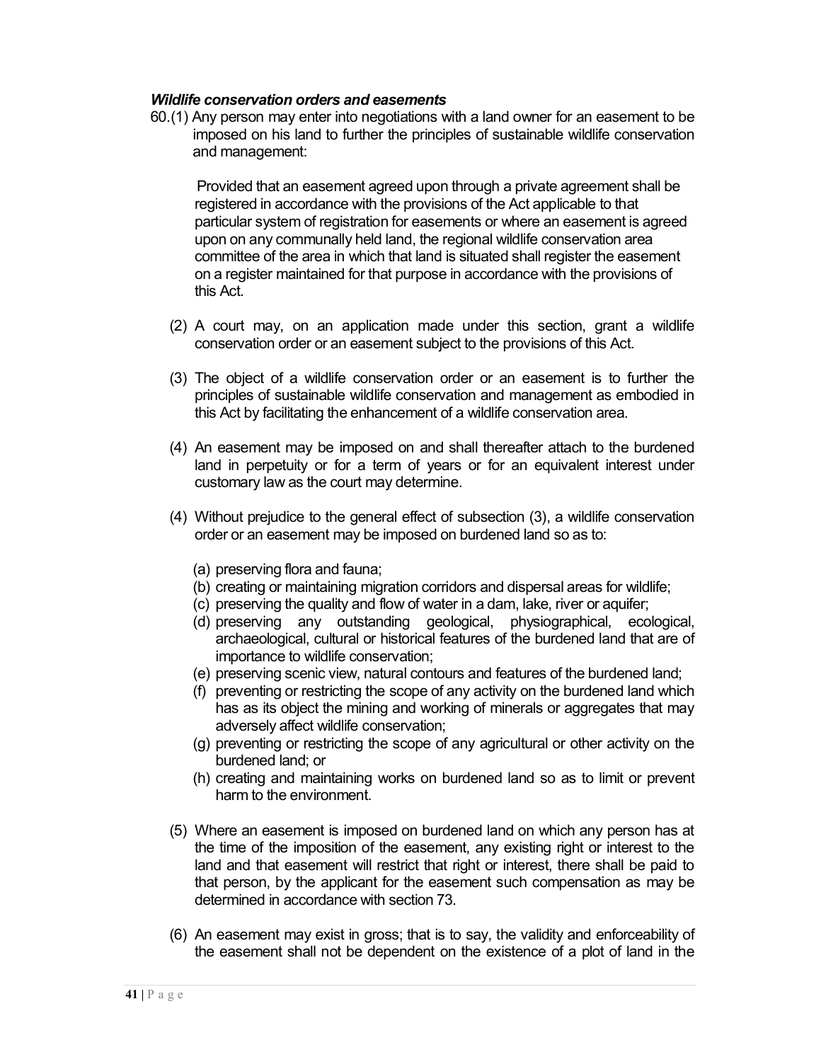***Wildlife conservation orders and easements***

60.(1) Any person may enter into negotiations with a land owner for an easement to be imposed on his land to further the principles of sustainable wildlife conservation and management:

Provided that an easement agreed upon through a private agreement shall be registered in accordance with the provisions of the Act applicable to that particular system of registration for easements or where an easement is agreed upon on any communally held land, the regional wildlife conservation area committee of the area in which that land is situated shall register the easement on a register maintained for that purpose in accordance with the provisions of this Act.

(2) A court may, on an application made under this section, grant a wildlife conservation order or an easement subject to the provisions of this Act.

(3) The object of a wildlife conservation order or an easement is to further the principles of sustainable wildlife conservation and management as embodied in this Act by facilitating the enhancement of a wildlife conservation area.

(4) An easement may be imposed on and shall thereafter attach to the burdened land in perpetuity or for a term of years or for an equivalent interest under customary law as the court may determine.

(4) Without prejudice to the general effect of subsection (3), a wildlife conservation order or an easement may be imposed on burdened land so as to:

(a) preserving flora and fauna;
(b) creating or maintaining migration corridors and dispersal areas for wildlife;
(c) preserving the quality and flow of water in a dam, lake, river or aquifer;
(d) preserving any outstanding geological, physiographical, ecological, archaeological, cultural or historical features of the burdened land that are of importance to wildlife conservation;
(e) preserving scenic view, natural contours and features of the burdened land;
(f) preventing or restricting the scope of any activity on the burdened land which has as its object the mining and working of minerals or aggregates that may adversely affect wildlife conservation;
(g) preventing or restricting the scope of any agricultural or other activity on the burdened land; or
(h) creating and maintaining works on burdened land so as to limit or prevent harm to the environment.

(5) Where an easement is imposed on burdened land on which any person has at the time of the imposition of the easement, any existing right or interest to the land and that easement will restrict that right or interest, there shall be paid to that person, by the applicant for the easement such compensation as may be determined in accordance with section 73.

(6) An easement may exist in gross; that is to say, the validity and enforceability of the easement shall not be dependent on the existence of a plot of land in the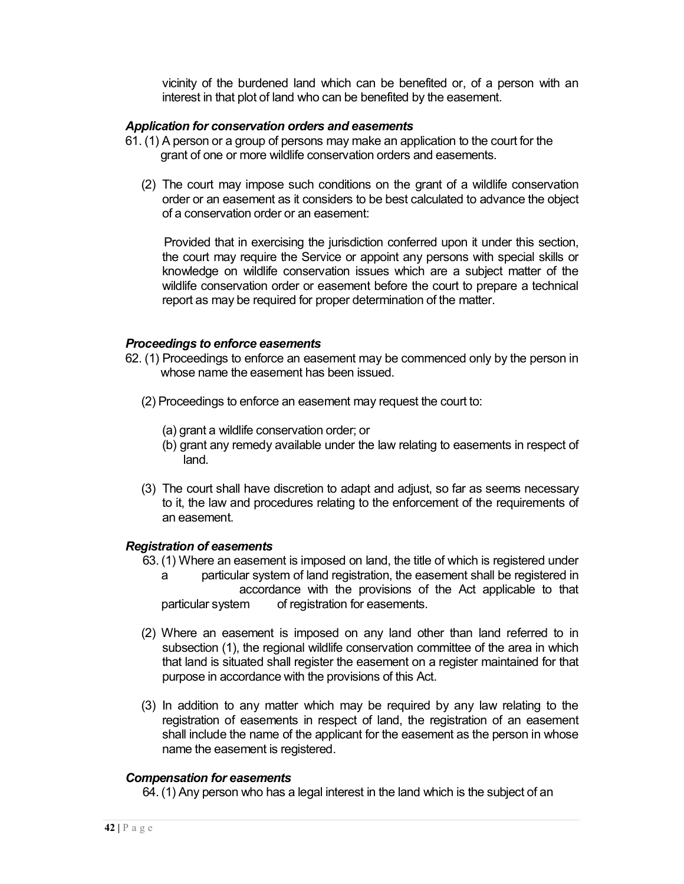vicinity of the burdened land which can be benefited or, of a person with an interest in that plot of land who can be benefited by the easement.

***Application for conservation orders and easements***

61. (1) A person or a group of persons may make an application to the court for the grant of one or more wildlife conservation orders and easements.

(2) The court may impose such conditions on the grant of a wildlife conservation order or an easement as it considers to be best calculated to advance the object of a conservation order or an easement:

Provided that in exercising the jurisdiction conferred upon it under this section, the court may require the Service or appoint any persons with special skills or knowledge on wildlife conservation issues which are a subject matter of the wildlife conservation order or easement before the court to prepare a technical report as may be required for proper determination of the matter.

***Proceedings to enforce easements***

62. (1) Proceedings to enforce an easement may be commenced only by the person in whose name the easement has been issued.

(2) Proceedings to enforce an easement may request the court to:

(a) grant a wildlife conservation order; or
(b) grant any remedy available under the law relating to easements in respect of land.

(3) The court shall have discretion to adapt and adjust, so far as seems necessary to it, the law and procedures relating to the enforcement of the requirements of an easement.

***Registration of easements***

63. (1) Where an easement is imposed on land, the title of which is registered under a particular system of land registration, the easement shall be registered in accordance with the provisions of the Act applicable to that particular system of registration for easements.

(2) Where an easement is imposed on any land other than land referred to in subsection (1), the regional wildlife conservation committee of the area in which that land is situated shall register the easement on a register maintained for that purpose in accordance with the provisions of this Act.

(3) In addition to any matter which may be required by any law relating to the registration of easements in respect of land, the registration of an easement shall include the name of the applicant for the easement as the person in whose name the easement is registered.

***Compensation for easements***

64. (1) Any person who has a legal interest in the land which is the subject of an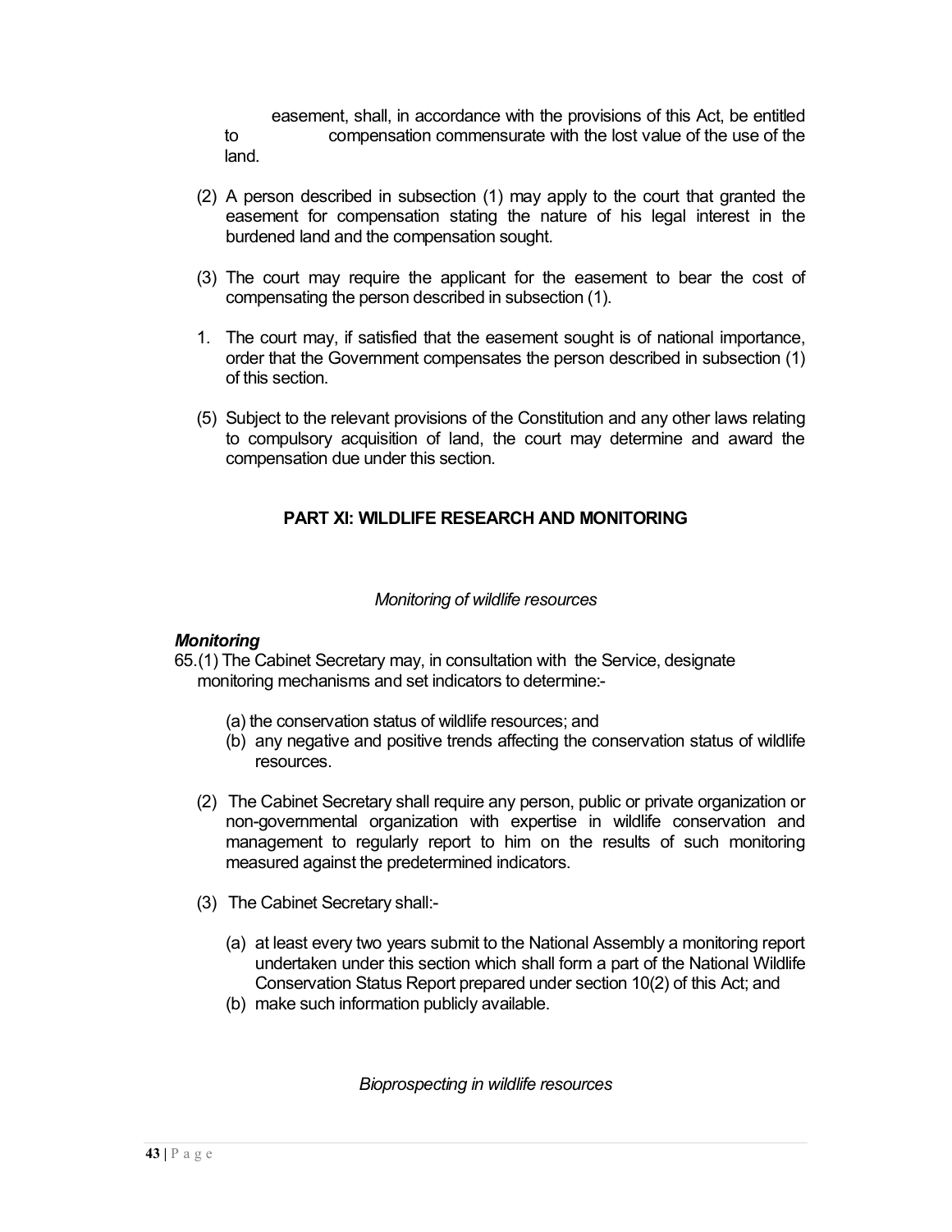easement, shall, in accordance with the provisions of this Act, be entitled to compensation commensurate with the lost value of the use of the land.

(2) A person described in subsection (1) may apply to the court that granted the easement for compensation stating the nature of his legal interest in the burdened land and the compensation sought.

(3) The court may require the applicant for the easement to bear the cost of compensating the person described in subsection (1).

1. The court may, if satisfied that the easement sought is of national importance, order that the Government compensates the person described in subsection (1) of this section.

(5) Subject to the relevant provisions of the Constitution and any other laws relating to compulsory acquisition of land, the court may determine and award the compensation due under this section.

## PART XI: WILDLIFE RESEARCH AND MONITORING

*Monitoring of wildlife resources*

***Monitoring***

65.(1) The Cabinet Secretary may, in consultation with the Service, designate monitoring mechanisms and set indicators to determine:-

(a) the conservation status of wildlife resources; and

(b) any negative and positive trends affecting the conservation status of wildlife resources.

(2) The Cabinet Secretary shall require any person, public or private organization or non-governmental organization with expertise in wildlife conservation and management to regularly report to him on the results of such monitoring measured against the predetermined indicators.

(3) The Cabinet Secretary shall:-

(a) at least every two years submit to the National Assembly a monitoring report undertaken under this section which shall form a part of the National Wildlife Conservation Status Report prepared under section 10(2) of this Act; and

(b) make such information publicly available.

*Bioprospecting in wildlife resources*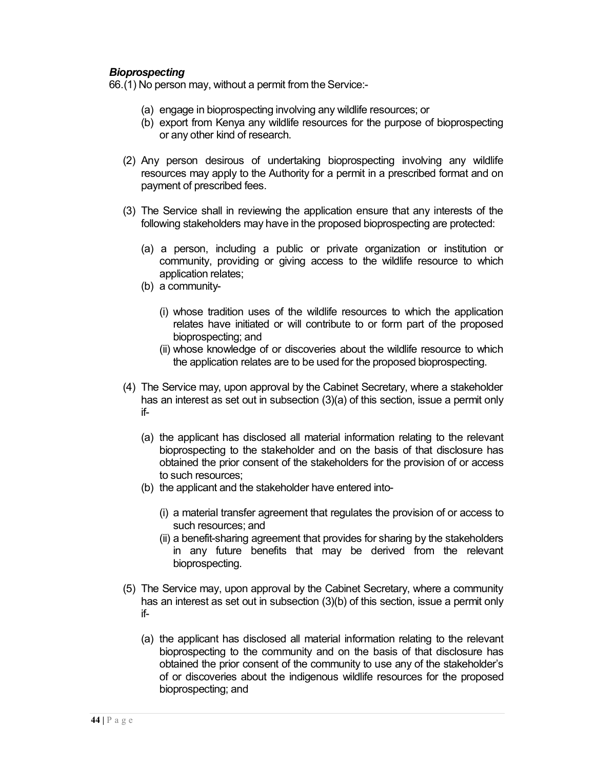### *Bioprospecting*

66.(1) No person may, without a permit from the Service:-

- (a) engage in bioprospecting involving any wildlife resources; or
- (b) export from Kenya any wildlife resources for the purpose of bioprospecting or any other kind of research.

(2) Any person desirous of undertaking bioprospecting involving any wildlife resources may apply to the Authority for a permit in a prescribed format and on payment of prescribed fees.

(3) The Service shall in reviewing the application ensure that any interests of the following stakeholders may have in the proposed bioprospecting are protected:

- (a) a person, including a public or private organization or institution or community, providing or giving access to the wildlife resource to which application relates;
- (b) a community-
  - (i) whose tradition uses of the wildlife resources to which the application relates have initiated or will contribute to or form part of the proposed bioprospecting; and
  - (ii) whose knowledge of or discoveries about the wildlife resource to which the application relates are to be used for the proposed bioprospecting.

(4) The Service may, upon approval by the Cabinet Secretary, where a stakeholder has an interest as set out in subsection (3)(a) of this section, issue a permit only if-

- (a) the applicant has disclosed all material information relating to the relevant bioprospecting to the stakeholder and on the basis of that disclosure has obtained the prior consent of the stakeholders for the provision of or access to such resources;
- (b) the applicant and the stakeholder have entered into-
  - (i) a material transfer agreement that regulates the provision of or access to such resources; and
  - (ii) a benefit-sharing agreement that provides for sharing by the stakeholders in any future benefits that may be derived from the relevant bioprospecting.

(5) The Service may, upon approval by the Cabinet Secretary, where a community has an interest as set out in subsection (3)(b) of this section, issue a permit only if-

- (a) the applicant has disclosed all material information relating to the relevant bioprospecting to the community and on the basis of that disclosure has obtained the prior consent of the community to use any of the stakeholder's of or discoveries about the indigenous wildlife resources for the proposed bioprospecting; and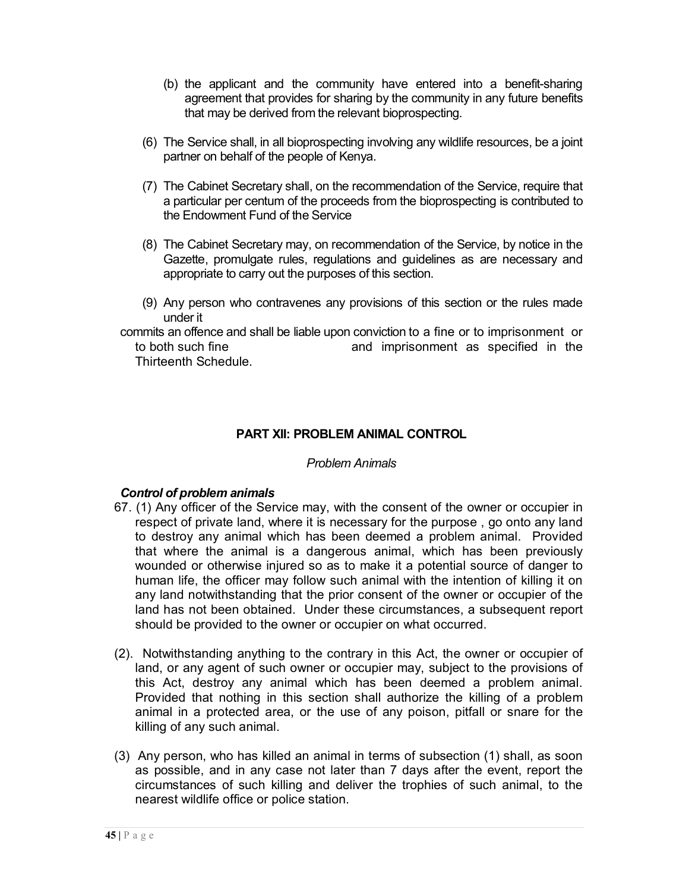(b) the applicant and the community have entered into a benefit-sharing agreement that provides for sharing by the community in any future benefits that may be derived from the relevant bioprospecting.

(6) The Service shall, in all bioprospecting involving any wildlife resources, be a joint partner on behalf of the people of Kenya.

(7) The Cabinet Secretary shall, on the recommendation of the Service, require that a particular per centum of the proceeds from the bioprospecting is contributed to the Endowment Fund of the Service

(8) The Cabinet Secretary may, on recommendation of the Service, by notice in the Gazette, promulgate rules, regulations and guidelines as are necessary and appropriate to carry out the purposes of this section.

(9) Any person who contravenes any provisions of this section or the rules made under it

commits an offence and shall be liable upon conviction to a fine or to imprisonment or to both such fine and imprisonment as specified in the Thirteenth Schedule.

## PART XII: PROBLEM ANIMAL CONTROL

*Problem Animals*

***Control of problem animals***

67. (1) Any officer of the Service may, with the consent of the owner or occupier in respect of private land, where it is necessary for the purpose , go onto any land to destroy any animal which has been deemed a problem animal. Provided that where the animal is a dangerous animal, which has been previously wounded or otherwise injured so as to make it a potential source of danger to human life, the officer may follow such animal with the intention of killing it on any land notwithstanding that the prior consent of the owner or occupier of the land has not been obtained. Under these circumstances, a subsequent report should be provided to the owner or occupier on what occurred.

(2). Notwithstanding anything to the contrary in this Act, the owner or occupier of land, or any agent of such owner or occupier may, subject to the provisions of this Act, destroy any animal which has been deemed a problem animal. Provided that nothing in this section shall authorize the killing of a problem animal in a protected area, or the use of any poison, pitfall or snare for the killing of any such animal.

(3) Any person, who has killed an animal in terms of subsection (1) shall, as soon as possible, and in any case not later than 7 days after the event, report the circumstances of such killing and deliver the trophies of such animal, to the nearest wildlife office or police station.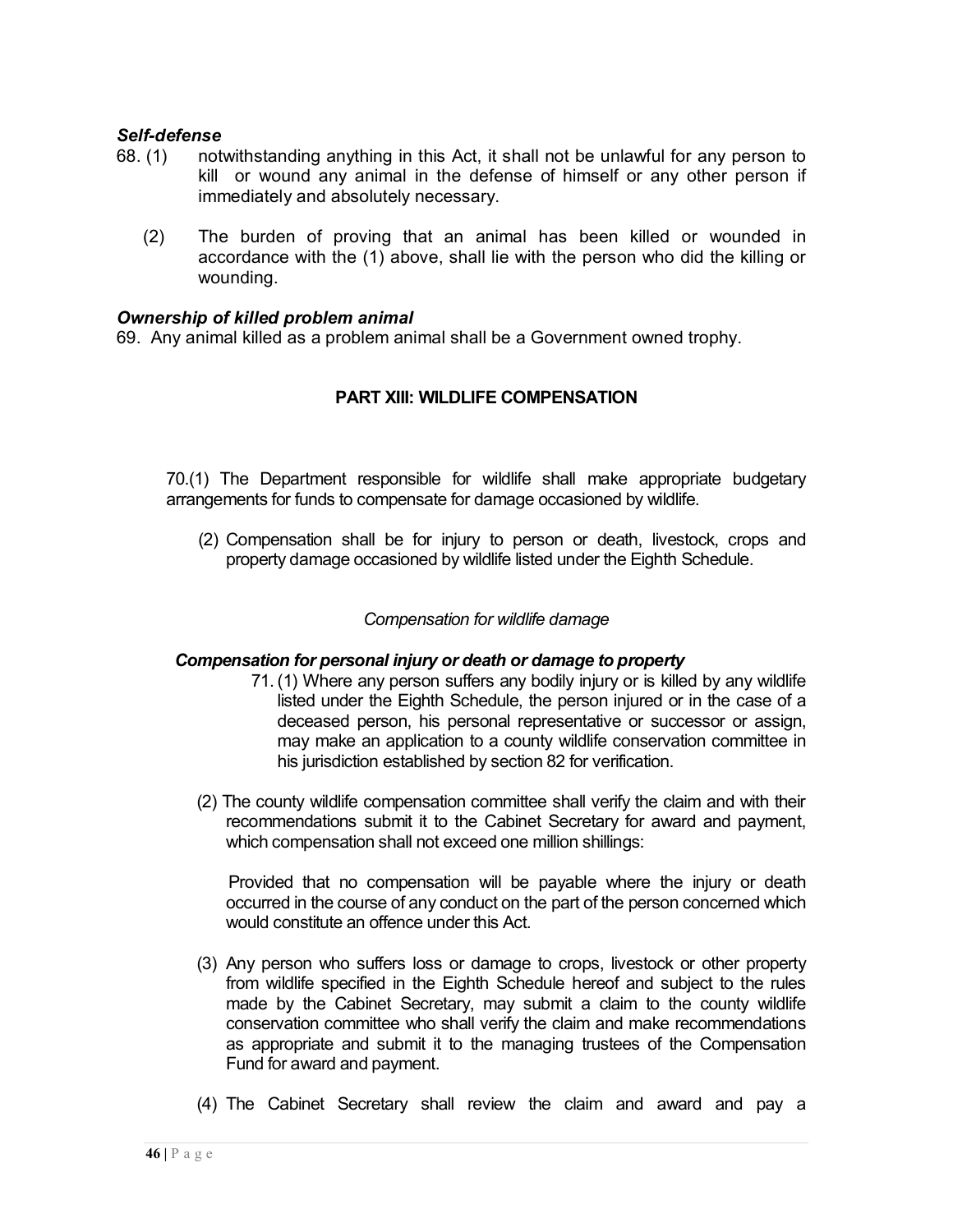***Self-defense***

68. (1) notwithstanding anything in this Act, it shall not be unlawful for any person to kill or wound any animal in the defense of himself or any other person if immediately and absolutely necessary.

(2) The burden of proving that an animal has been killed or wounded in accordance with the (1) above, shall lie with the person who did the killing or wounding.

***Ownership of killed problem animal***

69. Any animal killed as a problem animal shall be a Government owned trophy.

## PART XIII: WILDLIFE COMPENSATION

70.(1) The Department responsible for wildlife shall make appropriate budgetary arrangements for funds to compensate for damage occasioned by wildlife.

(2) Compensation shall be for injury to person or death, livestock, crops and property damage occasioned by wildlife listed under the Eighth Schedule.

*Compensation for wildlife damage*

***Compensation for personal injury or death or damage to property***

71. (1) Where any person suffers any bodily injury or is killed by any wildlife listed under the Eighth Schedule, the person injured or in the case of a deceased person, his personal representative or successor or assign, may make an application to a county wildlife conservation committee in his jurisdiction established by section 82 for verification.

(2) The county wildlife compensation committee shall verify the claim and with their recommendations submit it to the Cabinet Secretary for award and payment, which compensation shall not exceed one million shillings:

Provided that no compensation will be payable where the injury or death occurred in the course of any conduct on the part of the person concerned which would constitute an offence under this Act.

(3) Any person who suffers loss or damage to crops, livestock or other property from wildlife specified in the Eighth Schedule hereof and subject to the rules made by the Cabinet Secretary, may submit a claim to the county wildlife conservation committee who shall verify the claim and make recommendations as appropriate and submit it to the managing trustees of the Compensation Fund for award and payment.

(4) The Cabinet Secretary shall review the claim and award and pay a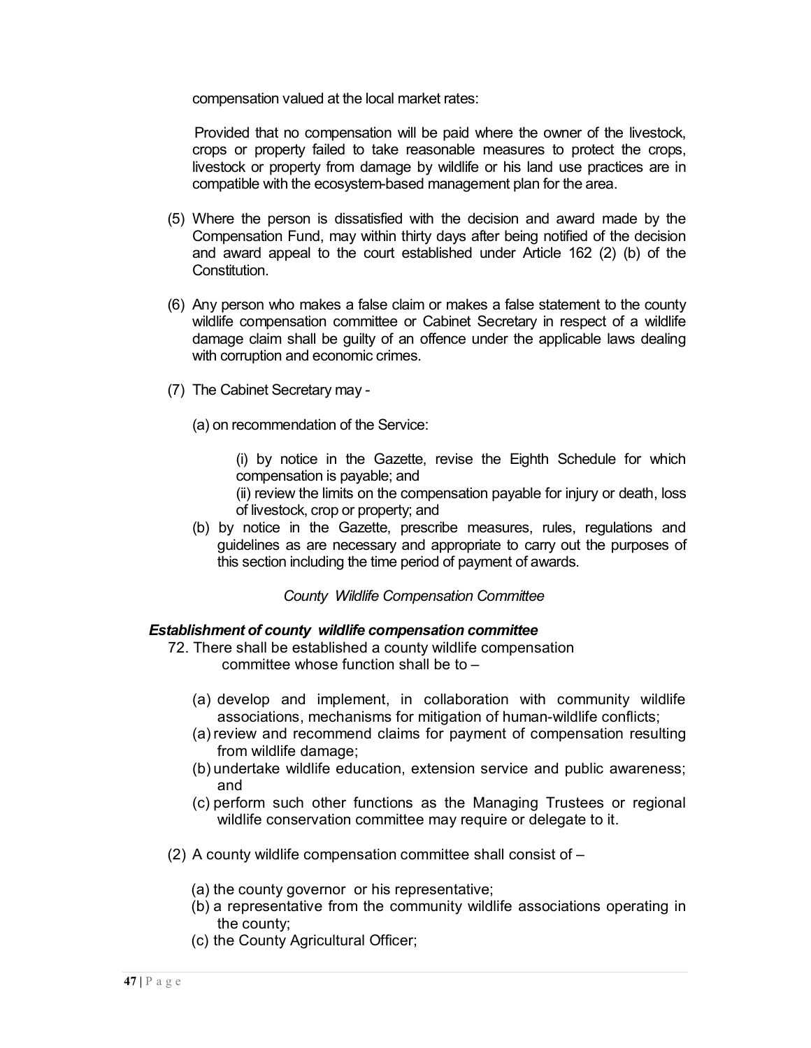compensation valued at the local market rates:

Provided that no compensation will be paid where the owner of the livestock, crops or property failed to take reasonable measures to protect the crops, livestock or property from damage by wildlife or his land use practices are in compatible with the ecosystem-based management plan for the area.

(5) Where the person is dissatisfied with the decision and award made by the Compensation Fund, may within thirty days after being notified of the decision and award appeal to the court established under Article 162 (2) (b) of the Constitution.

(6) Any person who makes a false claim or makes a false statement to the county wildlife compensation committee or Cabinet Secretary in respect of a wildlife damage claim shall be guilty of an offence under the applicable laws dealing with corruption and economic crimes.

(7) The Cabinet Secretary may -

(a) on recommendation of the Service:

(i) by notice in the Gazette, revise the Eighth Schedule for which compensation is payable; and
(ii) review the limits on the compensation payable for injury or death, loss of livestock, crop or property; and

(b) by notice in the Gazette, prescribe measures, rules, regulations and guidelines as are necessary and appropriate to carry out the purposes of this section including the time period of payment of awards.

*County Wildlife Compensation Committee*

***Establishment of county wildlife compensation committee***

72. There shall be established a county wildlife compensation committee whose function shall be to –

(a) develop and implement, in collaboration with community wildlife associations, mechanisms for mitigation of human-wildlife conflicts;
(a) review and recommend claims for payment of compensation resulting from wildlife damage;
(b) undertake wildlife education, extension service and public awareness; and
(c) perform such other functions as the Managing Trustees or regional wildlife conservation committee may require or delegate to it.

(2) A county wildlife compensation committee shall consist of –

(a) the county governor or his representative;
(b) a representative from the community wildlife associations operating in the county;
(c) the County Agricultural Officer;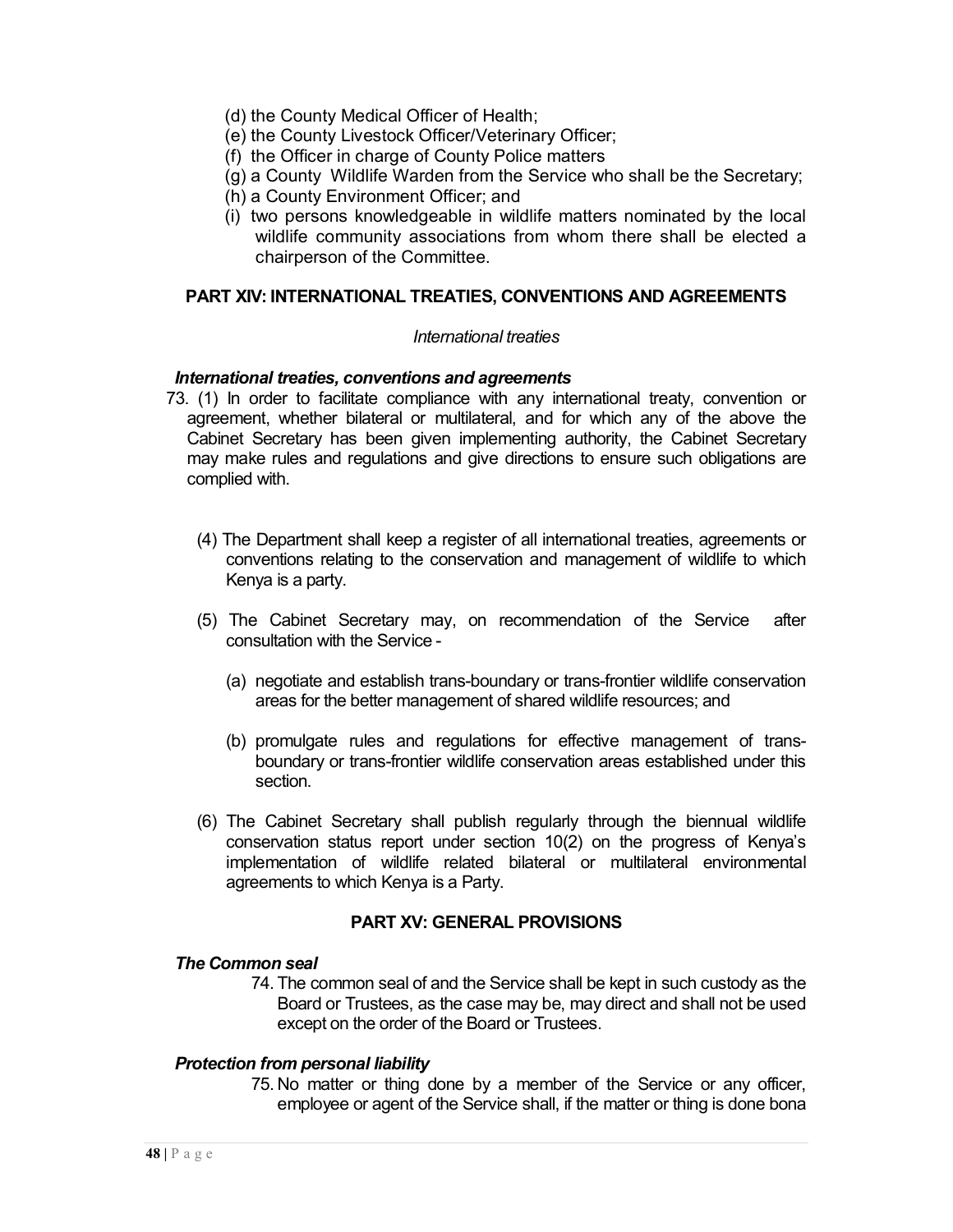(d) the County Medical Officer of Health;
(e) the County Livestock Officer/Veterinary Officer;
(f) the Officer in charge of County Police matters
(g) a County Wildlife Warden from the Service who shall be the Secretary;
(h) a County Environment Officer; and
(i) two persons knowledgeable in wildlife matters nominated by the local wildlife community associations from whom there shall be elected a chairperson of the Committee.

## PART XIV: INTERNATIONAL TREATIES, CONVENTIONS AND AGREEMENTS

*International treaties*

***International treaties, conventions and agreements***

73. (1) In order to facilitate compliance with any international treaty, convention or agreement, whether bilateral or multilateral, and for which any of the above the Cabinet Secretary has been given implementing authority, the Cabinet Secretary may make rules and regulations and give directions to ensure such obligations are complied with.

(4) The Department shall keep a register of all international treaties, agreements or conventions relating to the conservation and management of wildlife to which Kenya is a party.

(5) The Cabinet Secretary may, on recommendation of the Service after consultation with the Service -

(a) negotiate and establish trans-boundary or trans-frontier wildlife conservation areas for the better management of shared wildlife resources; and

(b) promulgate rules and regulations for effective management of trans-boundary or trans-frontier wildlife conservation areas established under this section.

(6) The Cabinet Secretary shall publish regularly through the biennual wildlife conservation status report under section 10(2) on the progress of Kenya's implementation of wildlife related bilateral or multilateral environmental agreements to which Kenya is a Party.

## PART XV: GENERAL PROVISIONS

***The Common seal***

74. The common seal of and the Service shall be kept in such custody as the Board or Trustees, as the case may be, may direct and shall not be used except on the order of the Board or Trustees.

***Protection from personal liability***

75. No matter or thing done by a member of the Service or any officer, employee or agent of the Service shall, if the matter or thing is done bona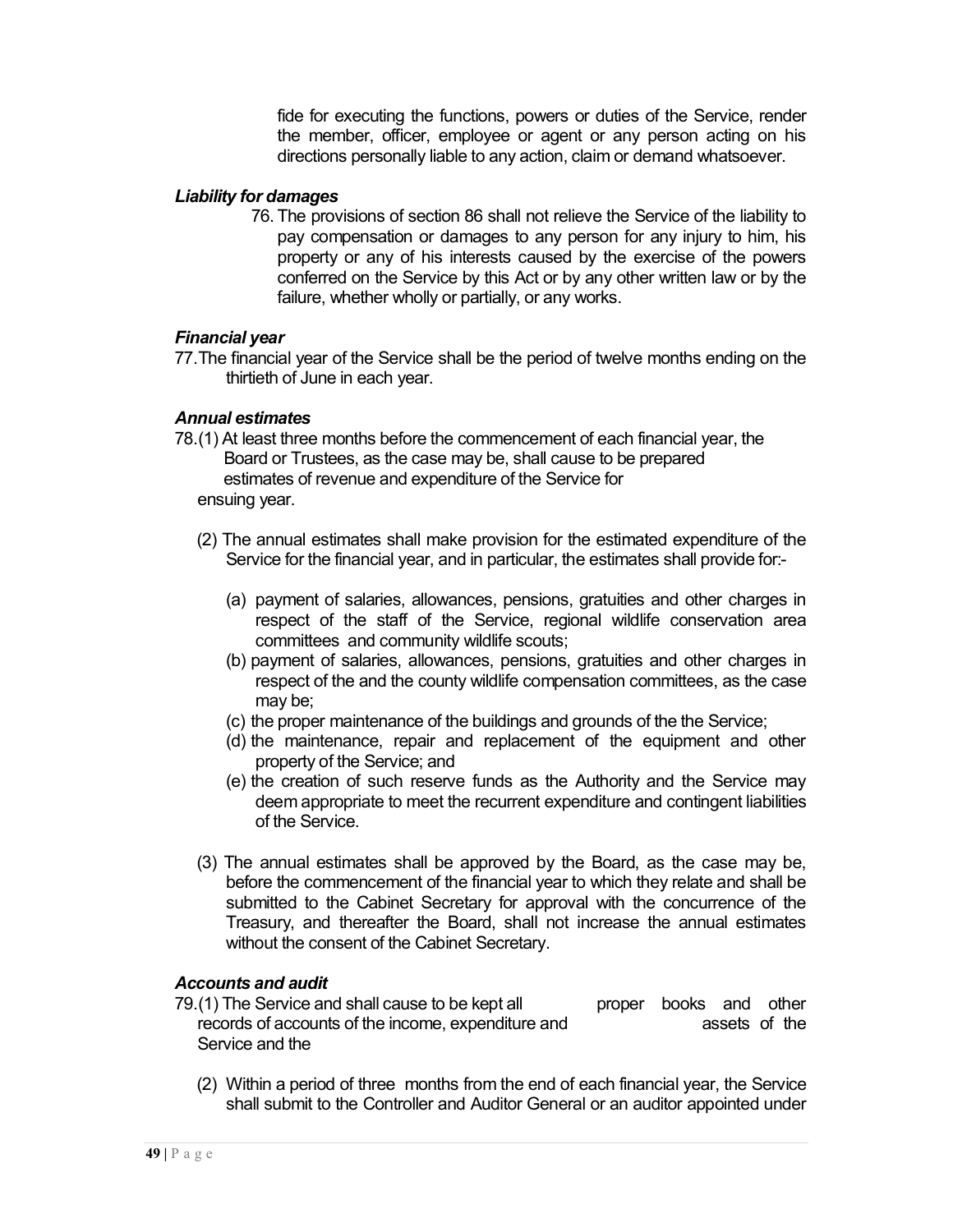fide for executing the functions, powers or duties of the Service, render the member, officer, employee or agent or any person acting on his directions personally liable to any action, claim or demand whatsoever.

***Liability for damages***

76. The provisions of section 86 shall not relieve the Service of the liability to pay compensation or damages to any person for any injury to him, his property or any of his interests caused by the exercise of the powers conferred on the Service by this Act or by any other written law or by the failure, whether wholly or partially, or any works.

***Financial year***

77. The financial year of the Service shall be the period of twelve months ending on the thirtieth of June in each year.

***Annual estimates***

78. (1) At least three months before the commencement of each financial year, the Board or Trustees, as the case may be, shall cause to be prepared estimates of revenue and expenditure of the Service for ensuing year.

(2) The annual estimates shall make provision for the estimated expenditure of the Service for the financial year, and in particular, the estimates shall provide for:-

(a) payment of salaries, allowances, pensions, gratuities and other charges in respect of the staff of the Service, regional wildlife conservation area committees and community wildlife scouts;

(b) payment of salaries, allowances, pensions, gratuities and other charges in respect of the and the county wildlife compensation committees, as the case may be;

(c) the proper maintenance of the buildings and grounds of the the Service;

(d) the maintenance, repair and replacement of the equipment and other property of the Service; and

(e) the creation of such reserve funds as the Authority and the Service may deem appropriate to meet the recurrent expenditure and contingent liabilities of the Service.

(3) The annual estimates shall be approved by the Board, as the case may be, before the commencement of the financial year to which they relate and shall be submitted to the Cabinet Secretary for approval with the concurrence of the Treasury, and thereafter the Board, shall not increase the annual estimates without the consent of the Cabinet Secretary.

***Accounts and audit***

79. (1) The Service and shall cause to be kept all proper books and other records of accounts of the income, expenditure and assets of the Service and the

(2) Within a period of three months from the end of each financial year, the Service shall submit to the Controller and Auditor General or an auditor appointed under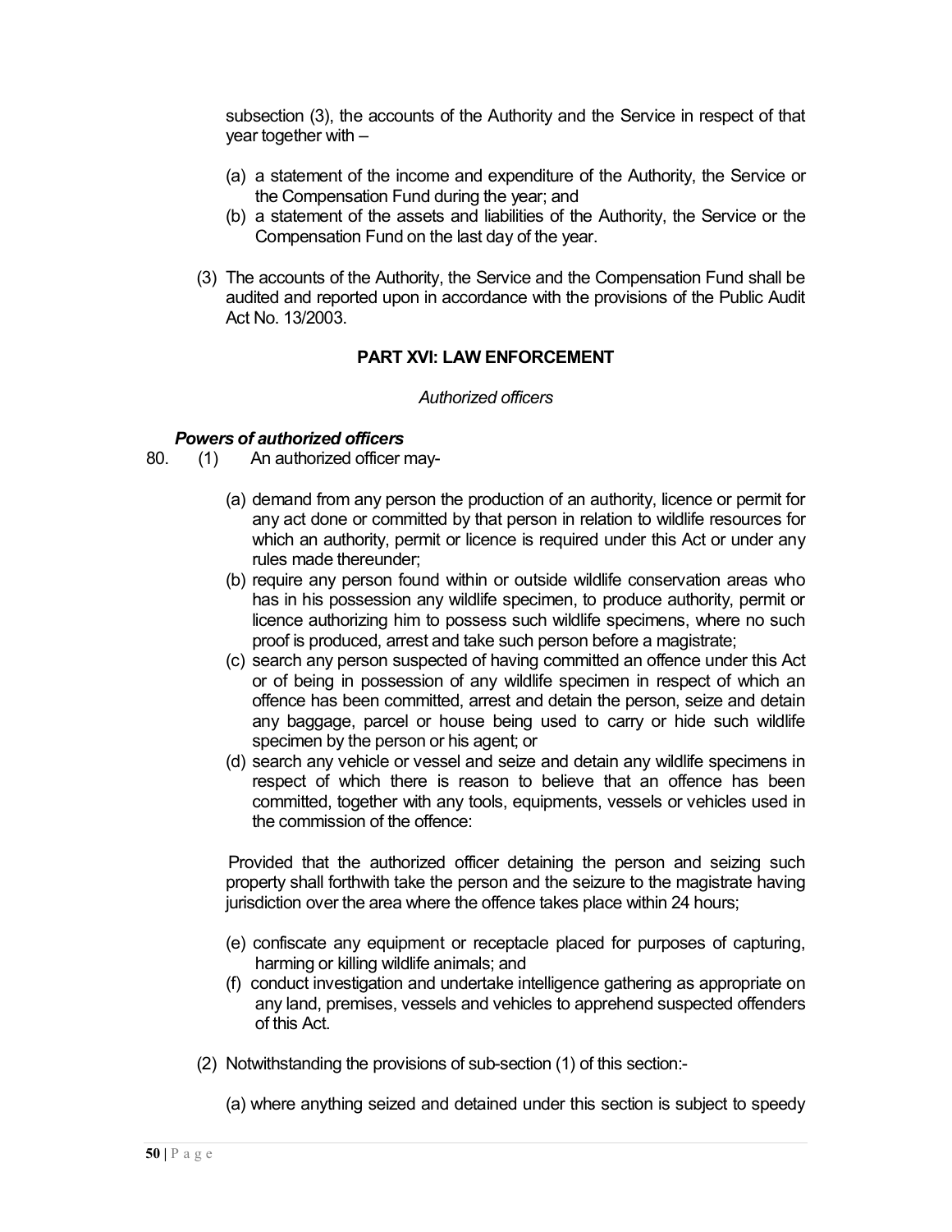subsection (3), the accounts of the Authority and the Service in respect of that year together with –

(a) a statement of the income and expenditure of the Authority, the Service or the Compensation Fund during the year; and
(b) a statement of the assets and liabilities of the Authority, the Service or the Compensation Fund on the last day of the year.

(3) The accounts of the Authority, the Service and the Compensation Fund shall be audited and reported upon in accordance with the provisions of the Public Audit Act No. 13/2003.

## PART XVI: LAW ENFORCEMENT

*Authorized officers*

***Powers of authorized officers***

80. (1) An authorized officer may-

(a) demand from any person the production of an authority, licence or permit for any act done or committed by that person in relation to wildlife resources for which an authority, permit or licence is required under this Act or under any rules made thereunder;
(b) require any person found within or outside wildlife conservation areas who has in his possession any wildlife specimen, to produce authority, permit or licence authorizing him to possess such wildlife specimens, where no such proof is produced, arrest and take such person before a magistrate;
(c) search any person suspected of having committed an offence under this Act or of being in possession of any wildlife specimen in respect of which an offence has been committed, arrest and detain the person, seize and detain any baggage, parcel or house being used to carry or hide such wildlife specimen by the person or his agent; or
(d) search any vehicle or vessel and seize and detain any wildlife specimens in respect of which there is reason to believe that an offence has been committed, together with any tools, equipments, vessels or vehicles used in the commission of the offence:

Provided that the authorized officer detaining the person and seizing such property shall forthwith take the person and the seizure to the magistrate having jurisdiction over the area where the offence takes place within 24 hours;

(e) confiscate any equipment or receptacle placed for purposes of capturing, harming or killing wildlife animals; and
(f) conduct investigation and undertake intelligence gathering as appropriate on any land, premises, vessels and vehicles to apprehend suspected offenders of this Act.

(2) Notwithstanding the provisions of sub-section (1) of this section:-

(a) where anything seized and detained under this section is subject to speedy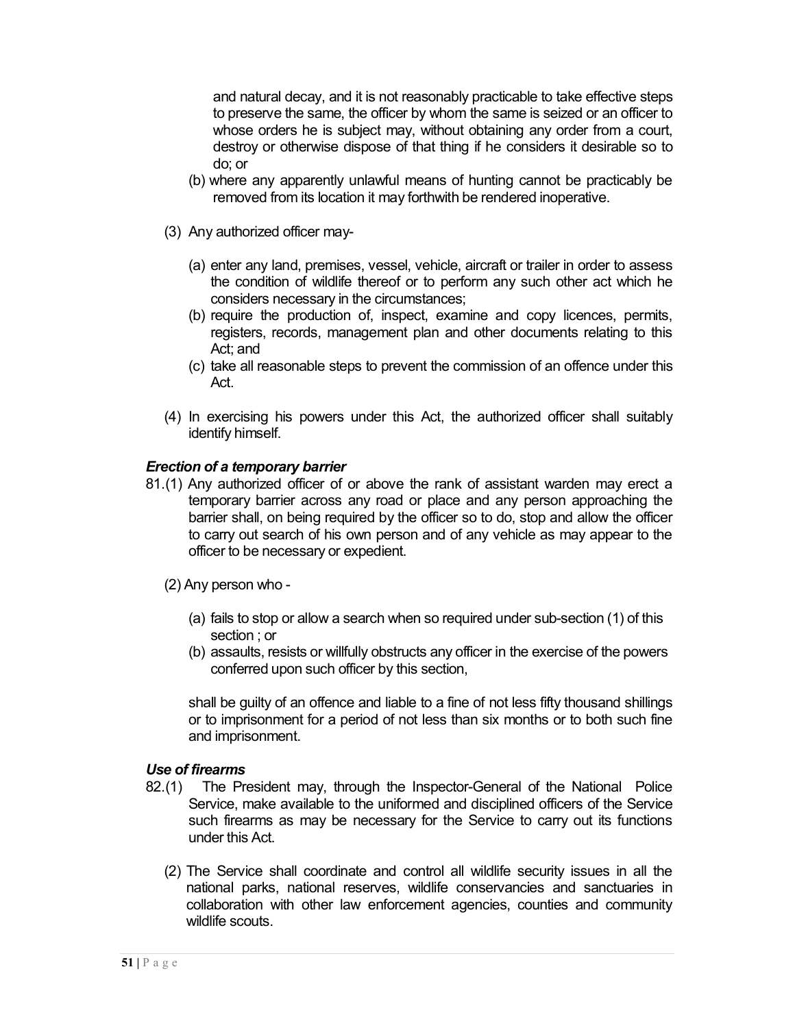and natural decay, and it is not reasonably practicable to take effective steps to preserve the same, the officer by whom the same is seized or an officer to whose orders he is subject may, without obtaining any order from a court, destroy or otherwise dispose of that thing if he considers it desirable so to do; or

(b) where any apparently unlawful means of hunting cannot be practicably be removed from its location it may forthwith be rendered inoperative.

(3) Any authorized officer may-

(a) enter any land, premises, vessel, vehicle, aircraft or trailer in order to assess the condition of wildlife thereof or to perform any such other act which he considers necessary in the circumstances;

(b) require the production of, inspect, examine and copy licences, permits, registers, records, management plan and other documents relating to this Act; and

(c) take all reasonable steps to prevent the commission of an offence under this Act.

(4) In exercising his powers under this Act, the authorized officer shall suitably identify himself.

***Erection of a temporary barrier***

81.(1) Any authorized officer of or above the rank of assistant warden may erect a temporary barrier across any road or place and any person approaching the barrier shall, on being required by the officer so to do, stop and allow the officer to carry out search of his own person and of any vehicle as may appear to the officer to be necessary or expedient.

(2) Any person who -

(a) fails to stop or allow a search when so required under sub-section (1) of this section ; or

(b) assaults, resists or willfully obstructs any officer in the exercise of the powers conferred upon such officer by this section,

shall be guilty of an offence and liable to a fine of not less fifty thousand shillings or to imprisonment for a period of not less than six months or to both such fine and imprisonment.

***Use of firearms***

82.(1) The President may, through the Inspector-General of the National Police Service, make available to the uniformed and disciplined officers of the Service such firearms as may be necessary for the Service to carry out its functions under this Act.

(2) The Service shall coordinate and control all wildlife security issues in all the national parks, national reserves, wildlife conservancies and sanctuaries in collaboration with other law enforcement agencies, counties and community wildlife scouts.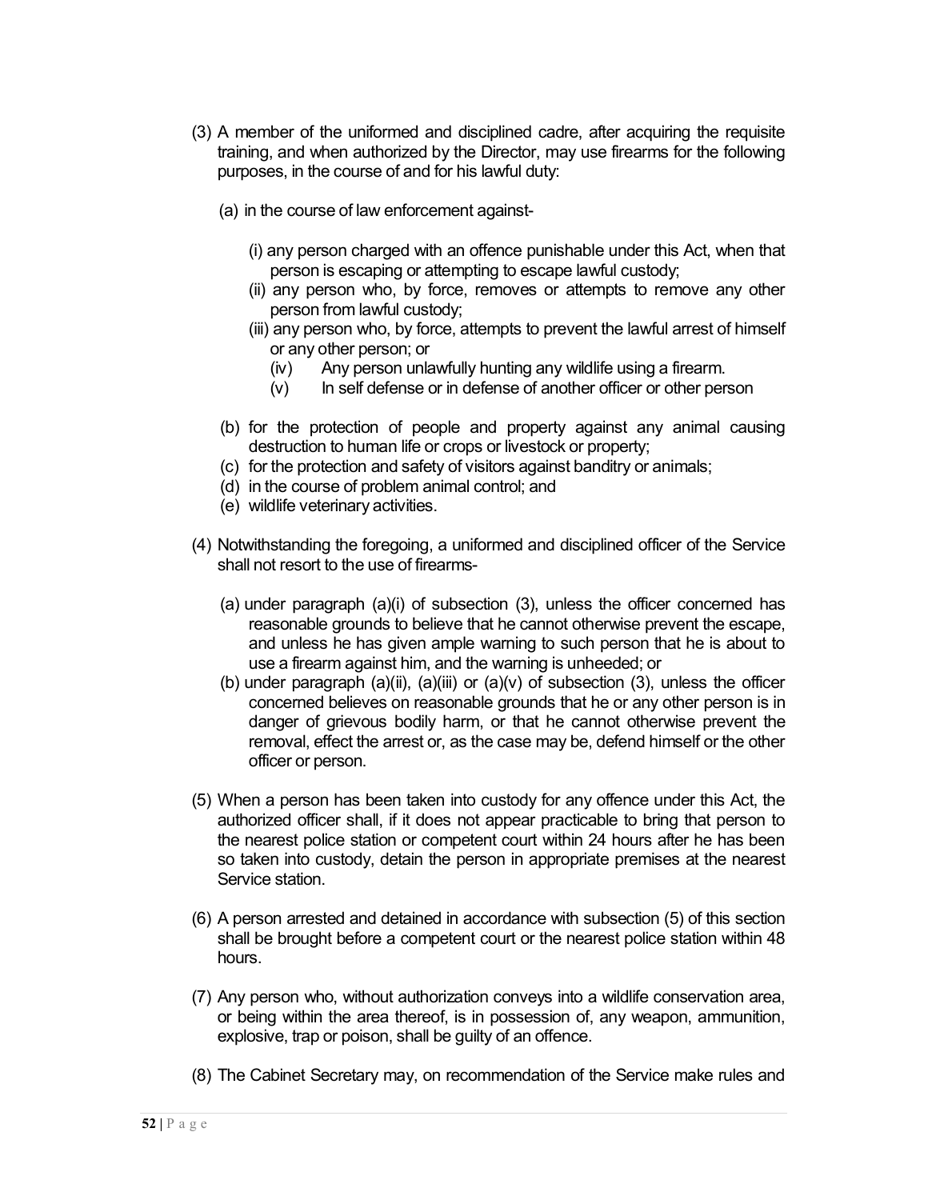(3) A member of the uniformed and disciplined cadre, after acquiring the requisite training, and when authorized by the Director, may use firearms for the following purposes, in the course of and for his lawful duty:

(a) in the course of law enforcement against-

(i) any person charged with an offence punishable under this Act, when that person is escaping or attempting to escape lawful custody;

(ii) any person who, by force, removes or attempts to remove any other person from lawful custody;

(iii) any person who, by force, attempts to prevent the lawful arrest of himself or any other person; or

(iv) Any person unlawfully hunting any wildlife using a firearm.

(v) In self defense or in defense of another officer or other person

(b) for the protection of people and property against any animal causing destruction to human life or crops or livestock or property;

(c) for the protection and safety of visitors against banditry or animals;

(d) in the course of problem animal control; and

(e) wildlife veterinary activities.

(4) Notwithstanding the foregoing, a uniformed and disciplined officer of the Service shall not resort to the use of firearms-

(a) under paragraph (a)(i) of subsection (3), unless the officer concerned has reasonable grounds to believe that he cannot otherwise prevent the escape, and unless he has given ample warning to such person that he is about to use a firearm against him, and the warning is unheeded; or

(b) under paragraph (a)(ii), (a)(iii) or (a)(v) of subsection (3), unless the officer concerned believes on reasonable grounds that he or any other person is in danger of grievous bodily harm, or that he cannot otherwise prevent the removal, effect the arrest or, as the case may be, defend himself or the other officer or person.

(5) When a person has been taken into custody for any offence under this Act, the authorized officer shall, if it does not appear practicable to bring that person to the nearest police station or competent court within 24 hours after he has been so taken into custody, detain the person in appropriate premises at the nearest Service station.

(6) A person arrested and detained in accordance with subsection (5) of this section shall be brought before a competent court or the nearest police station within 48 hours.

(7) Any person who, without authorization conveys into a wildlife conservation area, or being within the area thereof, is in possession of, any weapon, ammunition, explosive, trap or poison, shall be guilty of an offence.

(8) The Cabinet Secretary may, on recommendation of the Service make rules and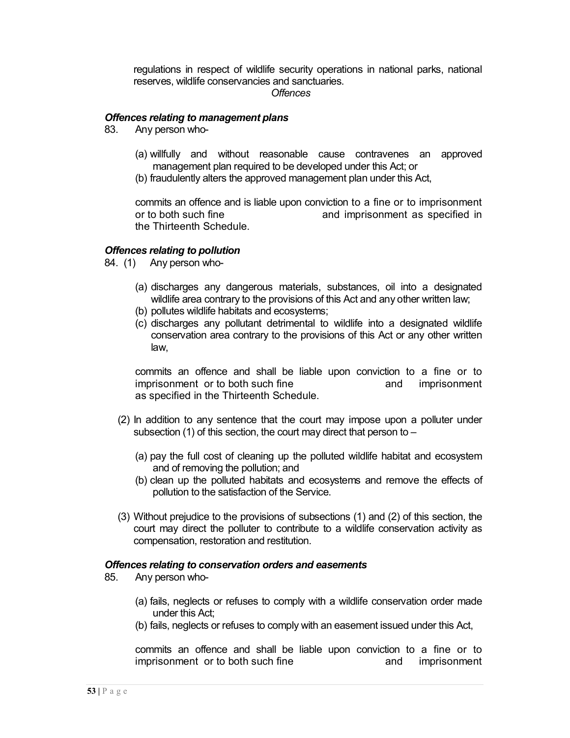regulations in respect of wildlife security operations in national parks, national reserves, wildlife conservancies and sanctuaries.

*Offences*

***Offences relating to management plans***

83. Any person who-

(a) willfully and without reasonable cause contravenes an approved management plan required to be developed under this Act; or
(b) fraudulently alters the approved management plan under this Act,

commits an offence and is liable upon conviction to a fine or to imprisonment or to both such fine and imprisonment as specified in the Thirteenth Schedule.

***Offences relating to pollution***

84. (1) Any person who-

(a) discharges any dangerous materials, substances, oil into a designated wildlife area contrary to the provisions of this Act and any other written law;
(b) pollutes wildlife habitats and ecosystems;
(c) discharges any pollutant detrimental to wildlife into a designated wildlife conservation area contrary to the provisions of this Act or any other written law,

commits an offence and shall be liable upon conviction to a fine or to imprisonment or to both such fine and imprisonment as specified in the Thirteenth Schedule.

(2) In addition to any sentence that the court may impose upon a polluter under subsection (1) of this section, the court may direct that person to –

(a) pay the full cost of cleaning up the polluted wildlife habitat and ecosystem and of removing the pollution; and
(b) clean up the polluted habitats and ecosystems and remove the effects of pollution to the satisfaction of the Service.

(3) Without prejudice to the provisions of subsections (1) and (2) of this section, the court may direct the polluter to contribute to a wildlife conservation activity as compensation, restoration and restitution.

***Offences relating to conservation orders and easements***

85. Any person who-

(a) fails, neglects or refuses to comply with a wildlife conservation order made under this Act;
(b) fails, neglects or refuses to comply with an easement issued under this Act,

commits an offence and shall be liable upon conviction to a fine or to imprisonment or to both such fine and imprisonment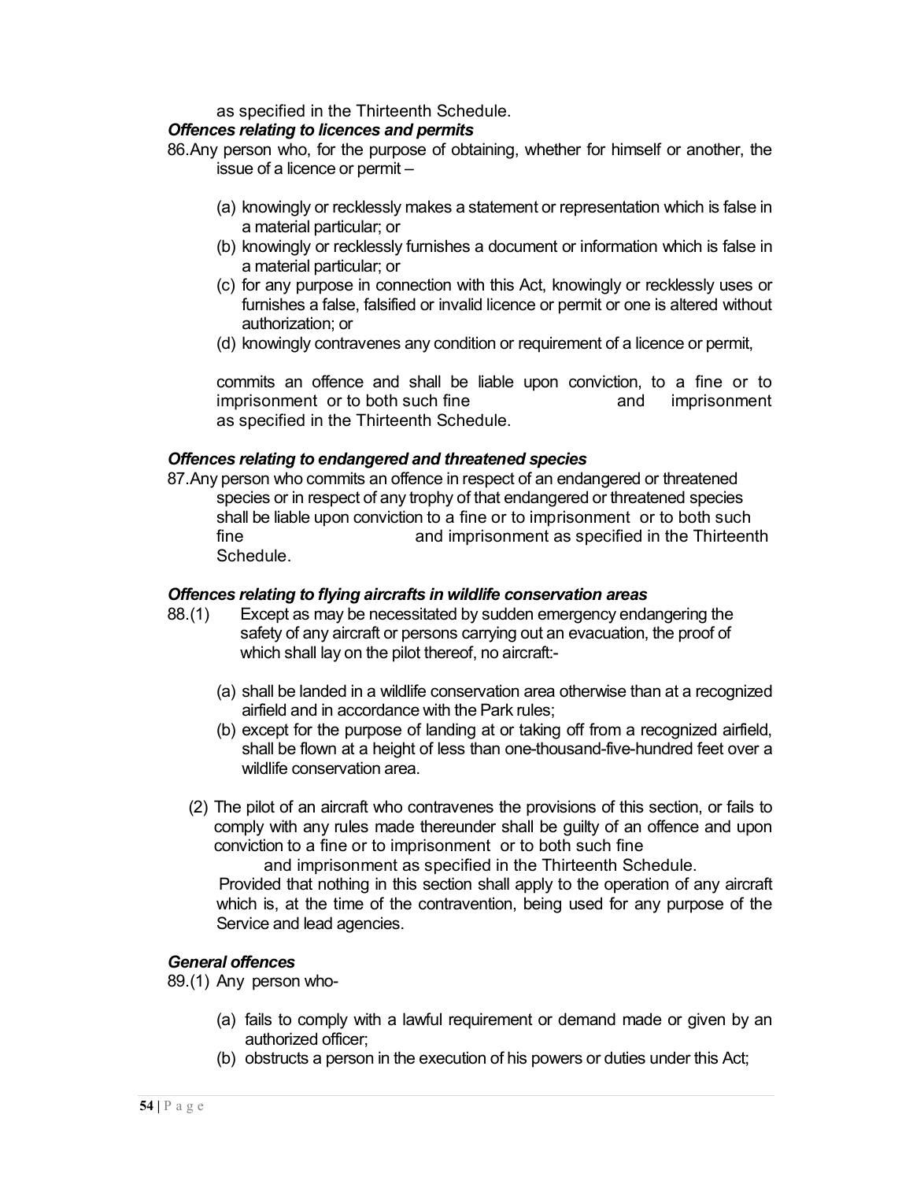as specified in the Thirteenth Schedule.

***Offences relating to licences and permits***

86. Any person who, for the purpose of obtaining, whether for himself or another, the issue of a licence or permit –

(a) knowingly or recklessly makes a statement or representation which is false in a material particular; or
(b) knowingly or recklessly furnishes a document or information which is false in a material particular; or
(c) for any purpose in connection with this Act, knowingly or recklessly uses or furnishes a false, falsified or invalid licence or permit or one is altered without authorization; or
(d) knowingly contravenes any condition or requirement of a licence or permit,

commits an offence and shall be liable upon conviction, to a fine or to imprisonment or to both such fine and imprisonment as specified in the Thirteenth Schedule.

***Offences relating to endangered and threatened species***

87. Any person who commits an offence in respect of an endangered or threatened species or in respect of any trophy of that endangered or threatened species shall be liable upon conviction to a fine or to imprisonment or to both such fine and imprisonment as specified in the Thirteenth Schedule.

***Offences relating to flying aircrafts in wildlife conservation areas***

88.(1) Except as may be necessitated by sudden emergency endangering the safety of any aircraft or persons carrying out an evacuation, the proof of which shall lay on the pilot thereof, no aircraft:-

(a) shall be landed in a wildlife conservation area otherwise than at a recognized airfield and in accordance with the Park rules;
(b) except for the purpose of landing at or taking off from a recognized airfield, shall be flown at a height of less than one-thousand-five-hundred feet over a wildlife conservation area.

(2) The pilot of an aircraft who contravenes the provisions of this section, or fails to comply with any rules made thereunder shall be guilty of an offence and upon conviction to a fine or to imprisonment or to both such fine and imprisonment as specified in the Thirteenth Schedule.

Provided that nothing in this section shall apply to the operation of any aircraft which is, at the time of the contravention, being used for any purpose of the Service and lead agencies.

***General offences***

89.(1) Any person who-

(a) fails to comply with a lawful requirement or demand made or given by an authorized officer;
(b) obstructs a person in the execution of his powers or duties under this Act;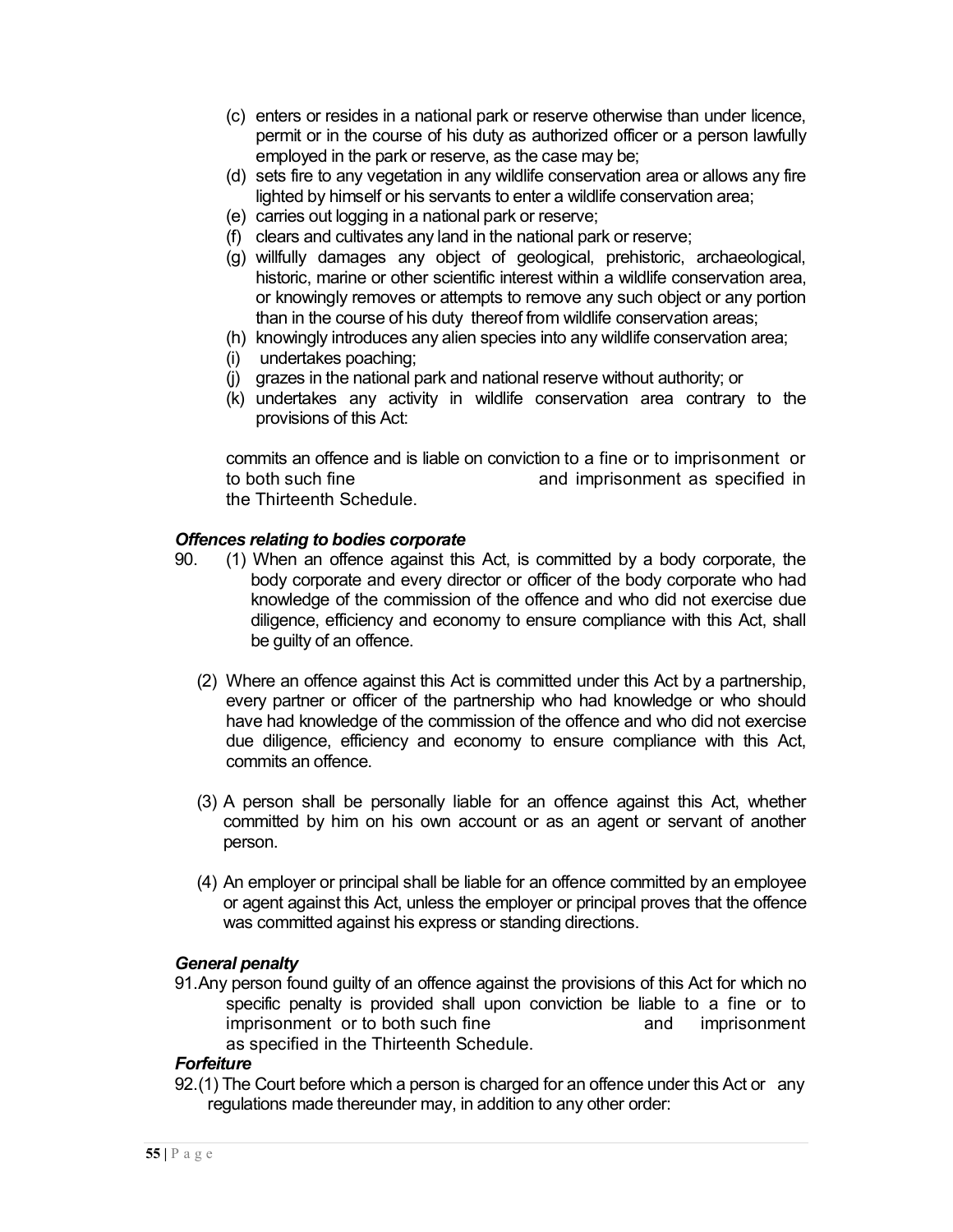(c) enters or resides in a national park or reserve otherwise than under licence, permit or in the course of his duty as authorized officer or a person lawfully employed in the park or reserve, as the case may be;

(d) sets fire to any vegetation in any wildlife conservation area or allows any fire lighted by himself or his servants to enter a wildlife conservation area;

(e) carries out logging in a national park or reserve;

(f) clears and cultivates any land in the national park or reserve;

(g) willfully damages any object of geological, prehistoric, archaeological, historic, marine or other scientific interest within a wildlife conservation area, or knowingly removes or attempts to remove any such object or any portion than in the course of his duty thereof from wildlife conservation areas;

(h) knowingly introduces any alien species into any wildlife conservation area;

(i) undertakes poaching;

(j) grazes in the national park and national reserve without authority; or

(k) undertakes any activity in wildlife conservation area contrary to the provisions of this Act:

commits an offence and is liable on conviction to a fine or to imprisonment or to both such fine and imprisonment as specified in the Thirteenth Schedule.

***Offences relating to bodies corporate***

90. (1) When an offence against this Act, is committed by a body corporate, the body corporate and every director or officer of the body corporate who had knowledge of the commission of the offence and who did not exercise due diligence, efficiency and economy to ensure compliance with this Act, shall be guilty of an offence.

(2) Where an offence against this Act is committed under this Act by a partnership, every partner or officer of the partnership who had knowledge or who should have had knowledge of the commission of the offence and who did not exercise due diligence, efficiency and economy to ensure compliance with this Act, commits an offence.

(3) A person shall be personally liable for an offence against this Act, whether committed by him on his own account or as an agent or servant of another person.

(4) An employer or principal shall be liable for an offence committed by an employee or agent against this Act, unless the employer or principal proves that the offence was committed against his express or standing directions.

***General penalty***

91. Any person found guilty of an offence against the provisions of this Act for which no specific penalty is provided shall upon conviction be liable to a fine or to imprisonment or to both such fine and imprisonment as specified in the Thirteenth Schedule.

***Forfeiture***

92. (1) The Court before which a person is charged for an offence under this Act or any regulations made thereunder may, in addition to any other order: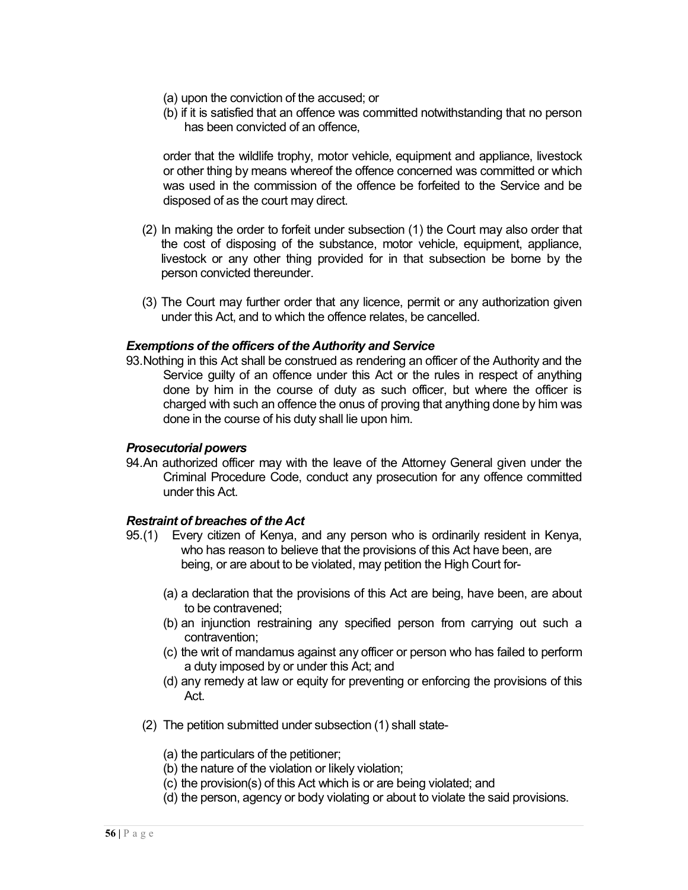(a) upon the conviction of the accused; or

(b) if it is satisfied that an offence was committed notwithstanding that no person has been convicted of an offence,

order that the wildlife trophy, motor vehicle, equipment and appliance, livestock or other thing by means whereof the offence concerned was committed or which was used in the commission of the offence be forfeited to the Service and be disposed of as the court may direct.

(2) In making the order to forfeit under subsection (1) the Court may also order that the cost of disposing of the substance, motor vehicle, equipment, appliance, livestock or any other thing provided for in that subsection be borne by the person convicted thereunder.

(3) The Court may further order that any licence, permit or any authorization given under this Act, and to which the offence relates, be cancelled.

***Exemptions of the officers of the Authority and Service***

93. Nothing in this Act shall be construed as rendering an officer of the Authority and the Service guilty of an offence under this Act or the rules in respect of anything done by him in the course of duty as such officer, but where the officer is charged with such an offence the onus of proving that anything done by him was done in the course of his duty shall lie upon him.

***Prosecutorial powers***

94. An authorized officer may with the leave of the Attorney General given under the Criminal Procedure Code, conduct any prosecution for any offence committed under this Act.

***Restraint of breaches of the Act***

95.(1) Every citizen of Kenya, and any person who is ordinarily resident in Kenya, who has reason to believe that the provisions of this Act have been, are being, or are about to be violated, may petition the High Court for-

(a) a declaration that the provisions of this Act are being, have been, are about to be contravened;

(b) an injunction restraining any specified person from carrying out such a contravention;

(c) the writ of mandamus against any officer or person who has failed to perform a duty imposed by or under this Act; and

(d) any remedy at law or equity for preventing or enforcing the provisions of this Act.

(2) The petition submitted under subsection (1) shall state-

(a) the particulars of the petitioner;

(b) the nature of the violation or likely violation;

(c) the provision(s) of this Act which is or are being violated; and

(d) the person, agency or body violating or about to violate the said provisions.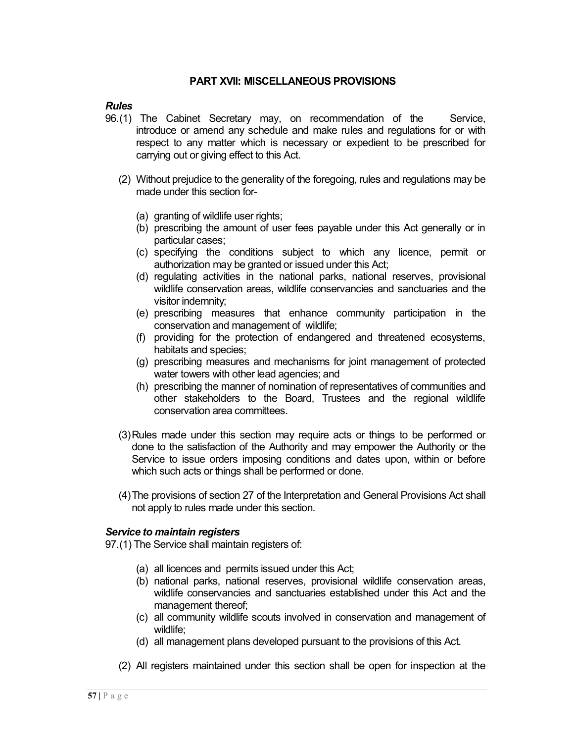## PART XVII: MISCELLANEOUS PROVISIONS

***Rules***

96.(1) The Cabinet Secretary may, on recommendation of the Service, introduce or amend any schedule and make rules and regulations for or with respect to any matter which is necessary or expedient to be prescribed for carrying out or giving effect to this Act.

(2) Without prejudice to the generality of the foregoing, rules and regulations may be made under this section for-

(a) granting of wildlife user rights;

(b) prescribing the amount of user fees payable under this Act generally or in particular cases;

(c) specifying the conditions subject to which any licence, permit or authorization may be granted or issued under this Act;

(d) regulating activities in the national parks, national reserves, provisional wildlife conservation areas, wildlife conservancies and sanctuaries and the visitor indemnity;

(e) prescribing measures that enhance community participation in the conservation and management of wildlife;

(f) providing for the protection of endangered and threatened ecosystems, habitats and species;

(g) prescribing measures and mechanisms for joint management of protected water towers with other lead agencies; and

(h) prescribing the manner of nomination of representatives of communities and other stakeholders to the Board, Trustees and the regional wildlife conservation area committees.

(3) Rules made under this section may require acts or things to be performed or done to the satisfaction of the Authority and may empower the Authority or the Service to issue orders imposing conditions and dates upon, within or before which such acts or things shall be performed or done.

(4) The provisions of section 27 of the Interpretation and General Provisions Act shall not apply to rules made under this section.

***Service to maintain registers***

97.(1) The Service shall maintain registers of:

(a) all licences and permits issued under this Act;

(b) national parks, national reserves, provisional wildlife conservation areas, wildlife conservancies and sanctuaries established under this Act and the management thereof;

(c) all community wildlife scouts involved in conservation and management of wildlife;

(d) all management plans developed pursuant to the provisions of this Act.

(2) All registers maintained under this section shall be open for inspection at the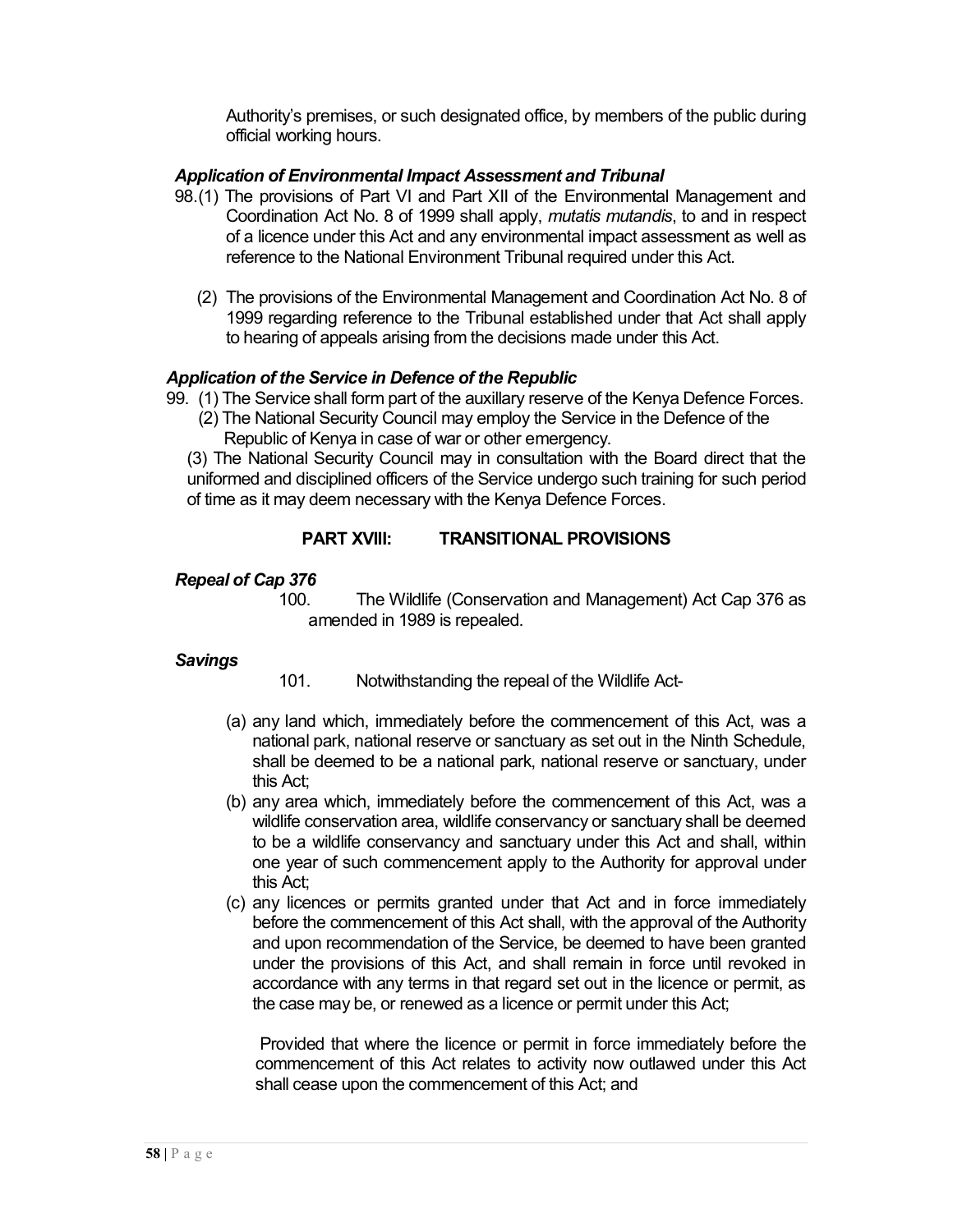Authority's premises, or such designated office, by members of the public during official working hours.

***Application of Environmental Impact Assessment and Tribunal***

98.(1) The provisions of Part VI and Part XII of the Environmental Management and Coordination Act No. 8 of 1999 shall apply, *mutatis mutandis*, to and in respect of a licence under this Act and any environmental impact assessment as well as reference to the National Environment Tribunal required under this Act.

(2) The provisions of the Environmental Management and Coordination Act No. 8 of 1999 regarding reference to the Tribunal established under that Act shall apply to hearing of appeals arising from the decisions made under this Act.

***Application of the Service in Defence of the Republic***

99. (1) The Service shall form part of the auxillary reserve of the Kenya Defence Forces.

(2) The National Security Council may employ the Service in the Defence of the Republic of Kenya in case of war or other emergency.

(3) The National Security Council may in consultation with the Board direct that the uniformed and disciplined officers of the Service undergo such training for such period of time as it may deem necessary with the Kenya Defence Forces.

## PART XVIII: TRANSITIONAL PROVISIONS

***Repeal of Cap 376***

100. The Wildlife (Conservation and Management) Act Cap 376 as amended in 1989 is repealed.

***Savings***

101. Notwithstanding the repeal of the Wildlife Act-

(a) any land which, immediately before the commencement of this Act, was a national park, national reserve or sanctuary as set out in the Ninth Schedule, shall be deemed to be a national park, national reserve or sanctuary, under this Act;

(b) any area which, immediately before the commencement of this Act, was a wildlife conservation area, wildlife conservancy or sanctuary shall be deemed to be a wildlife conservancy and sanctuary under this Act and shall, within one year of such commencement apply to the Authority for approval under this Act;

(c) any licences or permits granted under that Act and in force immediately before the commencement of this Act shall, with the approval of the Authority and upon recommendation of the Service, be deemed to have been granted under the provisions of this Act, and shall remain in force until revoked in accordance with any terms in that regard set out in the licence or permit, as the case may be, or renewed as a licence or permit under this Act;

Provided that where the licence or permit in force immediately before the commencement of this Act relates to activity now outlawed under this Act shall cease upon the commencement of this Act; and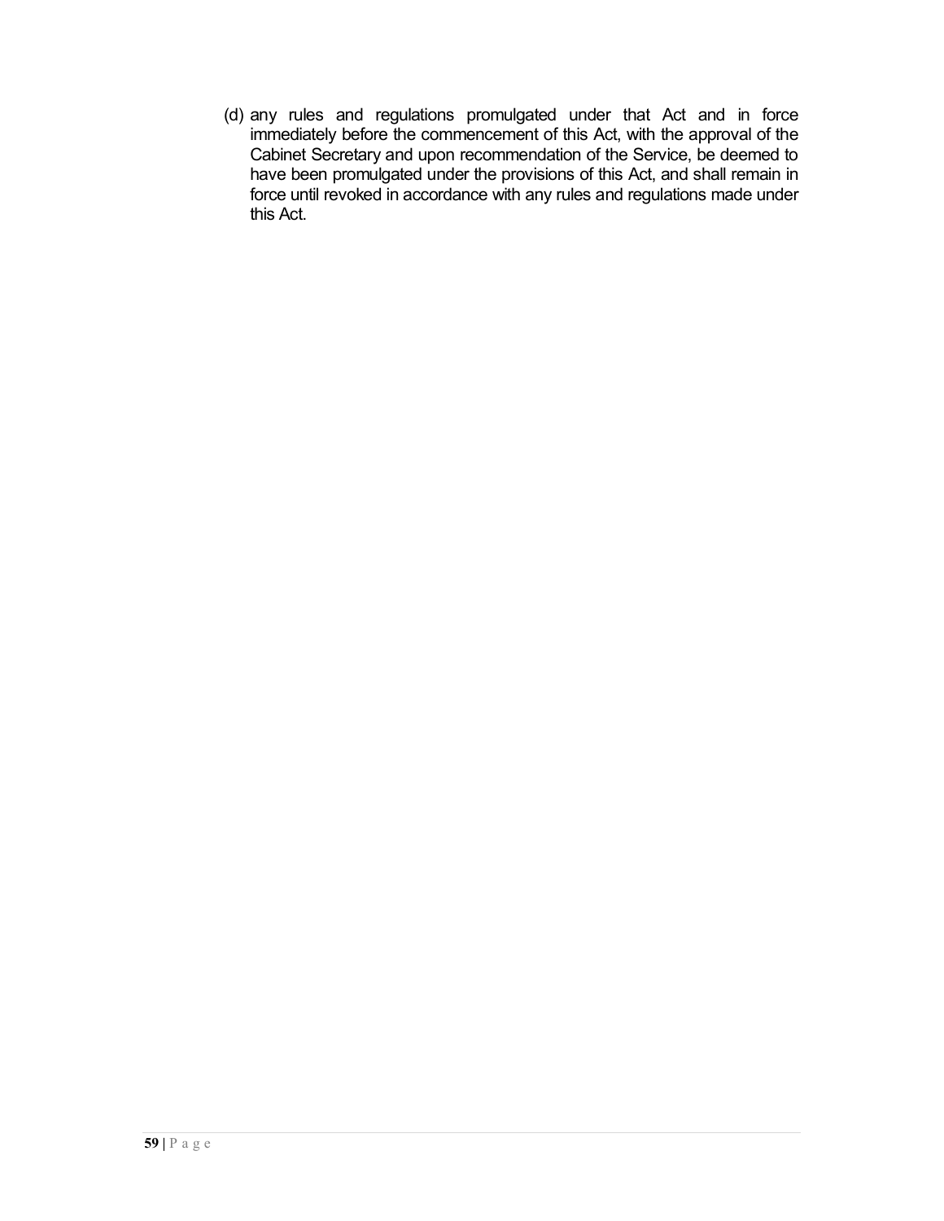(d) any rules and regulations promulgated under that Act and in force immediately before the commencement of this Act, with the approval of the Cabinet Secretary and upon recommendation of the Service, be deemed to have been promulgated under the provisions of this Act, and shall remain in force until revoked in accordance with any rules and regulations made under this Act.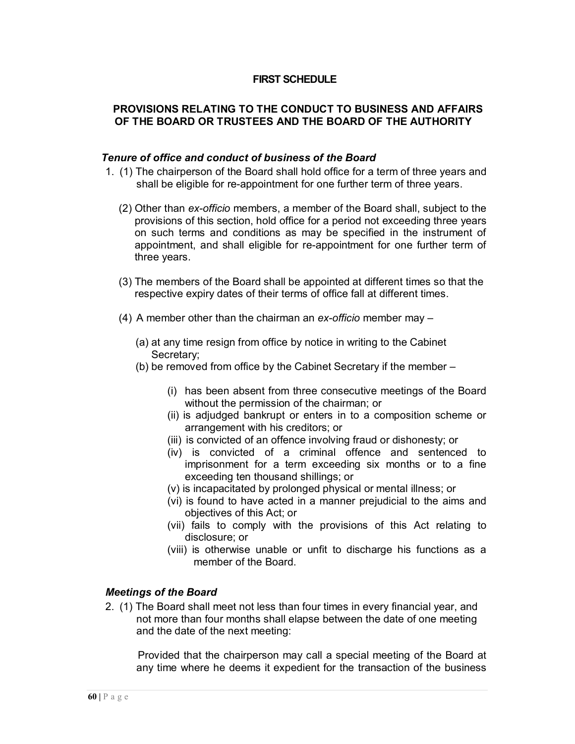# FIRST SCHEDULE

## PROVISIONS RELATING TO THE CONDUCT TO BUSINESS AND AFFAIRS OF THE BOARD OR TRUSTEES AND THE BOARD OF THE AUTHORITY

### *Tenure of office and conduct of business of the Board*

1. (1) The chairperson of the Board shall hold office for a term of three years and shall be eligible for re-appointment for one further term of three years.

   (2) Other than *ex-officio* members, a member of the Board shall, subject to the provisions of this section, hold office for a period not exceeding three years on such terms and conditions as may be specified in the instrument of appointment, and shall eligible for re-appointment for one further term of three years.

   (3) The members of the Board shall be appointed at different times so that the respective expiry dates of their terms of office fall at different times.

   (4) A member other than the chairman an *ex-officio* member may –

   (a) at any time resign from office by notice in writing to the Cabinet Secretary;

   (b) be removed from office by the Cabinet Secretary if the member –

   (i) has been absent from three consecutive meetings of the Board without the permission of the chairman; or

   (ii) is adjudged bankrupt or enters in to a composition scheme or arrangement with his creditors; or

   (iii) is convicted of an offence involving fraud or dishonesty; or

   (iv) is convicted of a criminal offence and sentenced to imprisonment for a term exceeding six months or to a fine exceeding ten thousand shillings; or

   (v) is incapacitated by prolonged physical or mental illness; or

   (vi) is found to have acted in a manner prejudicial to the aims and objectives of this Act; or

   (vii) fails to comply with the provisions of this Act relating to disclosure; or

   (viii) is otherwise unable or unfit to discharge his functions as a member of the Board.

### *Meetings of the Board*

2. (1) The Board shall meet not less than four times in every financial year, and not more than four months shall elapse between the date of one meeting and the date of the next meeting:

   Provided that the chairperson may call a special meeting of the Board at any time where he deems it expedient for the transaction of the business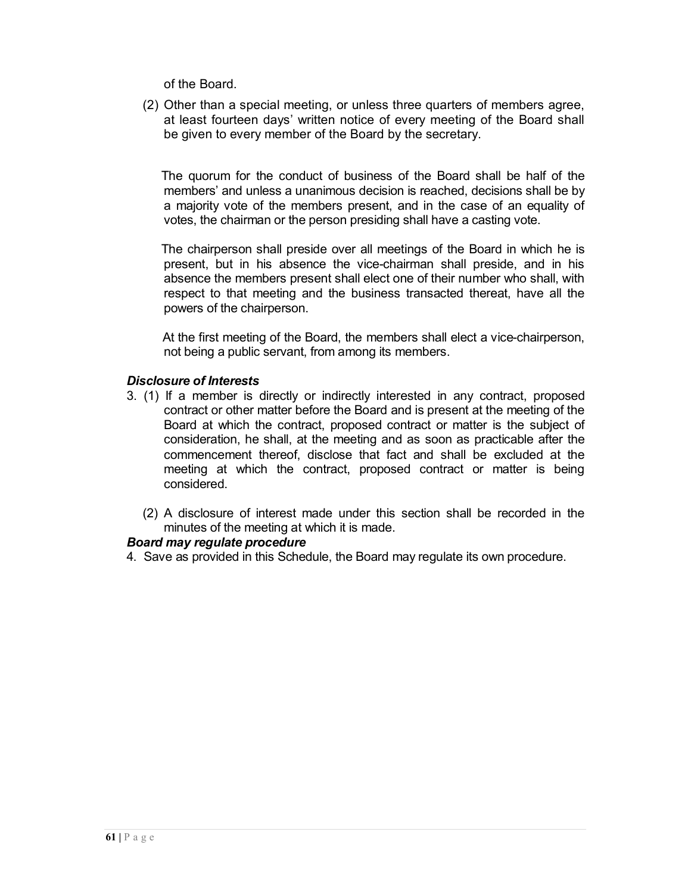of the Board.

(2) Other than a special meeting, or unless three quarters of members agree, at least fourteen days' written notice of every meeting of the Board shall be given to every member of the Board by the secretary.

The quorum for the conduct of business of the Board shall be half of the members' and unless a unanimous decision is reached, decisions shall be by a majority vote of the members present, and in the case of an equality of votes, the chairman or the person presiding shall have a casting vote.

The chairperson shall preside over all meetings of the Board in which he is present, but in his absence the vice-chairman shall preside, and in his absence the members present shall elect one of their number who shall, with respect to that meeting and the business transacted thereat, have all the powers of the chairperson.

At the first meeting of the Board, the members shall elect a vice-chairperson, not being a public servant, from among its members.

***Disclosure of Interests***

3. (1) If a member is directly or indirectly interested in any contract, proposed contract or other matter before the Board and is present at the meeting of the Board at which the contract, proposed contract or matter is the subject of consideration, he shall, at the meeting and as soon as practicable after the commencement thereof, disclose that fact and shall be excluded at the meeting at which the contract, proposed contract or matter is being considered.

(2) A disclosure of interest made under this section shall be recorded in the minutes of the meeting at which it is made.

***Board may regulate procedure***

4. Save as provided in this Schedule, the Board may regulate its own procedure.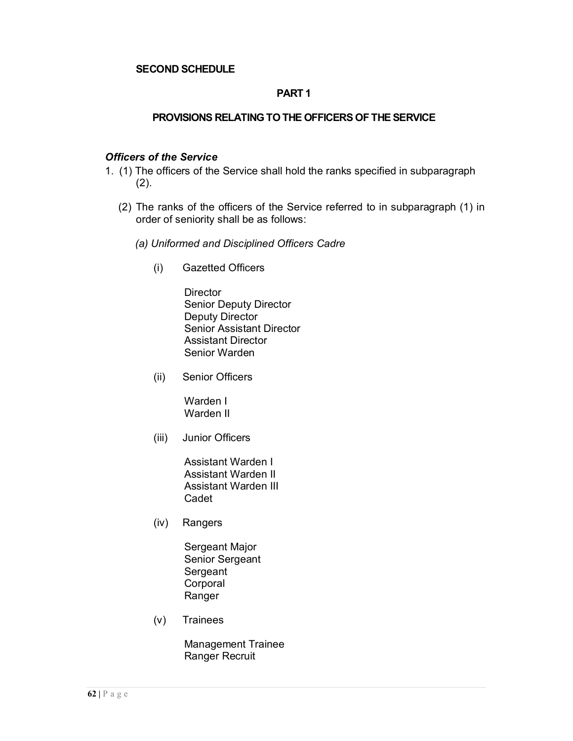**SECOND SCHEDULE**

**PART 1**

**PROVISIONS RELATING TO THE OFFICERS OF THE SERVICE**

***Officers of the Service***

1. (1) The officers of the Service shall hold the ranks specified in subparagraph (2).

   (2) The ranks of the officers of the Service referred to in subparagraph (1) in order of seniority shall be as follows:

   *(a) Uniformed and Disciplined Officers Cadre*

   (i) Gazetted Officers

   Director
   Senior Deputy Director
   Deputy Director
   Senior Assistant Director
   Assistant Director
   Senior Warden

   (ii) Senior Officers

   Warden I
   Warden II

   (iii) Junior Officers

   Assistant Warden I
   Assistant Warden II
   Assistant Warden III
   Cadet

   (iv) Rangers

   Sergeant Major
   Senior Sergeant
   Sergeant
   Corporal
   Ranger

   (v) Trainees

   Management Trainee
   Ranger Recruit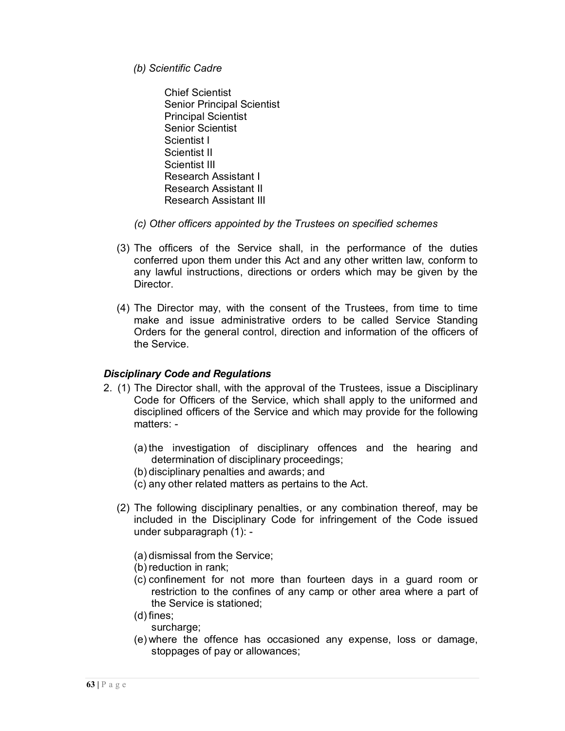*(b) Scientific Cadre*

Chief Scientist
Senior Principal Scientist
Principal Scientist
Senior Scientist
Scientist I
Scientist II
Scientist III
Research Assistant I
Research Assistant II
Research Assistant III

*(c) Other officers appointed by the Trustees on specified schemes*

(3) The officers of the Service shall, in the performance of the duties conferred upon them under this Act and any other written law, conform to any lawful instructions, directions or orders which may be given by the Director.

(4) The Director may, with the consent of the Trustees, from time to time make and issue administrative orders to be called Service Standing Orders for the general control, direction and information of the officers of the Service.

### *Disciplinary Code and Regulations*

2. (1) The Director shall, with the approval of the Trustees, issue a Disciplinary Code for Officers of the Service, which shall apply to the uniformed and disciplined officers of the Service and which may provide for the following matters: -

   (a) the investigation of disciplinary offences and the hearing and determination of disciplinary proceedings;
   (b) disciplinary penalties and awards; and
   (c) any other related matters as pertains to the Act.

   (2) The following disciplinary penalties, or any combination thereof, may be included in the Disciplinary Code for infringement of the Code issued under subparagraph (1): -

   (a) dismissal from the Service;
   (b) reduction in rank;
   (c) confinement for not more than fourteen days in a guard room or restriction to the confines of any camp or other area where a part of the Service is stationed;
   (d) fines;
   surcharge;
   (e) where the offence has occasioned any expense, loss or damage, stoppages of pay or allowances;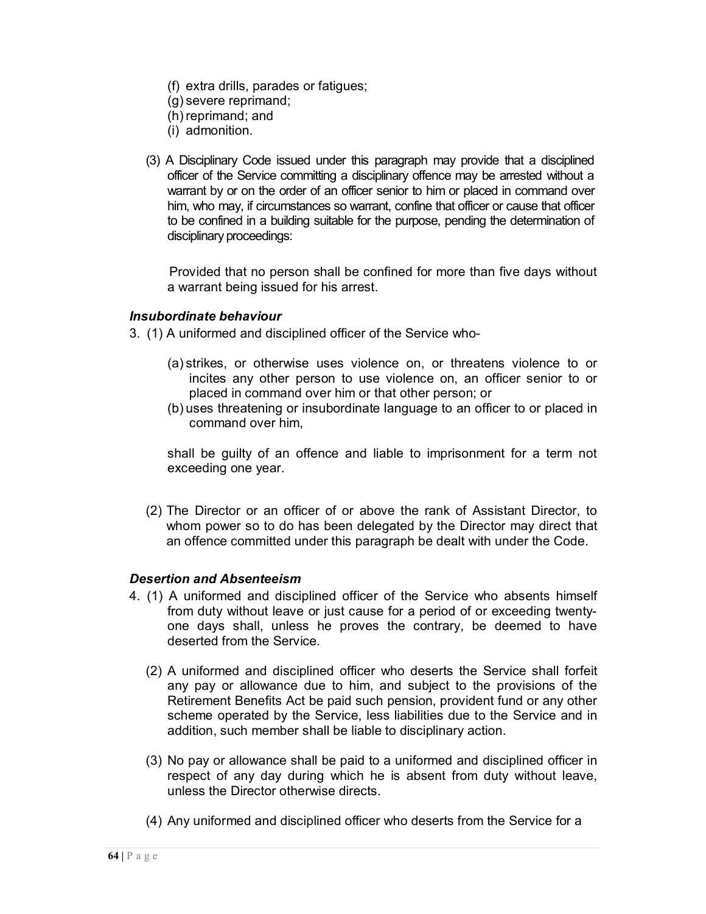(f) extra drills, parades or fatigues;
(g) severe reprimand;
(h) reprimand; and
(i) admonition.

(3) A Disciplinary Code issued under this paragraph may provide that a disciplined officer of the Service committing a disciplinary offence may be arrested without a warrant by or on the order of an officer senior to him or placed in command over him, who may, if circumstances so warrant, confine that officer or cause that officer to be confined in a building suitable for the purpose, pending the determination of disciplinary proceedings:

Provided that no person shall be confined for more than five days without a warrant being issued for his arrest.

### *Insubordinate behaviour*

3. (1) A uniformed and disciplined officer of the Service who-

(a) strikes, or otherwise uses violence on, or threatens violence to or incites any other person to use violence on, an officer senior to or placed in command over him or that other person; or
(b) uses threatening or insubordinate language to an officer to or placed in command over him,

shall be guilty of an offence and liable to imprisonment for a term not exceeding one year.

(2) The Director or an officer of or above the rank of Assistant Director, to whom power so to do has been delegated by the Director may direct that an offence committed under this paragraph be dealt with under the Code.

### *Desertion and Absenteeism*

4. (1) A uniformed and disciplined officer of the Service who absents himself from duty without leave or just cause for a period of or exceeding twenty-one days shall, unless he proves the contrary, be deemed to have deserted from the Service.

(2) A uniformed and disciplined officer who deserts the Service shall forfeit any pay or allowance due to him, and subject to the provisions of the Retirement Benefits Act be paid such pension, provident fund or any other scheme operated by the Service, less liabilities due to the Service and in addition, such member shall be liable to disciplinary action.

(3) No pay or allowance shall be paid to a uniformed and disciplined officer in respect of any day during which he is absent from duty without leave, unless the Director otherwise directs.

(4) Any uniformed and disciplined officer who deserts from the Service for a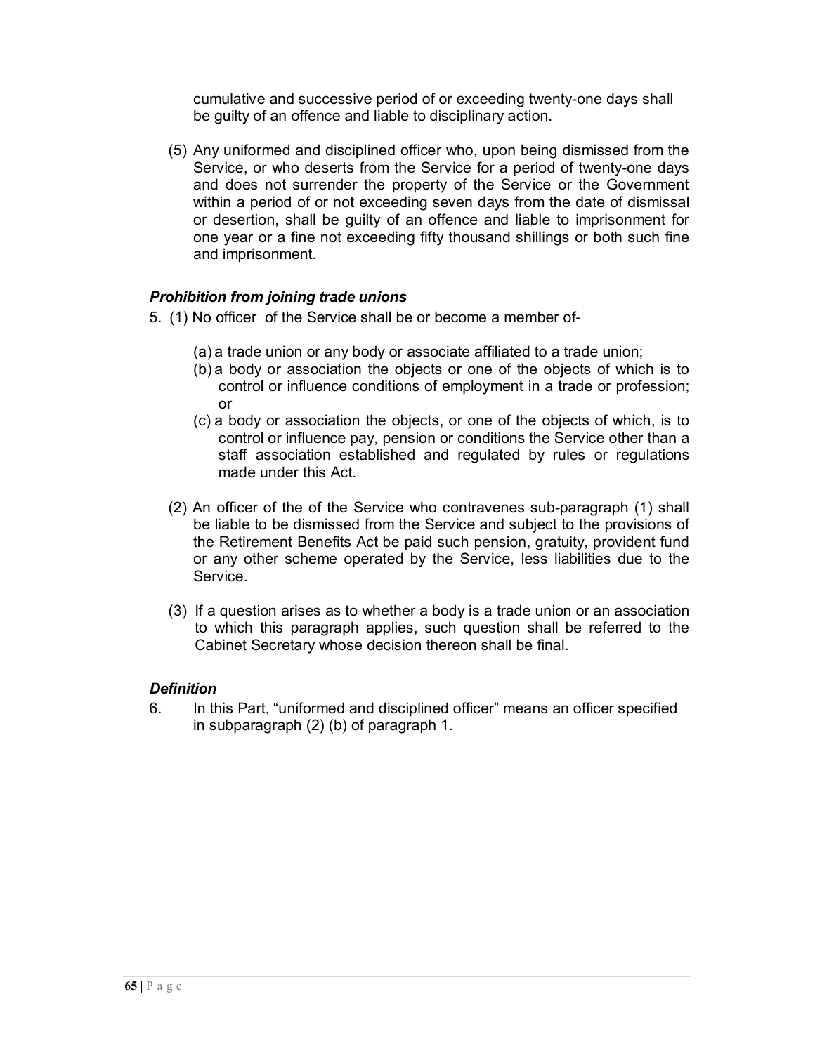cumulative and successive period of or exceeding twenty-one days shall be guilty of an offence and liable to disciplinary action.

(5) Any uniformed and disciplined officer who, upon being dismissed from the Service, or who deserts from the Service for a period of twenty-one days and does not surrender the property of the Service or the Government within a period of or not exceeding seven days from the date of dismissal or desertion, shall be guilty of an offence and liable to imprisonment for one year or a fine not exceeding fifty thousand shillings or both such fine and imprisonment.

### *Prohibition from joining trade unions*

5. (1) No officer of the Service shall be or become a member of-

   (a) a trade union or any body or associate affiliated to a trade union;
   (b) a body or association the objects or one of the objects of which is to control or influence conditions of employment in a trade or profession; or
   (c) a body or association the objects, or one of the objects of which, is to control or influence pay, pension or conditions the Service other than a staff association established and regulated by rules or regulations made under this Act.

(2) An officer of the of the Service who contravenes sub-paragraph (1) shall be liable to be dismissed from the Service and subject to the provisions of the Retirement Benefits Act be paid such pension, gratuity, provident fund or any other scheme operated by the Service, less liabilities due to the Service.

(3) If a question arises as to whether a body is a trade union or an association to which this paragraph applies, such question shall be referred to the Cabinet Secretary whose decision thereon shall be final.

### *Definition*

6. In this Part, "uniformed and disciplined officer" means an officer specified in subparagraph (2) (b) of paragraph 1.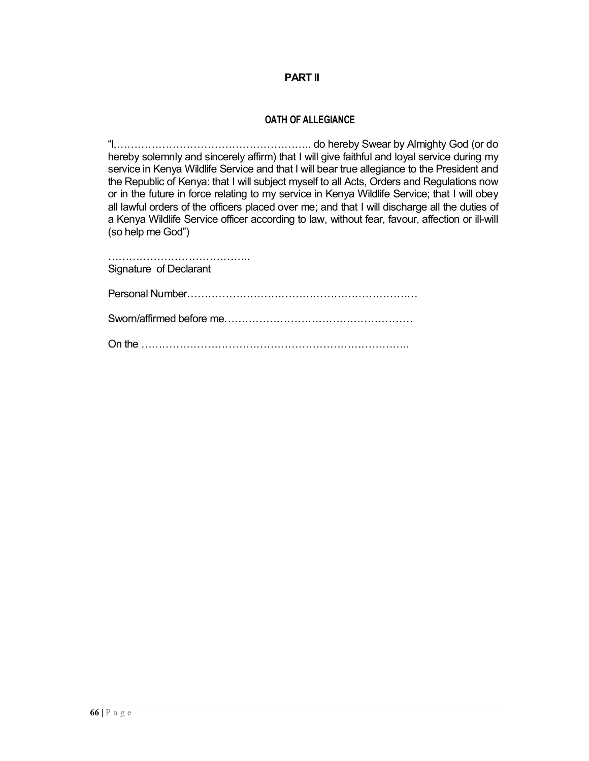## PART II

### OATH OF ALLEGIANCE

"I,………………………………………………….. do hereby Swear by Almighty God (or do hereby solemnly and sincerely affirm) that I will give faithful and loyal service during my service in Kenya Wildlife Service and that I will bear true allegiance to the President and the Republic of Kenya: that I will subject myself to all Acts, Orders and Regulations now or in the future in force relating to my service in Kenya Wildlife Service; that I will obey all lawful orders of the officers placed over me; and that I will discharge all the duties of a Kenya Wildlife Service officer according to law, without fear, favour, affection or ill-will (so help me God")

…………………………………..
Signature of Declarant

Personal Number…………………………………………………………

Sworn/affirmed before me………………………………………………

On the …………………………………………………………………..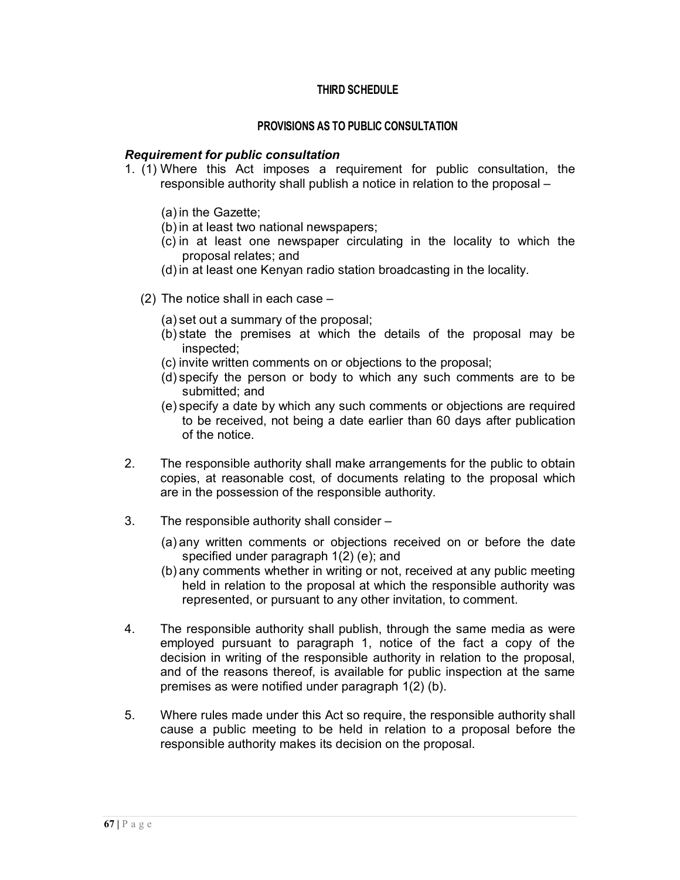## THIRD SCHEDULE

### PROVISIONS AS TO PUBLIC CONSULTATION

***Requirement for public consultation***

1. (1) Where this Act imposes a requirement for public consultation, the responsible authority shall publish a notice in relation to the proposal –

   (a) in the Gazette;
   (b) in at least two national newspapers;
   (c) in at least one newspaper circulating in the locality to which the proposal relates; and
   (d) in at least one Kenyan radio station broadcasting in the locality.

   (2) The notice shall in each case –

   (a) set out a summary of the proposal;
   (b) state the premises at which the details of the proposal may be inspected;
   (c) invite written comments on or objections to the proposal;
   (d) specify the person or body to which any such comments are to be submitted; and
   (e) specify a date by which any such comments or objections are required to be received, not being a date earlier than 60 days after publication of the notice.

2. The responsible authority shall make arrangements for the public to obtain copies, at reasonable cost, of documents relating to the proposal which are in the possession of the responsible authority.

3. The responsible authority shall consider –

   (a) any written comments or objections received on or before the date specified under paragraph 1(2) (e); and
   (b) any comments whether in writing or not, received at any public meeting held in relation to the proposal at which the responsible authority was represented, or pursuant to any other invitation, to comment.

4. The responsible authority shall publish, through the same media as were employed pursuant to paragraph 1, notice of the fact a copy of the decision in writing of the responsible authority in relation to the proposal, and of the reasons thereof, is available for public inspection at the same premises as were notified under paragraph 1(2) (b).

5. Where rules made under this Act so require, the responsible authority shall cause a public meeting to be held in relation to a proposal before the responsible authority makes its decision on the proposal.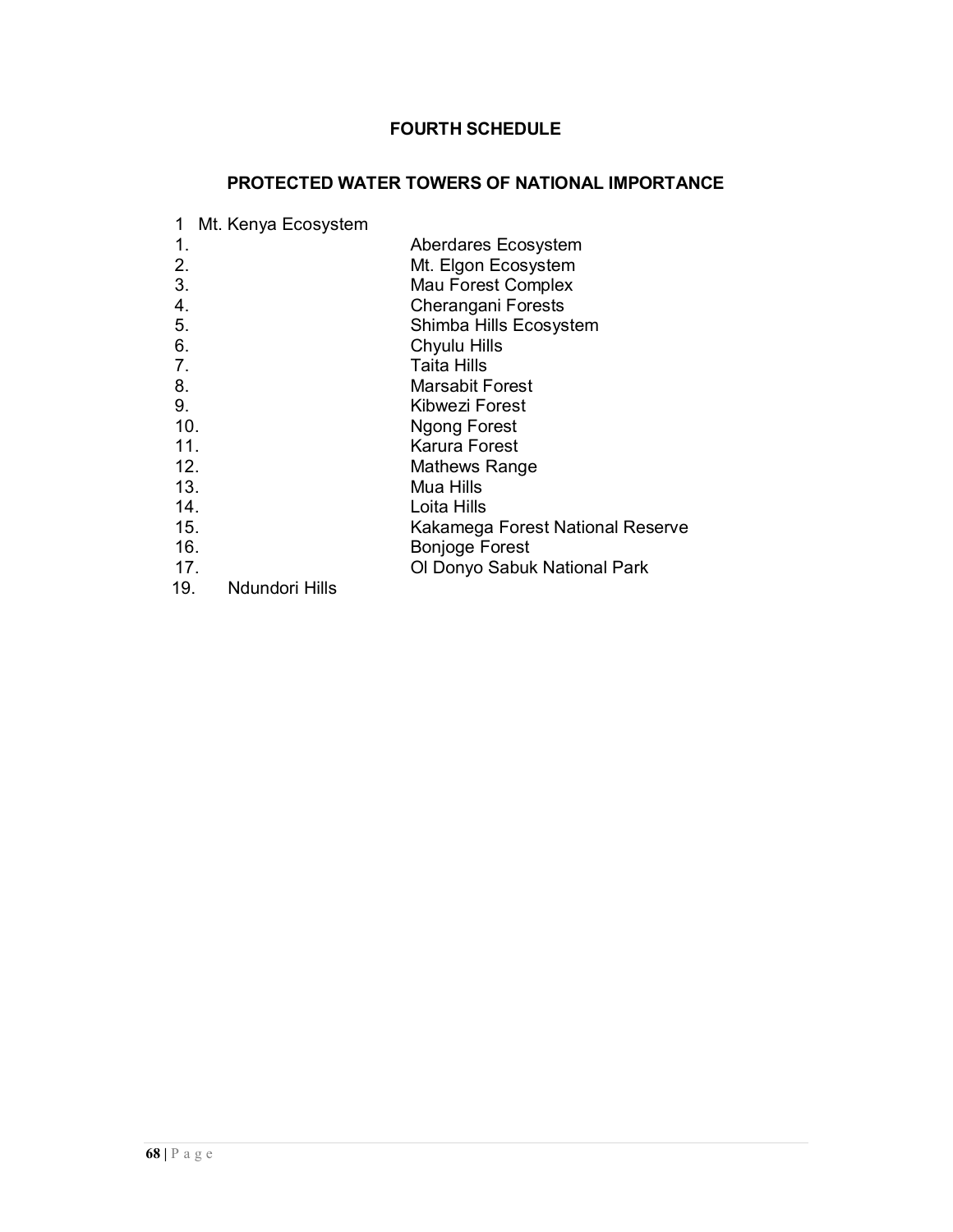## FOURTH SCHEDULE

## PROTECTED WATER TOWERS OF NATIONAL IMPORTANCE

1 Mt. Kenya Ecosystem
1. Aberdares Ecosystem
2. Mt. Elgon Ecosystem
3. Mau Forest Complex
4. Cherangani Forests
5. Shimba Hills Ecosystem
6. Chyulu Hills
7. Taita Hills
8. Marsabit Forest
9. Kibwezi Forest
10. Ngong Forest
11. Karura Forest
12. Mathews Range
13. Mua Hills
14. Loita Hills
15. Kakamega Forest National Reserve
16. Bonjoge Forest
17. Ol Donyo Sabuk National Park
19. Ndundori Hills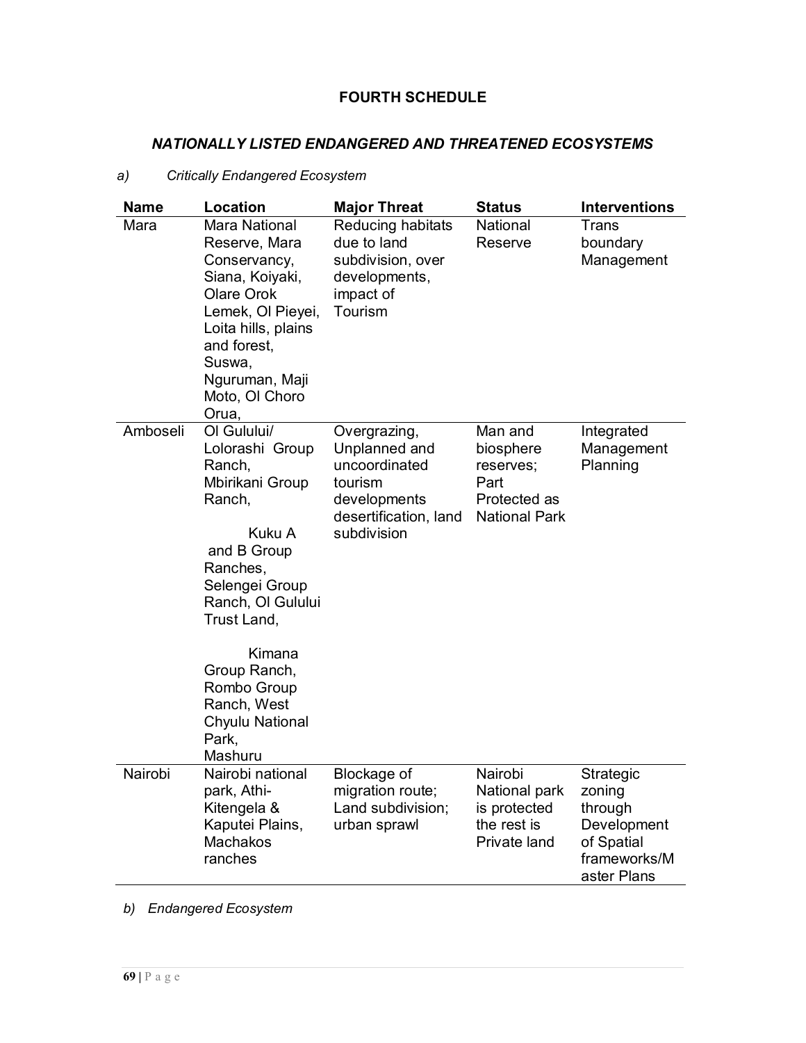## FOURTH SCHEDULE

### *NATIONALLY LISTED ENDANGERED AND THREATENED ECOSYSTEMS*

*a) Critically Endangered Ecosystem*

| Name | Location | Major Threat | Status | Interventions |
|---|---|---|---|---|
| Mara | Mara National Reserve, Mara Conservancy, Siana, Koiyaki, Olare Orok Lemek, Ol Pieyei, Loita hills, plains and forest, Suswa, Nguruman, Maji Moto, Ol Choro Orua, | Reducing habitats due to land subdivision, over developments, impact of Tourism | National Reserve | Trans boundary Management |
| Amboseli | Ol Gulului/ Lolorashi Group Ranch, Mbirikani Group Ranch, Kuku A and B Group Ranches, Selengei Group Ranch, Ol Gulului Trust Land, Kimana Group Ranch, Rombo Group Ranch, West Chyulu National Park, Mashuru | Overgrazing, Unplanned and uncoordinated tourism developments desertification, land subdivision | Man and biosphere reserves; Part Protected as National Park | Integrated Management Planning |
| Nairobi | Nairobi national park, Athi-Kitengela & Kaputei Plains, Machakos ranches | Blockage of migration route; Land subdivision; urban sprawl | Nairobi National park is protected the rest is Private land | Strategic zoning through Development of Spatial frameworks/Master Plans |

*b) Endangered Ecosystem*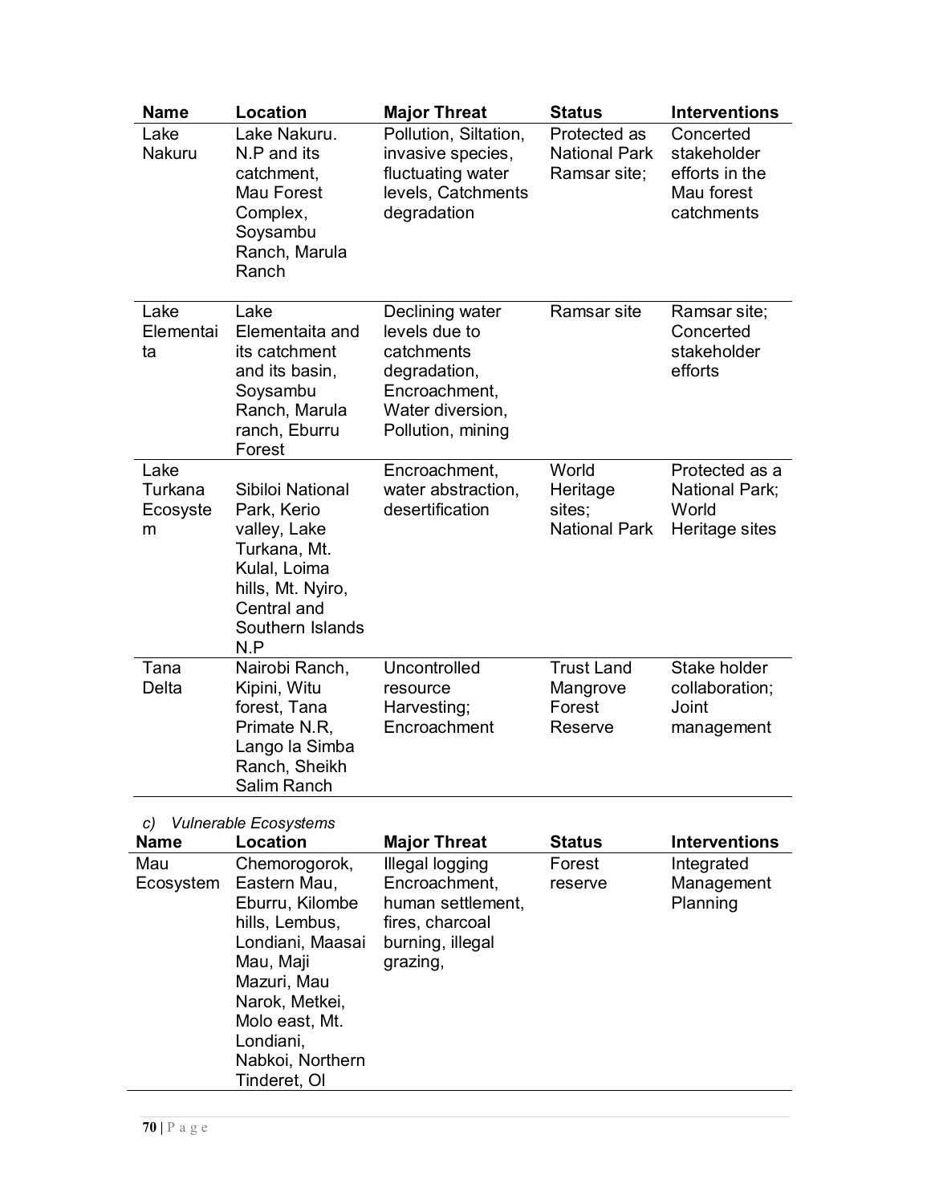| Name | Location | Major Threat | Status | Interventions |
|---|---|---|---|---|
| Lake Nakuru | Lake Nakuru. N.P and its catchment, Mau Forest Complex, Soysambu Ranch, Marula Ranch | Pollution, Siltation, invasive species, fluctuating water levels, Catchments degradation | Protected as National Park Ramsar site; | Concerted stakeholder efforts in the Mau forest catchments |
| Lake Elementaita | Lake Elementaita and its catchment and its basin, Soysambu Ranch, Marula ranch, Eburru Forest | Declining water levels due to catchments degradation, Encroachment, Water diversion, Pollution, mining | Ramsar site | Ramsar site; Concerted stakeholder efforts |
| Lake Turkana Ecosystem | Sibiloi National Park, Kerio valley, Lake Turkana, Mt. Kulal, Loima hills, Mt. Nyiro, Central and Southern Islands N.P | Encroachment, water abstraction, desertification | World Heritage sites; National Park | Protected as a National Park; World Heritage sites |
| Tana Delta | Nairobi Ranch, Kipini, Witu forest, Tana Primate N.R, Lango la Simba Ranch, Sheikh Salim Ranch | Uncontrolled resource Harvesting; Encroachment | Trust Land Mangrove Forest Reserve | Stake holder collaboration; Joint management |

c) *Vulnerable Ecosystems*

| Name | Location | Major Threat | Status | Interventions |
|---|---|---|---|---|
| Mau Ecosystem | Chemorogorok, Eastern Mau, Eburru, Kilombe hills, Lembus, Londiani, Maasai Mau, Maji Mazuri, Mau Narok, Metkei, Molo east, Mt. Londiani, Nabkoi, Northern Tinderet, Ol | Illegal logging Encroachment, human settlement, fires, charcoal burning, illegal grazing, | Forest reserve | Integrated Management Planning |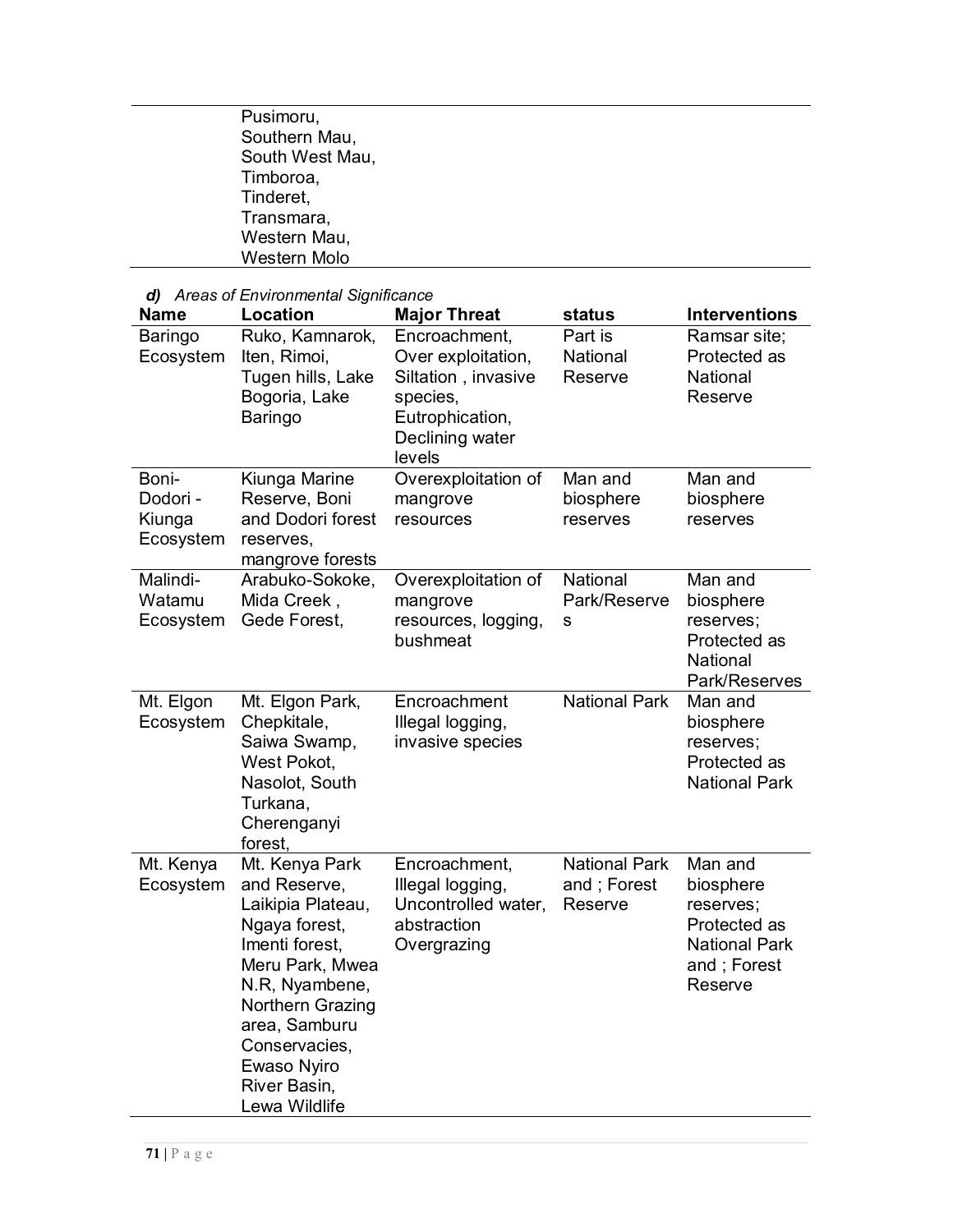| | Pusimoru, Southern Mau, South West Mau, Timboroa, Tinderet, Transmara, Western Mau, Western Molo | | | |
|---|---|---|---|---|

***d) Areas of Environmental Significance***

| Name | Location | Major Threat | status | Interventions |
|---|---|---|---|---|
| Baringo Ecosystem | Ruko, Kamnarok, Iten, Rimoi, Tugen hills, Lake Bogoria, Lake Baringo | Encroachment, Over exploitation, Siltation , invasive species, Eutrophication, Declining water levels | Part is National Reserve | Ramsar site; Protected as National Reserve |
| Boni-Dodori - Kiunga Ecosystem | Kiunga Marine Reserve, Boni and Dodori forest reserves, mangrove forests | Overexploitation of mangrove resources | Man and biosphere reserves | Man and biosphere reserves |
| Malindi-Watamu Ecosystem | Arabuko-Sokoke, Mida Creek , Gede Forest, | Overexploitation of mangrove resources, logging, bushmeat | National Park/Reserves | Man and biosphere reserves; Protected as National Park/Reserves |
| Mt. Elgon Ecosystem | Mt. Elgon Park, Chepkitale, Saiwa Swamp, West Pokot, Nasolot, South Turkana, Cherenganyi forest, | Encroachment Illegal logging, invasive species | National Park | Man and biosphere reserves; Protected as National Park |
| Mt. Kenya Ecosystem | Mt. Kenya Park and Reserve, Laikipia Plateau, Ngaya forest, Imenti forest, Meru Park, Mwea N.R, Nyambene, Northern Grazing area, Samburu Conservacies, Ewaso Nyiro River Basin, Lewa Wildlife | Encroachment, Illegal logging, Uncontrolled water, abstraction Overgrazing | National Park and ; Forest Reserve | Man and biosphere reserves; Protected as National Park and ; Forest Reserve |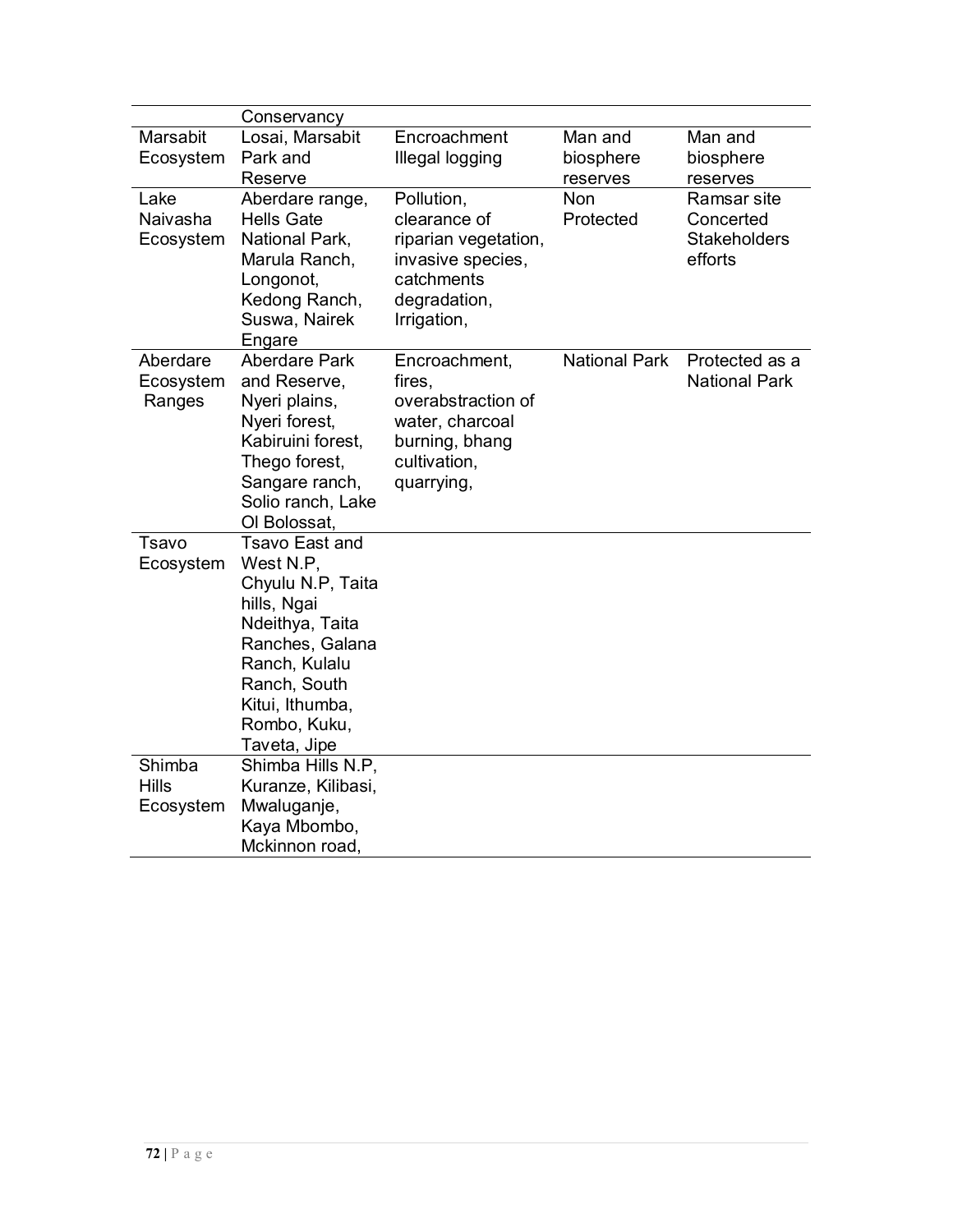| | | | | |
|---|---|---|---|---|
| | Conservancy | | | |
| Marsabit Ecosystem | Losai, Marsabit Park and Reserve | Encroachment Illegal logging | Man and biosphere reserves | Man and biosphere reserves |
| Lake Naivasha Ecosystem | Aberdare range, Hells Gate National Park, Marula Ranch, Longonot, Kedong Ranch, Suswa, Nairek Engare | Pollution, clearance of riparian vegetation, invasive species, catchments degradation, Irrigation, | Non Protected | Ramsar site Concerted Stakeholders efforts |
| Aberdare Ecosystem Ranges | Aberdare Park and Reserve, Nyeri plains, Nyeri forest, Kabiruini forest, Thego forest, Sangare ranch, Solio ranch, Lake Ol Bolossat, | Encroachment, fires, overabstraction of water, charcoal burning, bhang cultivation, quarrying, | National Park | Protected as a National Park |
| Tsavo Ecosystem | Tsavo East and West N.P, Chyulu N.P, Taita hills, Ngai Ndeithya, Taita Ranches, Galana Ranch, Kulalu Ranch, South Kitui, Ithumba, Rombo, Kuku, Taveta, Jipe | | | |
| Shimba Hills Ecosystem | Shimba Hills N.P, Kuranze, Kilibasi, Mwaluganje, Kaya Mbombo, Mckinnon road, | | | |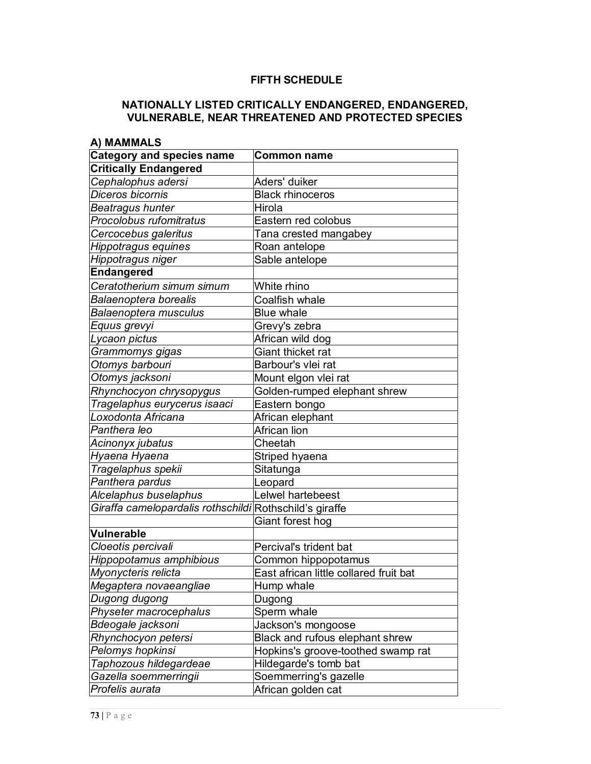## FIFTH SCHEDULE

## NATIONALLY LISTED CRITICALLY ENDANGERED, ENDANGERED, VULNERABLE, NEAR THREATENED AND PROTECTED SPECIES

### A) MAMMALS

| Category and species name | Common name |
|---|---|
| **Critically Endangered** | |
| *Cephalophus adersi* | Aders' duiker |
| *Diceros bicornis* | Black rhinoceros |
| *Beatragus hunter* | Hirola |
| *Procolobus rufomitratus* | Eastern red colobus |
| *Cercocebus galeritus* | Tana crested mangabey |
| *Hippotragus equines* | Roan antelope |
| *Hippotragus niger* | Sable antelope |
| **Endangered** | |
| *Ceratotherium simum simum* | White rhino |
| *Balaenoptera borealis* | Coalfish whale |
| *Balaenoptera musculus* | Blue whale |
| *Equus grevyi* | Grevy's zebra |
| *Lycaon pictus* | African wild dog |
| *Grammomys gigas* | Giant thicket rat |
| *Otomys barbouri* | Barbour's vlei rat |
| *Otomys jacksoni* | Mount elgon vlei rat |
| *Rhynchocyon chrysopygus* | Golden-rumped elephant shrew |
| *Tragelaphus eurycerus isaaci* | Eastern bongo |
| *Loxodonta Africana* | African elephant |
| *Panthera leo* | African lion |
| *Acinonyx jubatus* | Cheetah |
| *Hyaena Hyaena* | Striped hyaena |
| *Tragelaphus spekii* | Sitatunga |
| *Panthera pardus* | Leopard |
| *Alcelaphus buselaphus* | Lelwel hartebeest |
| *Giraffa camelopardalis rothschildi* | Rothschild’s giraffe |
| | Giant forest hog |
| **Vulnerable** | |
| *Cloeotis percivali* | Percival's trident bat |
| *Hippopotamus amphibious* | Common hippopotamus |
| *Myonycteris relicta* | East african little collared fruit bat |
| *Megaptera novaeangliae* | Hump whale |
| *Dugong dugong* | Dugong |
| *Physeter macrocephalus* | Sperm whale |
| *Bdeogale jacksoni* | Jackson's mongoose |
| *Rhynchocyon petersi* | Black and rufous elephant shrew |
| *Pelomys hopkinsi* | Hopkins's groove-toothed swamp rat |
| *Taphozous hildegardeae* | Hildegarde's tomb bat |
| *Gazella soemmerringii* | Soemmerring's gazelle |
| *Profelis aurata* | African golden cat |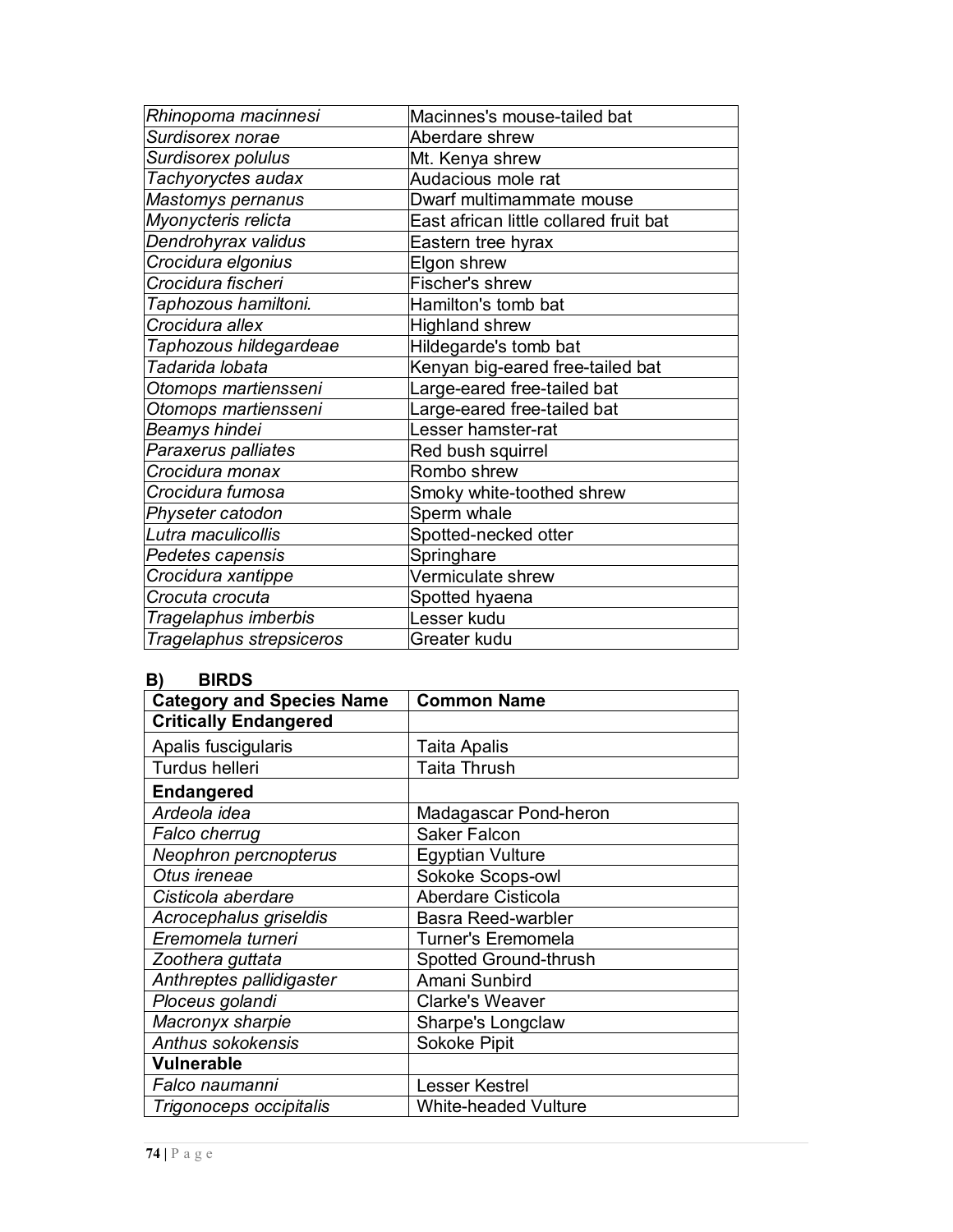| *Rhinopoma macinnesi* | Macinnes's mouse-tailed bat |
|---|---|
| *Surdisorex norae* | Aberdare shrew |
| *Surdisorex polulus* | Mt. Kenya shrew |
| *Tachyoryctes audax* | Audacious mole rat |
| *Mastomys pernanus* | Dwarf multimammate mouse |
| *Myonycteris relicta* | East african little collared fruit bat |
| *Dendrohyrax validus* | Eastern tree hyrax |
| *Crocidura elgonius* | Elgon shrew |
| *Crocidura fischeri* | Fischer's shrew |
| *Taphozous hamiltoni.* | Hamilton's tomb bat |
| *Crocidura allex* | Highland shrew |
| *Taphozous hildegardeae* | Hildegarde's tomb bat |
| *Tadarida lobata* | Kenyan big-eared free-tailed bat |
| *Otomops martiensseni* | Large-eared free-tailed bat |
| *Otomops martiensseni* | Large-eared free-tailed bat |
| *Beamys hindei* | Lesser hamster-rat |
| *Paraxerus palliates* | Red bush squirrel |
| *Crocidura monax* | Rombo shrew |
| *Crocidura fumosa* | Smoky white-toothed shrew |
| *Physeter catodon* | Sperm whale |
| *Lutra maculicollis* | Spotted-necked otter |
| *Pedetes capensis* | Springhare |
| *Crocidura xantippe* | Vermiculate shrew |
| *Crocuta crocuta* | Spotted hyaena |
| *Tragelaphus imberbis* | Lesser kudu |
| *Tragelaphus strepsiceros* | Greater kudu |

## B) BIRDS

| **Category and Species Name** | **Common Name** |
|---|---|
| **Critically Endangered** | |
| Apalis fuscigularis | Taita Apalis |
| Turdus helleri | Taita Thrush |
| **Endangered** | |
| *Ardeola idea* | Madagascar Pond-heron |
| *Falco cherrug* | Saker Falcon |
| *Neophron percnopterus* | Egyptian Vulture |
| *Otus ireneae* | Sokoke Scops-owl |
| *Cisticola aberdare* | Aberdare Cisticola |
| *Acrocephalus griseldis* | Basra Reed-warbler |
| *Eremomela turneri* | Turner's Eremomela |
| *Zoothera guttata* | Spotted Ground-thrush |
| *Anthreptes pallidigaster* | Amani Sunbird |
| *Ploceus golandi* | Clarke's Weaver |
| *Macronyx sharpie* | Sharpe's Longclaw |
| *Anthus sokokensis* | Sokoke Pipit |
| **Vulnerable** | |
| *Falco naumanni* | Lesser Kestrel |
| *Trigonoceps occipitalis* | White-headed Vulture |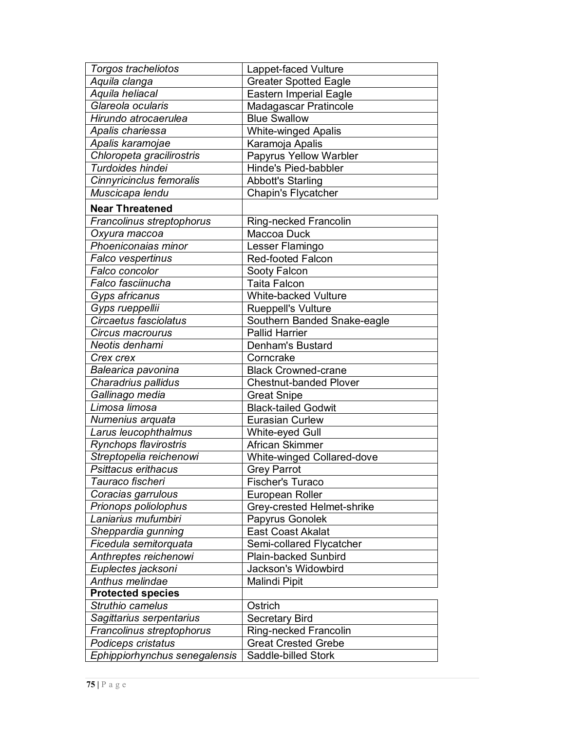| | |
|---|---|
| *Torgos tracheliotos* | Lappet-faced Vulture |
| *Aquila clanga* | Greater Spotted Eagle |
| *Aquila heliacal* | Eastern Imperial Eagle |
| *Glareola ocularis* | Madagascar Pratincole |
| *Hirundo atrocaerulea* | Blue Swallow |
| *Apalis chariessa* | White-winged Apalis |
| *Apalis karamojae* | Karamoja Apalis |
| *Chloropeta gracilirostris* | Papyrus Yellow Warbler |
| *Turdoides hindei* | Hinde's Pied-babbler |
| *Cinnyricinclus femoralis* | Abbott's Starling |
| *Muscicapa lendu* | Chapin's Flycatcher |
| **Near Threatened** | |
| *Francolinus streptophorus* | Ring-necked Francolin |
| *Oxyura maccoa* | Maccoa Duck |
| *Phoeniconaias minor* | Lesser Flamingo |
| *Falco vespertinus* | Red-footed Falcon |
| *Falco concolor* | Sooty Falcon |
| *Falco fasciinucha* | Taita Falcon |
| *Gyps africanus* | White-backed Vulture |
| *Gyps rueppellii* | Rueppell's Vulture |
| *Circaetus fasciolatus* | Southern Banded Snake-eagle |
| *Circus macrourus* | Pallid Harrier |
| *Neotis denhami* | Denham's Bustard |
| *Crex crex* | Corncrake |
| *Balearica pavonina* | Black Crowned-crane |
| *Charadrius pallidus* | Chestnut-banded Plover |
| *Gallinago media* | Great Snipe |
| *Limosa limosa* | Black-tailed Godwit |
| *Numenius arquata* | Eurasian Curlew |
| *Larus leucophthalmus* | White-eyed Gull |
| *Rynchops flavirostris* | African Skimmer |
| *Streptopelia reichenowi* | White-winged Collared-dove |
| *Psittacus erithacus* | Grey Parrot |
| *Tauraco fischeri* | Fischer's Turaco |
| *Coracias garrulous* | European Roller |
| *Prionops poliolophus* | Grey-crested Helmet-shrike |
| *Laniarius mufumbiri* | Papyrus Gonolek |
| *Sheppardia gunning* | East Coast Akalat |
| *Ficedula semitorquata* | Semi-collared Flycatcher |
| *Anthreptes reichenowi* | Plain-backed Sunbird |
| *Euplectes jacksoni* | Jackson's Widowbird |
| *Anthus melindae* | Malindi Pipit |
| **Protected species** | |
| *Struthio camelus* | Ostrich |
| *Sagittarius serpentarius* | Secretary Bird |
| *Francolinus streptophorus* | Ring-necked Francolin |
| *Podiceps cristatus* | Great Crested Grebe |
| *Ephippiorhynchus senegalensis* | Saddle-billed Stork |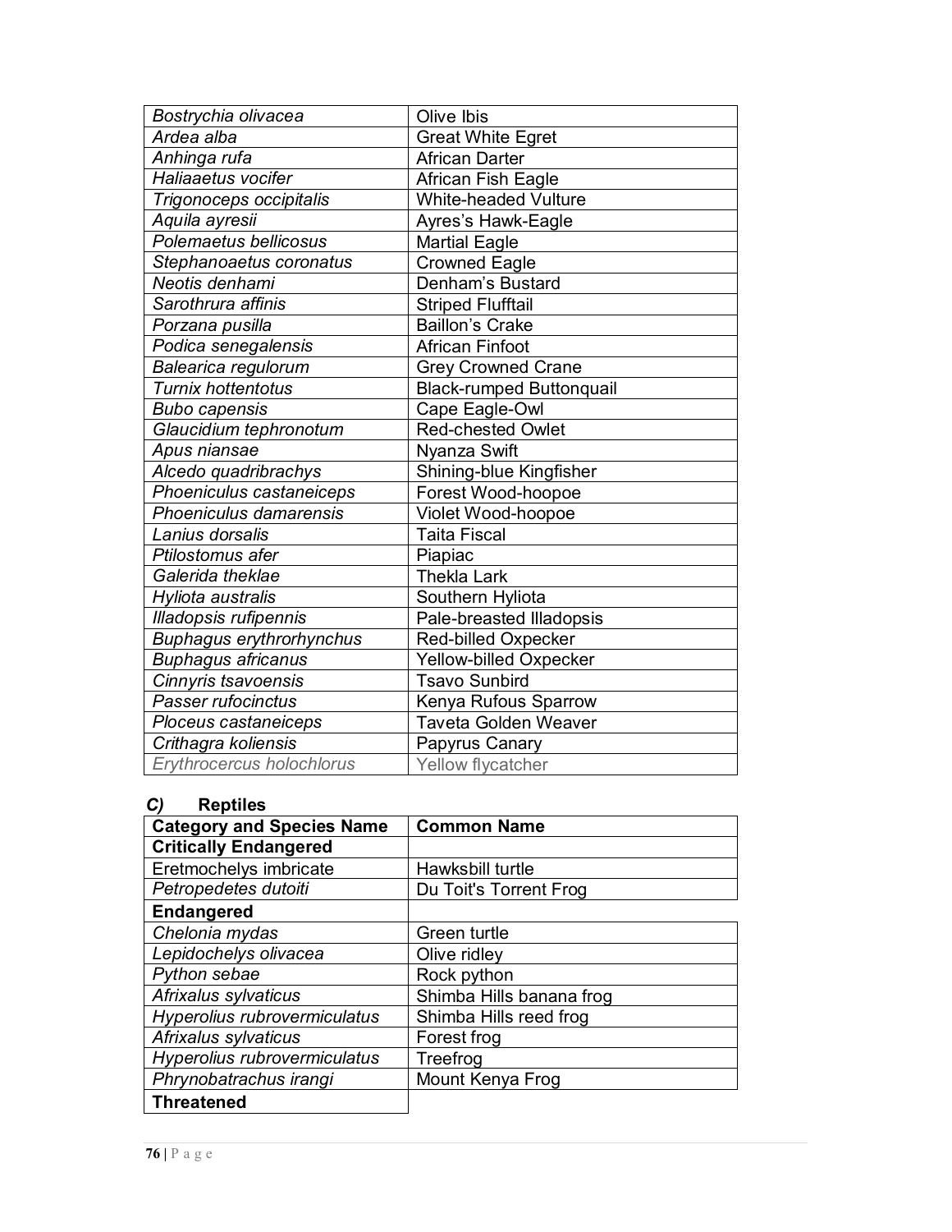| | |
|---|---|
| *Bostrychia olivacea* | Olive Ibis |
| *Ardea alba* | Great White Egret |
| *Anhinga rufa* | African Darter |
| *Haliaaetus vocifer* | African Fish Eagle |
| *Trigonoceps occipitalis* | White-headed Vulture |
| *Aquila ayresii* | Ayres's Hawk-Eagle |
| *Polemaetus bellicosus* | Martial Eagle |
| *Stephanoaetus coronatus* | Crowned Eagle |
| *Neotis denhami* | Denham's Bustard |
| *Sarothrura affinis* | Striped Flufftail |
| *Porzana pusilla* | Baillon's Crake |
| *Podica senegalensis* | African Finfoot |
| *Balearica regulorum* | Grey Crowned Crane |
| *Turnix hottentotus* | Black-rumped Buttonquail |
| *Bubo capensis* | Cape Eagle-Owl |
| *Glaucidium tephronotum* | Red-chested Owlet |
| *Apus niansae* | Nyanza Swift |
| *Alcedo quadribrachys* | Shining-blue Kingfisher |
| *Phoeniculus castaneiceps* | Forest Wood-hoopoe |
| *Phoeniculus damarensis* | Violet Wood-hoopoe |
| *Lanius dorsalis* | Taita Fiscal |
| *Ptilostomus afer* | Piapiac |
| *Galerida theklae* | Thekla Lark |
| *Hyliota australis* | Southern Hyliota |
| *Illadopsis rufipennis* | Pale-breasted Illadopsis |
| *Buphagus erythrorhynchus* | Red-billed Oxpecker |
| *Buphagus africanus* | Yellow-billed Oxpecker |
| *Cinnyris tsavoensis* | Tsavo Sunbird |
| *Passer rufocinctus* | Kenya Rufous Sparrow |
| *Ploceus castaneiceps* | Taveta Golden Weaver |
| *Crithagra koliensis* | Papyrus Canary |
| *Erythrocercus holochlorus* | Yellow flycatcher |

### *C)* Reptiles

| Category and Species Name | Common Name |
|---|---|
| **Critically Endangered** | |
| Eretmochelys imbricate | Hawksbill turtle |
| *Petropedetes dutoiti* | Du Toit's Torrent Frog |
| **Endangered** | |
| *Chelonia mydas* | Green turtle |
| *Lepidochelys olivacea* | Olive ridley |
| *Python sebae* | Rock python |
| *Afrixalus sylvaticus* | Shimba Hills banana frog |
| *Hyperolius rubrovermiculatus* | Shimba Hills reed frog |
| *Afrixalus sylvaticus* | Forest frog |
| *Hyperolius rubrovermiculatus* | Treefrog |
| *Phrynobatrachus irangi* | Mount Kenya Frog |
| **Threatened** | |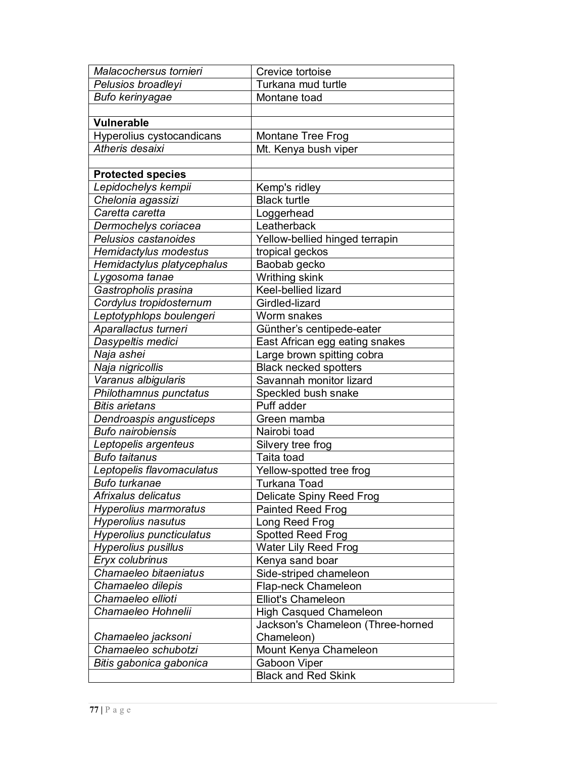| | |
|---|---|
| *Malacochersus tornieri* | Crevice tortoise |
| *Pelusios broadleyi* | Turkana mud turtle |
| *Bufo kerinyagae* | Montane toad |
| | |
| **Vulnerable** | |
| Hyperolius cystocandicans | Montane Tree Frog |
| *Atheris desaixi* | Mt. Kenya bush viper |
| | |
| **Protected species** | |
| *Lepidochelys kempii* | Kemp's ridley |
| *Chelonia agassizi* | Black turtle |
| *Caretta caretta* | Loggerhead |
| *Dermochelys coriacea* | Leatherback |
| *Pelusios castanoides* | Yellow-bellied hinged terrapin |
| *Hemidactylus modestus* | tropical geckos |
| *Hemidactylus platycephalus* | Baobab gecko |
| *Lygosoma tanae* | Writhing skink |
| *Gastropholis prasina* | Keel-bellied lizard |
| *Cordylus tropidosternum* | Girdled-lizard |
| *Leptotyphlops boulengeri* | Worm snakes |
| *Aparallactus turneri* | Günther's centipede-eater |
| *Dasypeltis medici* | East African egg eating snakes |
| *Naja ashei* | Large brown spitting cobra |
| *Naja nigricollis* | Black necked spotters |
| *Varanus albigularis* | Savannah monitor lizard |
| *Philothamnus punctatus* | Speckled bush snake |
| *Bitis arietans* | Puff adder |
| *Dendroaspis angusticeps* | Green mamba |
| *Bufo nairobiensis* | Nairobi toad |
| *Leptopelis argenteus* | Silvery tree frog |
| *Bufo taitanus* | Taita toad |
| *Leptopelis flavomaculatus* | Yellow-spotted tree frog |
| *Bufo turkanae* | Turkana Toad |
| *Afrixalus delicatus* | Delicate Spiny Reed Frog |
| *Hyperolius marmoratus* | Painted Reed Frog |
| *Hyperolius nasutus* | Long Reed Frog |
| *Hyperolius puncticulatus* | Spotted Reed Frog |
| *Hyperolius pusillus* | Water Lily Reed Frog |
| *Eryx colubrinus* | Kenya sand boar |
| *Chamaeleo bitaeniatus* | Side-striped chameleon |
| *Chamaeleo dilepis* | Flap-neck Chameleon |
| *Chamaeleo ellioti* | Elliot's Chameleon |
| *Chamaeleo Hohnelii* | High Casqued Chameleon |
| *Chamaeleo jacksoni* | Jackson's Chameleon (Three-horned Chameleon) |
| *Chamaeleo schubotzi* | Mount Kenya Chameleon |
| *Bitis gabonica gabonica* | Gaboon Viper |
| | Black and Red Skink |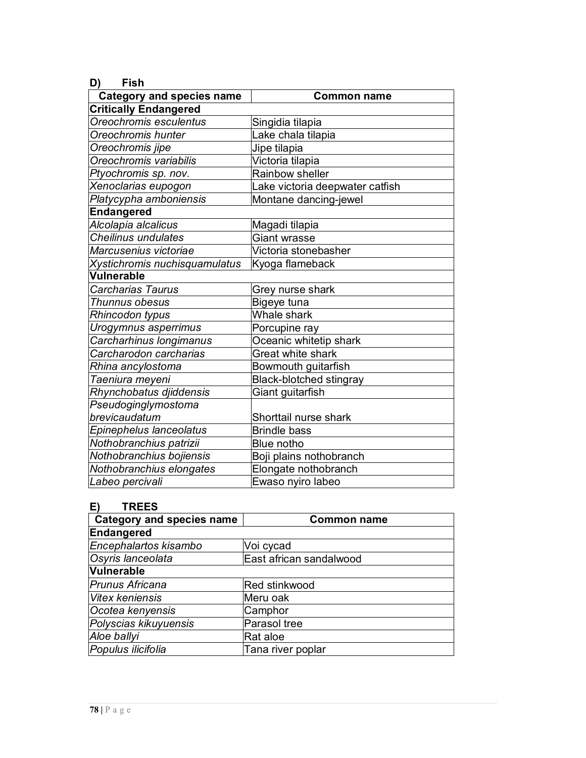### D) Fish

| Category and species name | Common name |
|---|---|
| **Critically Endangered** | |
| *Oreochromis esculentus* | Singidia tilapia |
| *Oreochromis hunter* | Lake chala tilapia |
| *Oreochromis jipe* | Jipe tilapia |
| *Oreochromis variabilis* | Victoria tilapia |
| *Ptyochromis sp. nov.* | Rainbow sheller |
| *Xenoclarias eupogon* | Lake victoria deepwater catfish |
| *Platycypha amboniensis* | Montane dancing-jewel |
| **Endangered** | |
| *Alcolapia alcalicus* | Magadi tilapia |
| *Cheilinus undulates* | Giant wrasse |
| *Marcusenius victoriae* | Victoria stonebasher |
| *Xystichromis nuchisquamulatus* | Kyoga flameback |
| **Vulnerable** | |
| *Carcharias Taurus* | Grey nurse shark |
| *Thunnus obesus* | Bigeye tuna |
| *Rhincodon typus* | Whale shark |
| *Urogymnus asperrimus* | Porcupine ray |
| *Carcharhinus longimanus* | Oceanic whitetip shark |
| *Carcharodon carcharias* | Great white shark |
| *Rhina ancylostoma* | Bowmouth guitarfish |
| *Taeniura meyeni* | Black-blotched stingray |
| *Rhynchobatus djiddensis* | Giant guitarfish |
| *Pseudoginglymostoma brevicaudatum* | Shorttail nurse shark |
| *Epinephelus lanceolatus* | Brindle bass |
| *Nothobranchius patrizii* | Blue notho |
| *Nothobranchius bojiensis* | Boji plains nothobranch |
| *Nothobranchius elongates* | Elongate nothobranch |
| *Labeo percivali* | Ewaso nyiro labeo |

### E) TREES

| Category and species name | Common name |
|---|---|
| **Endangered** | |
| *Encephalartos kisambo* | Voi cycad |
| *Osyris lanceolata* | East african sandalwood |
| **Vulnerable** | |
| *Prunus Africana* | Red stinkwood |
| *Vitex keniensis* | Meru oak |
| *Ocotea kenyensis* | Camphor |
| *Polyscias kikuyuensis* | Parasol tree |
| *Aloe ballyi* | Rat aloe |
| *Populus ilicifolia* | Tana river poplar |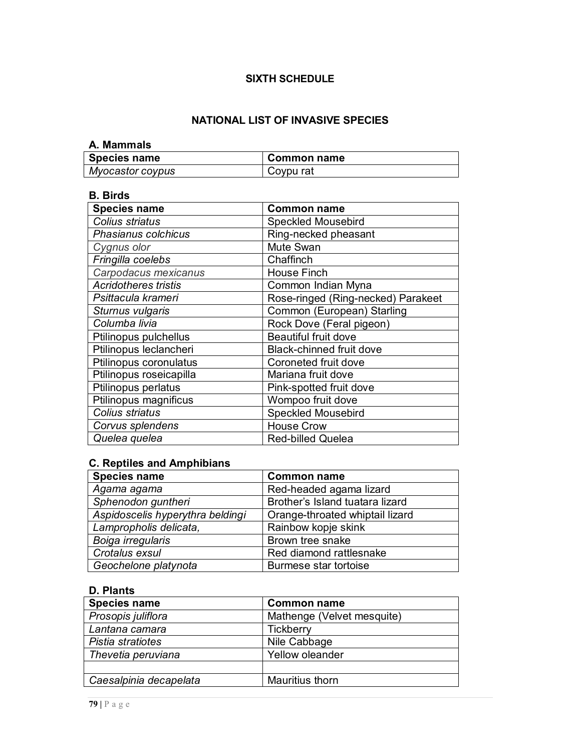## SIXTH SCHEDULE

## NATIONAL LIST OF INVASIVE SPECIES

### A. Mammals

| Species name | Common name |
|---|---|
| *Myocastor coypus* | Coypu rat |

### B. Birds

| Species name | Common name |
|---|---|
| *Colius striatus* | Speckled Mousebird |
| *Phasianus colchicus* | Ring-necked pheasant |
| *Cygnus olor* | Mute Swan |
| *Fringilla coelebs* | Chaffinch |
| *Carpodacus mexicanus* | House Finch |
| *Acridotheres tristis* | Common Indian Myna |
| *Psittacula krameri* | Rose-ringed (Ring-necked) Parakeet |
| *Sturnus vulgaris* | Common (European) Starling |
| *Columba livia* | Rock Dove (Feral pigeon) |
| Ptilinopus pulchellus | Beautiful fruit dove |
| Ptilinopus leclancheri | Black-chinned fruit dove |
| Ptilinopus coronulatus | Coroneted fruit dove |
| Ptilinopus roseicapilla | Mariana fruit dove |
| Ptilinopus perlatus | Pink-spotted fruit dove |
| Ptilinopus magnificus | Wompoo fruit dove |
| *Colius striatus* | Speckled Mousebird |
| *Corvus splendens* | House Crow |
| *Quelea quelea* | Red-billed Quelea |

### C. Reptiles and Amphibians

| Species name | Common name |
|---|---|
| *Agama agama* | Red-headed agama lizard |
| *Sphenodon guntheri* | Brother's Island tuatara lizard |
| *Aspidoscelis hyperythra beldingi* | Orange-throated whiptail lizard |
| *Lampropholis delicata,* | Rainbow kopje skink |
| *Boiga irregularis* | Brown tree snake |
| *Crotalus exsul* | Red diamond rattlesnake |
| *Geochelone platynota* | Burmese star tortoise |

### D. Plants

| Species name | Common name |
|---|---|
| *Prosopis juliflora* | Mathenge (Velvet mesquite) |
| *Lantana camara* | Tickberry |
| *Pistia stratiotes* | Nile Cabbage |
| *Thevetia peruviana* | Yellow oleander |
| | |
| *Caesalpinia decapelata* | Mauritius thorn |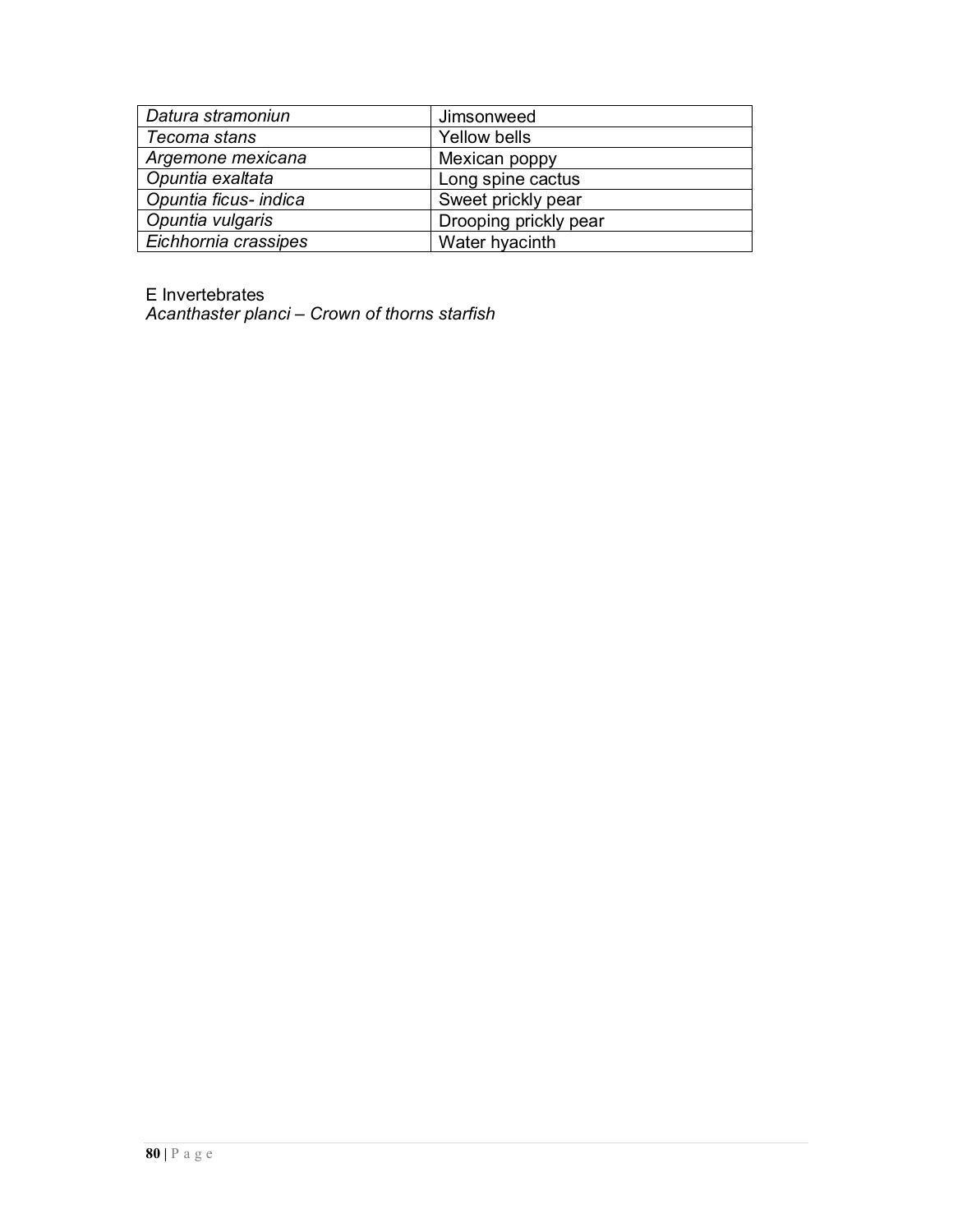| | |
|---|---|
| *Datura stramoniun* | Jimsonweed |
| *Tecoma stans* | Yellow bells |
| *Argemone mexicana* | Mexican poppy |
| *Opuntia exaltata* | Long spine cactus |
| *Opuntia ficus- indica* | Sweet prickly pear |
| *Opuntia vulgaris* | Drooping prickly pear |
| *Eichhornia crassipes* | Water hyacinth |

E Invertebrates

*Acanthaster planci – Crown of thorns starfish*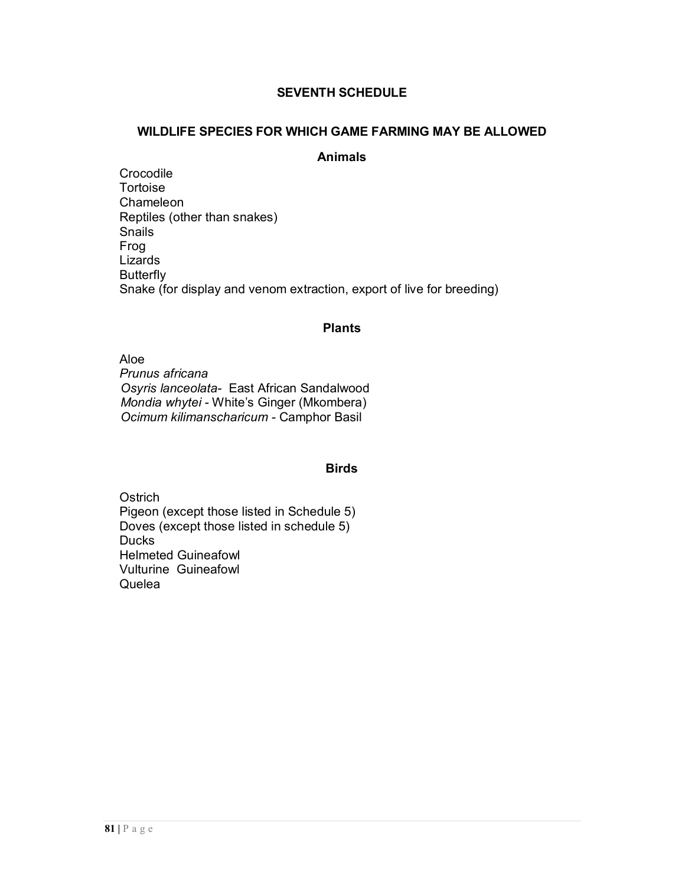## SEVENTH SCHEDULE

### WILDLIFE SPECIES FOR WHICH GAME FARMING MAY BE ALLOWED

**Animals**

Crocodile
Tortoise
Chameleon
Reptiles (other than snakes)
Snails
Frog
Lizards
Butterfly
Snake (for display and venom extraction, export of live for breeding)

**Plants**

Aloe
*Prunus africana*
*Osyris lanceolata*- East African Sandalwood
*Mondia whytei* - White's Ginger (Mkombera)
*Ocimum kilimanscharicum* - Camphor Basil

**Birds**

Ostrich
Pigeon (except those listed in Schedule 5)
Doves (except those listed in schedule 5)
Ducks
Helmeted Guineafowl
Vulturine Guineafowl
Quelea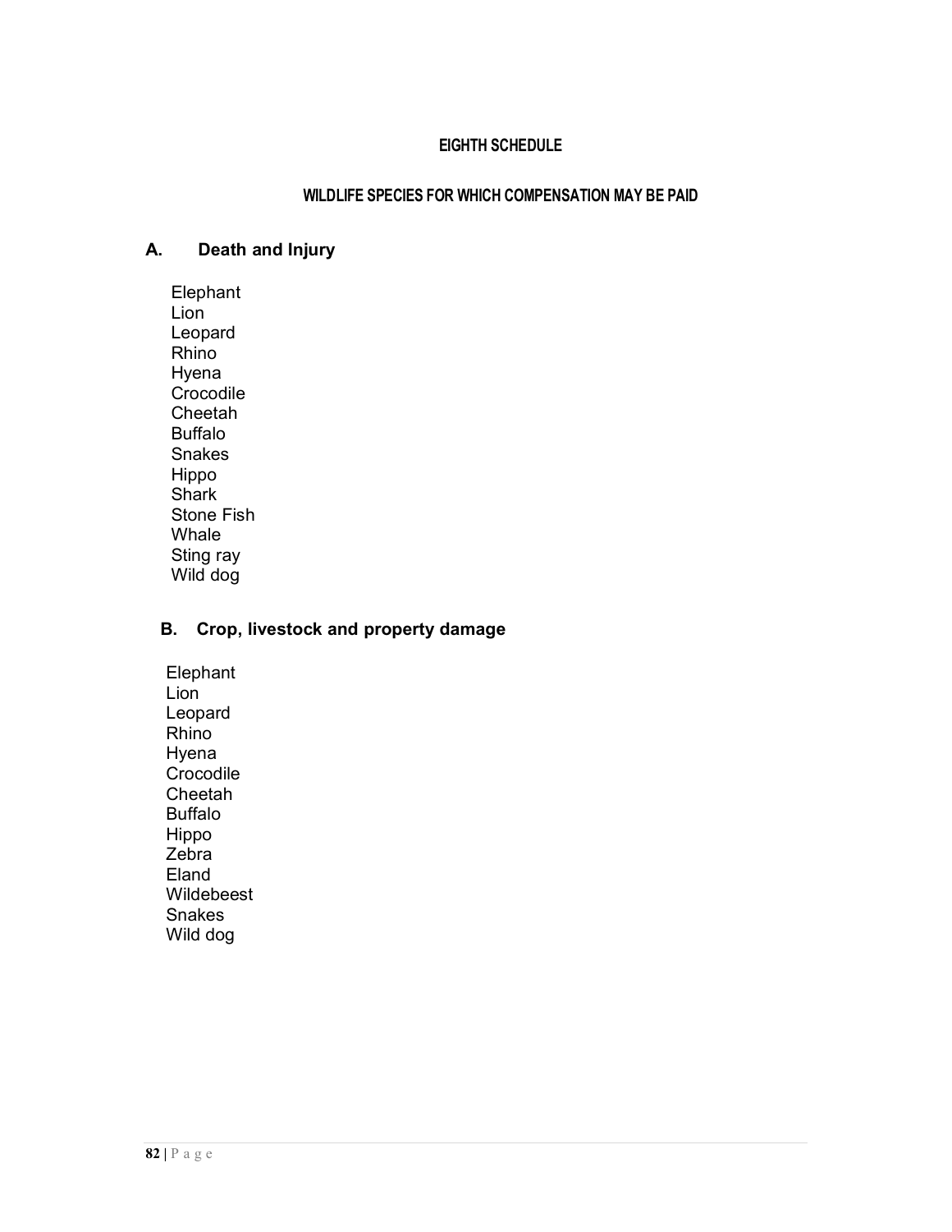# EIGHTH SCHEDULE

## WILDLIFE SPECIES FOR WHICH COMPENSATION MAY BE PAID

### A. Death and Injury

Elephant
Lion
Leopard
Rhino
Hyena
Crocodile
Cheetah
Buffalo
Snakes
Hippo
Shark
Stone Fish
Whale
Sting ray
Wild dog

### B. Crop, livestock and property damage

Elephant
Lion
Leopard
Rhino
Hyena
Crocodile
Cheetah
Buffalo
Hippo
Zebra
Eland
Wildebeest
Snakes
Wild dog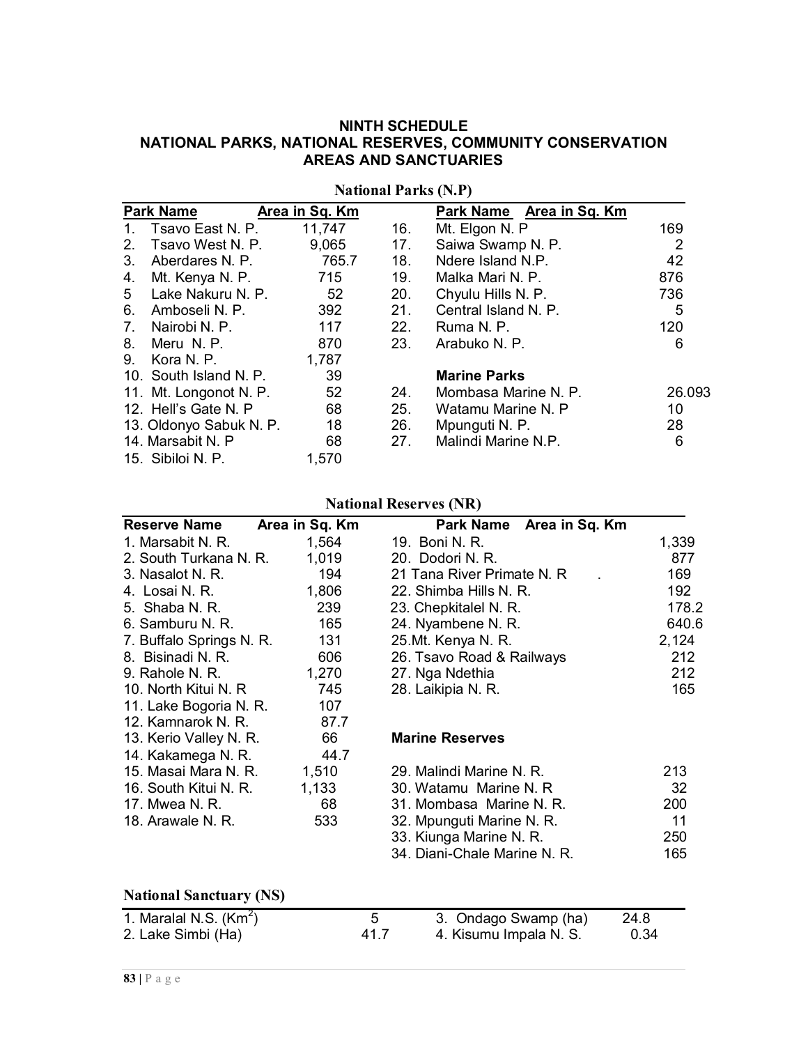## NINTH SCHEDULE
## NATIONAL PARKS, NATIONAL RESERVES, COMMUNITY CONSERVATION AREAS AND SANCTUARIES

### National Parks (N.P)

| Park Name | Area in Sq. Km | | Park Name | Area in Sq. Km |
|---|---|---|---|---|
| 1. Tsavo East N. P. | 11,747 | 16. | Mt. Elgon N. P | 169 |
| 2. Tsavo West N. P. | 9,065 | 17. | Saiwa Swamp N. P. | 2 |
| 3. Aberdares N. P. | 765.7 | 18. | Ndere Island N.P. | 42 |
| 4. Mt. Kenya N. P. | 715 | 19. | Malka Mari N. P. | 876 |
| 5 Lake Nakuru N. P. | 52 | 20. | Chyulu Hills N. P. | 736 |
| 6. Amboseli N. P. | 392 | 21. | Central Island N. P. | 5 |
| 7. Nairobi N. P. | 117 | 22. | Ruma N. P. | 120 |
| 8. Meru N. P. | 870 | 23. | Arabuko N. P. | 6 |
| 9. Kora N. P. | 1,787 | | | |
| 10. South Island N. P. | 39 | | **Marine Parks** | |
| 11. Mt. Longonot N. P. | 52 | 24. | Mombasa Marine N. P. | 26.093 |
| 12. Hell's Gate N. P | 68 | 25. | Watamu Marine N. P | 10 |
| 13. Oldonyo Sabuk N. P. | 18 | 26. | Mpunguti N. P. | 28 |
| 14. Marsabit N. P | 68 | 27. | Malindi Marine N.P. | 6 |
| 15. Sibiloi N. P. | 1,570 | | | |

### National Reserves (NR)

| Reserve Name | Area in Sq. Km | Park Name | Area in Sq. Km |
|---|---|---|---|
| 1. Marsabit N. R. | 1,564 | 19. Boni N. R. | 1,339 |
| 2. South Turkana N. R. | 1,019 | 20. Dodori N. R. | 877 |
| 3. Nasalot N. R. | 194 | 21 Tana River Primate N. R . | 169 |
| 4. Losai N. R. | 1,806 | 22. Shimba Hills N. R. | 192 |
| 5. Shaba N. R. | 239 | 23. Chepkitalel N. R. | 178.2 |
| 6. Samburu N. R. | 165 | 24. Nyambene N. R. | 640.6 |
| 7. Buffalo Springs N. R. | 131 | 25.Mt. Kenya N. R. | 2,124 |
| 8. Bisinadi N. R. | 606 | 26. Tsavo Road & Railways | 212 |
| 9. Rahole N. R. | 1,270 | 27. Nga Ndethia | 212 |
| 10. North Kitui N. R | 745 | 28. Laikipia N. R. | 165 |
| 11. Lake Bogoria N. R. | 107 | | |
| 12. Kamnarok N. R. | 87.7 | | |
| 13. Kerio Valley N. R. | 66 | **Marine Reserves** | |
| 14. Kakamega N. R. | 44.7 | | |
| 15. Masai Mara N. R. | 1,510 | 29. Malindi Marine N. R. | 213 |
| 16. South Kitui N. R. | 1,133 | 30. Watamu Marine N. R | 32 |
| 17. Mwea N. R. | 68 | 31. Mombasa Marine N. R. | 200 |
| 18. Arawale N. R. | 533 | 32. Mpunguti Marine N. R. | 11 |
| | | 33. Kiunga Marine N. R. | 250 |
| | | 34. Diani-Chale Marine N. R. | 165 |

### National Sanctuary (NS)

| | | | |
|---|---|---|---|
| 1. Maralal N.S. ($Km^2$) | 5 | 3. Ondago Swamp (ha) | 24.8 |
| 2. Lake Simbi (Ha) | 41.7 | 4. Kisumu Impala N. S. | 0.34 |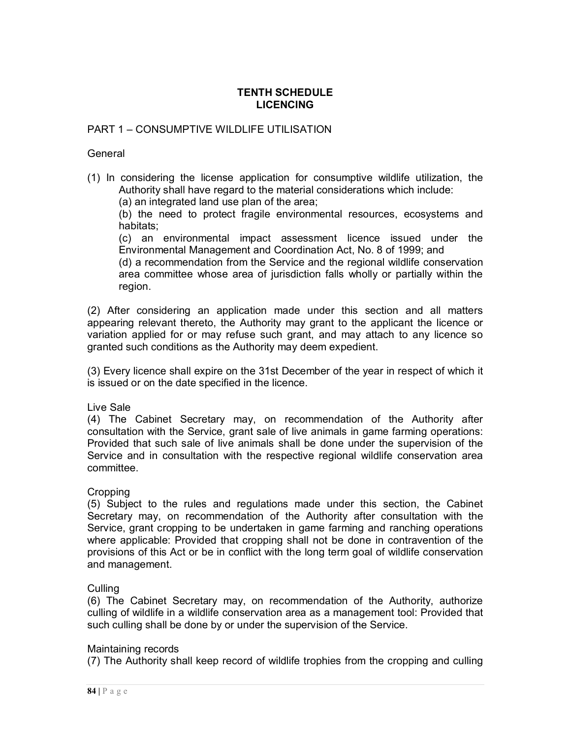# TENTH SCHEDULE
# LICENCING

## PART 1 – CONSUMPTIVE WILDLIFE UTILISATION

### General

(1) In considering the license application for consumptive wildlife utilization, the Authority shall have regard to the material considerations which include:

(a) an integrated land use plan of the area;

(b) the need to protect fragile environmental resources, ecosystems and habitats;

(c) an environmental impact assessment licence issued under the Environmental Management and Coordination Act, No. 8 of 1999; and

(d) a recommendation from the Service and the regional wildlife conservation area committee whose area of jurisdiction falls wholly or partially within the region.

(2) After considering an application made under this section and all matters appearing relevant thereto, the Authority may grant to the applicant the licence or variation applied for or may refuse such grant, and may attach to any licence so granted such conditions as the Authority may deem expedient.

(3) Every licence shall expire on the 31st December of the year in respect of which it is issued or on the date specified in the licence.

### Live Sale

(4) The Cabinet Secretary may, on recommendation of the Authority after consultation with the Service, grant sale of live animals in game farming operations: Provided that such sale of live animals shall be done under the supervision of the Service and in consultation with the respective regional wildlife conservation area committee.

### Cropping

(5) Subject to the rules and regulations made under this section, the Cabinet Secretary may, on recommendation of the Authority after consultation with the Service, grant cropping to be undertaken in game farming and ranching operations where applicable: Provided that cropping shall not be done in contravention of the provisions of this Act or be in conflict with the long term goal of wildlife conservation and management.

### Culling

(6) The Cabinet Secretary may, on recommendation of the Authority, authorize culling of wildlife in a wildlife conservation area as a management tool: Provided that such culling shall be done by or under the supervision of the Service.

### Maintaining records

(7) The Authority shall keep record of wildlife trophies from the cropping and culling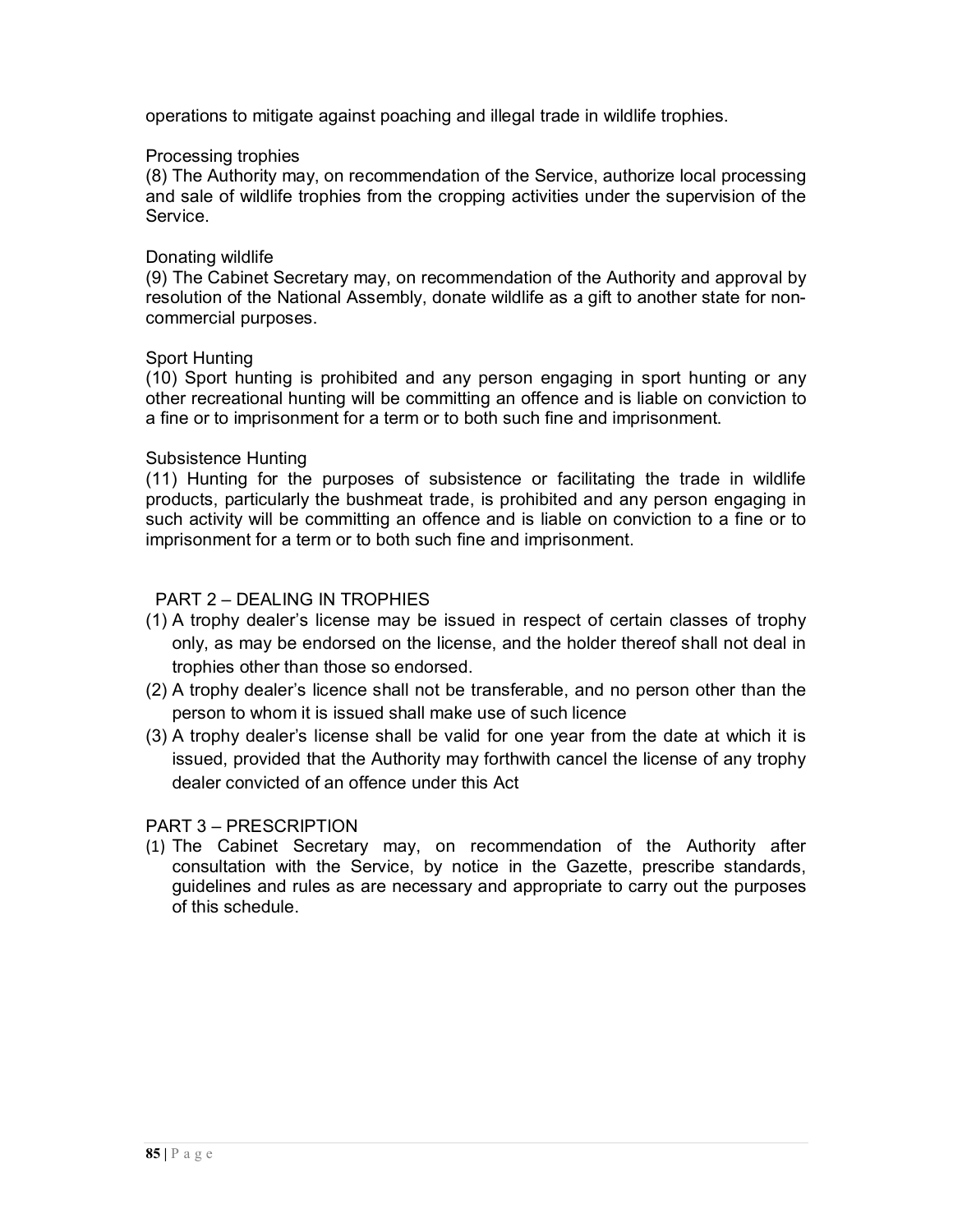operations to mitigate against poaching and illegal trade in wildlife trophies.

Processing trophies

(8) The Authority may, on recommendation of the Service, authorize local processing and sale of wildlife trophies from the cropping activities under the supervision of the Service.

Donating wildlife

(9) The Cabinet Secretary may, on recommendation of the Authority and approval by resolution of the National Assembly, donate wildlife as a gift to another state for non-commercial purposes.

Sport Hunting

(10) Sport hunting is prohibited and any person engaging in sport hunting or any other recreational hunting will be committing an offence and is liable on conviction to a fine or to imprisonment for a term or to both such fine and imprisonment.

Subsistence Hunting

(11) Hunting for the purposes of subsistence or facilitating the trade in wildlife products, particularly the bushmeat trade, is prohibited and any person engaging in such activity will be committing an offence and is liable on conviction to a fine or to imprisonment for a term or to both such fine and imprisonment.

## PART 2 – DEALING IN TROPHIES

(1) A trophy dealer's license may be issued in respect of certain classes of trophy only, as may be endorsed on the license, and the holder thereof shall not deal in trophies other than those so endorsed.

(2) A trophy dealer's licence shall not be transferable, and no person other than the person to whom it is issued shall make use of such licence

(3) A trophy dealer's license shall be valid for one year from the date at which it is issued, provided that the Authority may forthwith cancel the license of any trophy dealer convicted of an offence under this Act

## PART 3 – PRESCRIPTION

(1) The Cabinet Secretary may, on recommendation of the Authority after consultation with the Service, by notice in the Gazette, prescribe standards, guidelines and rules as are necessary and appropriate to carry out the purposes of this schedule.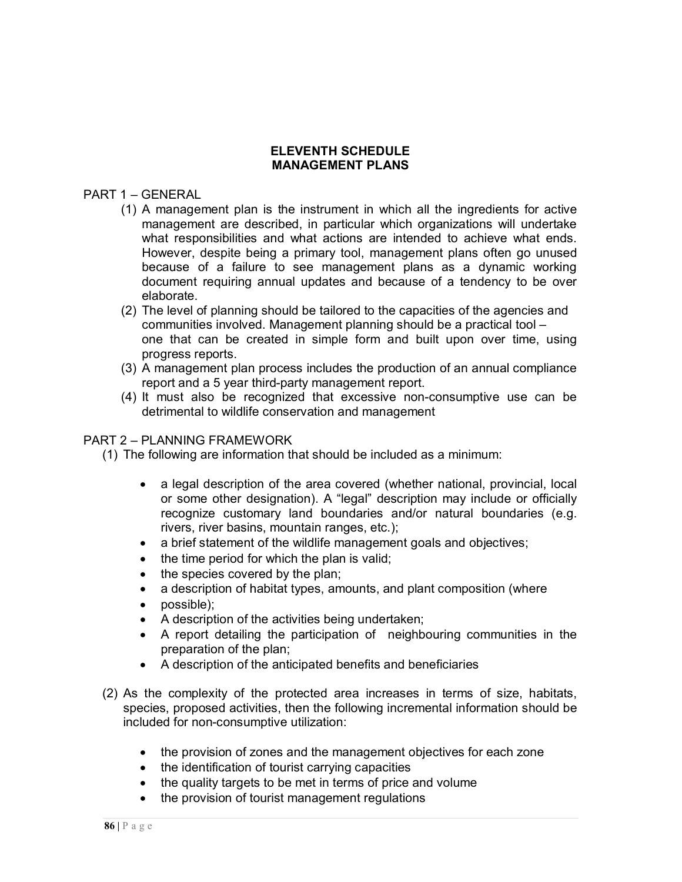# ELEVENTH SCHEDULE
# MANAGEMENT PLANS

## PART 1 – GENERAL

(1) A management plan is the instrument in which all the ingredients for active management are described, in particular which organizations will undertake what responsibilities and what actions are intended to achieve what ends. However, despite being a primary tool, management plans often go unused because of a failure to see management plans as a dynamic working document requiring annual updates and because of a tendency to be over elaborate.

(2) The level of planning should be tailored to the capacities of the agencies and communities involved. Management planning should be a practical tool – one that can be created in simple form and built upon over time, using progress reports.

(3) A management plan process includes the production of an annual compliance report and a 5 year third-party management report.

(4) It must also be recognized that excessive non-consumptive use can be detrimental to wildlife conservation and management

## PART 2 – PLANNING FRAMEWORK

(1) The following are information that should be included as a minimum:

- a legal description of the area covered (whether national, provincial, local or some other designation). A "legal" description may include or officially recognize customary land boundaries and/or natural boundaries (e.g. rivers, river basins, mountain ranges, etc.);
- a brief statement of the wildlife management goals and objectives;
- the time period for which the plan is valid;
- the species covered by the plan;
- a description of habitat types, amounts, and plant composition (where
- possible);
- A description of the activities being undertaken;
- A report detailing the participation of neighbouring communities in the preparation of the plan;
- A description of the anticipated benefits and beneficiaries

(2) As the complexity of the protected area increases in terms of size, habitats, species, proposed activities, then the following incremental information should be included for non-consumptive utilization:

- the provision of zones and the management objectives for each zone
- the identification of tourist carrying capacities
- the quality targets to be met in terms of price and volume
- the provision of tourist management regulations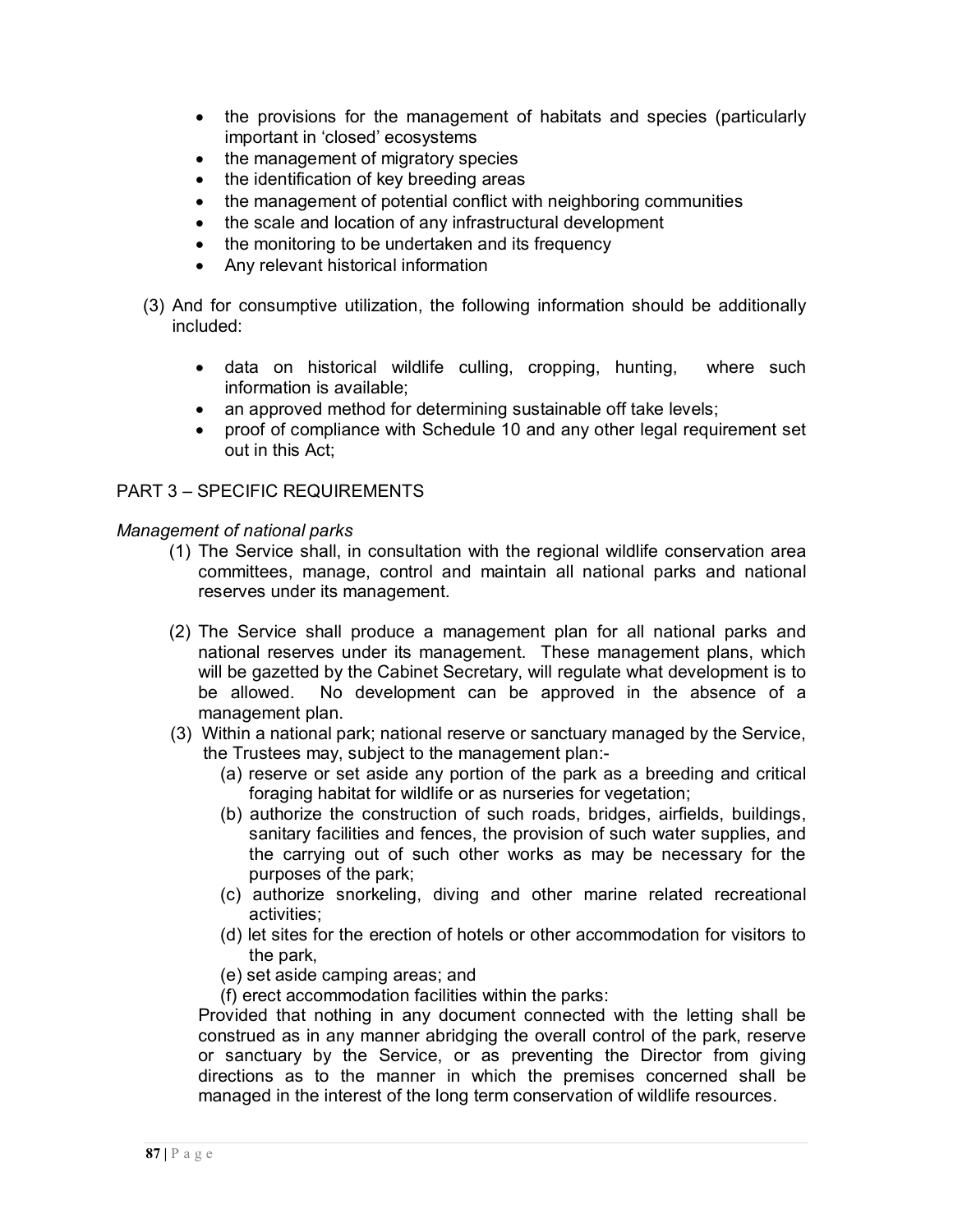- the provisions for the management of habitats and species (particularly important in 'closed' ecosystems
- the management of migratory species
- the identification of key breeding areas
- the management of potential conflict with neighboring communities
- the scale and location of any infrastructural development
- the monitoring to be undertaken and its frequency
- Any relevant historical information

(3) And for consumptive utilization, the following information should be additionally included:

- data on historical wildlife culling, cropping, hunting, where such information is available;
- an approved method for determining sustainable off take levels;
- proof of compliance with Schedule 10 and any other legal requirement set out in this Act;

PART 3 – SPECIFIC REQUIREMENTS

*Management of national parks*

(1) The Service shall, in consultation with the regional wildlife conservation area committees, manage, control and maintain all national parks and national reserves under its management.

(2) The Service shall produce a management plan for all national parks and national reserves under its management. These management plans, which will be gazetted by the Cabinet Secretary, will regulate what development is to be allowed. No development can be approved in the absence of a management plan.

(3) Within a national park; national reserve or sanctuary managed by the Service, the Trustees may, subject to the management plan:-

(a) reserve or set aside any portion of the park as a breeding and critical foraging habitat for wildlife or as nurseries for vegetation;

(b) authorize the construction of such roads, bridges, airfields, buildings, sanitary facilities and fences, the provision of such water supplies, and the carrying out of such other works as may be necessary for the purposes of the park;

(c) authorize snorkeling, diving and other marine related recreational activities;

(d) let sites for the erection of hotels or other accommodation for visitors to the park,

(e) set aside camping areas; and

(f) erect accommodation facilities within the parks:

Provided that nothing in any document connected with the letting shall be construed as in any manner abridging the overall control of the park, reserve or sanctuary by the Service, or as preventing the Director from giving directions as to the manner in which the premises concerned shall be managed in the interest of the long term conservation of wildlife resources.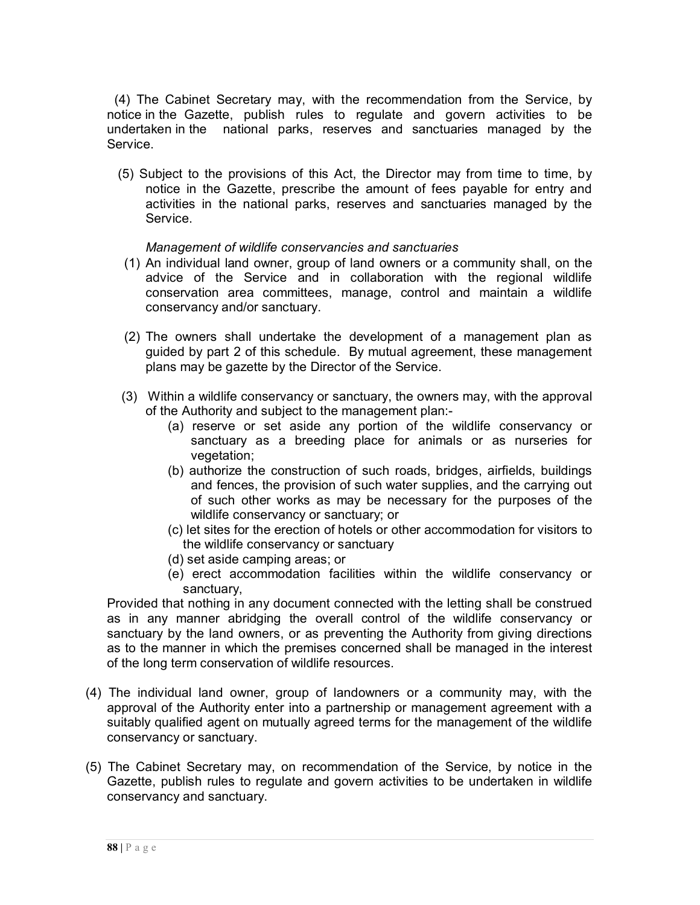(4) The Cabinet Secretary may, with the recommendation from the Service, by notice in the Gazette, publish rules to regulate and govern activities to be undertaken in the national parks, reserves and sanctuaries managed by the Service.

(5) Subject to the provisions of this Act, the Director may from time to time, by notice in the Gazette, prescribe the amount of fees payable for entry and activities in the national parks, reserves and sanctuaries managed by the Service.

*Management of wildlife conservancies and sanctuaries*

(1) An individual land owner, group of land owners or a community shall, on the advice of the Service and in collaboration with the regional wildlife conservation area committees, manage, control and maintain a wildlife conservancy and/or sanctuary.

(2) The owners shall undertake the development of a management plan as guided by part 2 of this schedule. By mutual agreement, these management plans may be gazette by the Director of the Service.

(3) Within a wildlife conservancy or sanctuary, the owners may, with the approval of the Authority and subject to the management plan:-

(a) reserve or set aside any portion of the wildlife conservancy or sanctuary as a breeding place for animals or as nurseries for vegetation;

(b) authorize the construction of such roads, bridges, airfields, buildings and fences, the provision of such water supplies, and the carrying out of such other works as may be necessary for the purposes of the wildlife conservancy or sanctuary; or

(c) let sites for the erection of hotels or other accommodation for visitors to the wildlife conservancy or sanctuary

(d) set aside camping areas; or

(e) erect accommodation facilities within the wildlife conservancy or sanctuary,

Provided that nothing in any document connected with the letting shall be construed as in any manner abridging the overall control of the wildlife conservancy or sanctuary by the land owners, or as preventing the Authority from giving directions as to the manner in which the premises concerned shall be managed in the interest of the long term conservation of wildlife resources.

(4) The individual land owner, group of landowners or a community may, with the approval of the Authority enter into a partnership or management agreement with a suitably qualified agent on mutually agreed terms for the management of the wildlife conservancy or sanctuary.

(5) The Cabinet Secretary may, on recommendation of the Service, by notice in the Gazette, publish rules to regulate and govern activities to be undertaken in wildlife conservancy and sanctuary.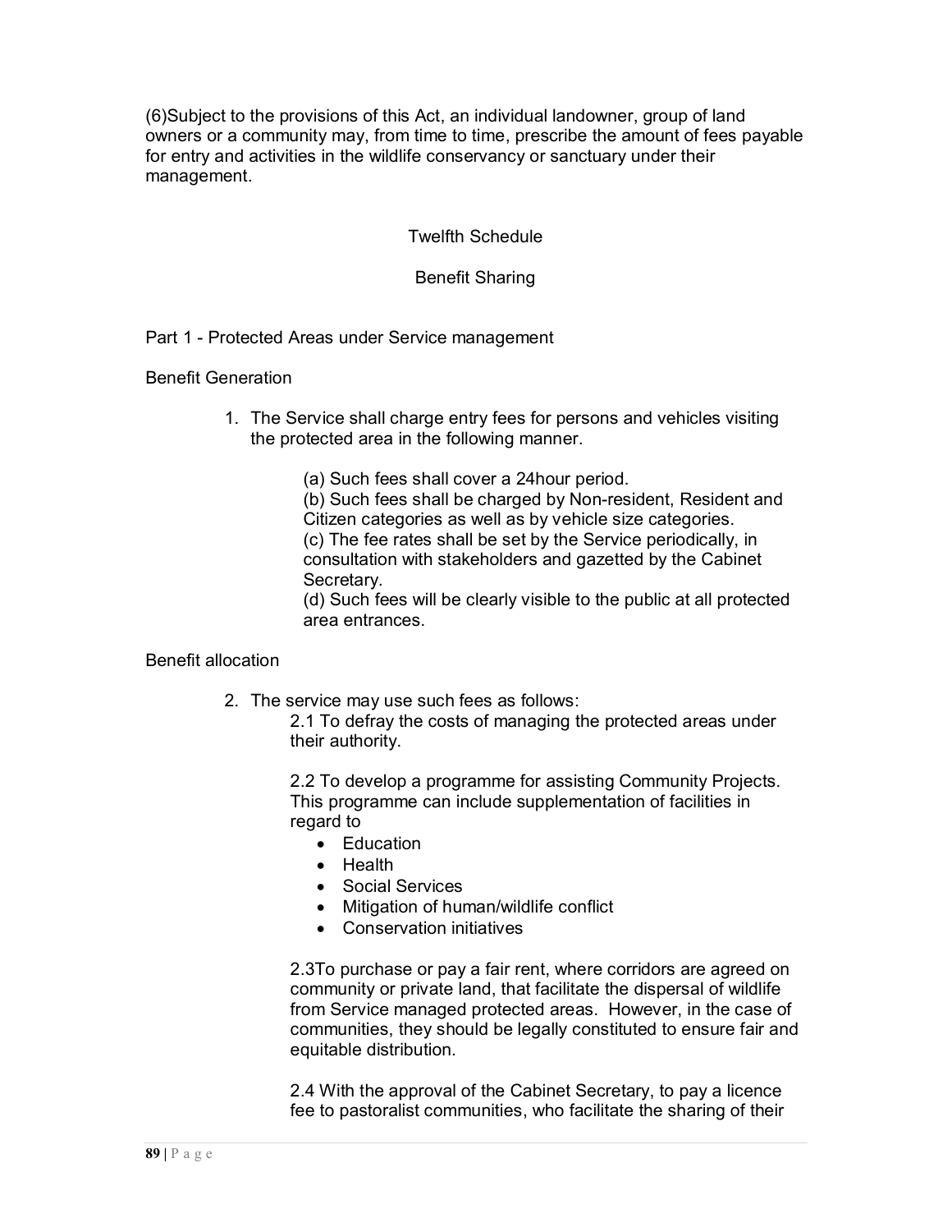(6)Subject to the provisions of this Act, an individual landowner, group of land owners or a community may, from time to time, prescribe the amount of fees payable for entry and activities in the wildlife conservancy or sanctuary under their management.

## Twelfth Schedule

## Benefit Sharing

### Part 1 - Protected Areas under Service management

Benefit Generation

1. The Service shall charge entry fees for persons and vehicles visiting the protected area in the following manner.

   (a) Such fees shall cover a 24hour period.
   (b) Such fees shall be charged by Non-resident, Resident and Citizen categories as well as by vehicle size categories.
   (c) The fee rates shall be set by the Service periodically, in consultation with stakeholders and gazetted by the Cabinet Secretary.
   (d) Such fees will be clearly visible to the public at all protected area entrances.

Benefit allocation

2. The service may use such fees as follows:

   2.1 To defray the costs of managing the protected areas under their authority.

   2.2 To develop a programme for assisting Community Projects. This programme can include supplementation of facilities in regard to

   - Education
   - Health
   - Social Services
   - Mitigation of human/wildlife conflict
   - Conservation initiatives

   2.3To purchase or pay a fair rent, where corridors are agreed on community or private land, that facilitate the dispersal of wildlife from Service managed protected areas. However, in the case of communities, they should be legally constituted to ensure fair and equitable distribution.

   2.4 With the approval of the Cabinet Secretary, to pay a licence fee to pastoralist communities, who facilitate the sharing of their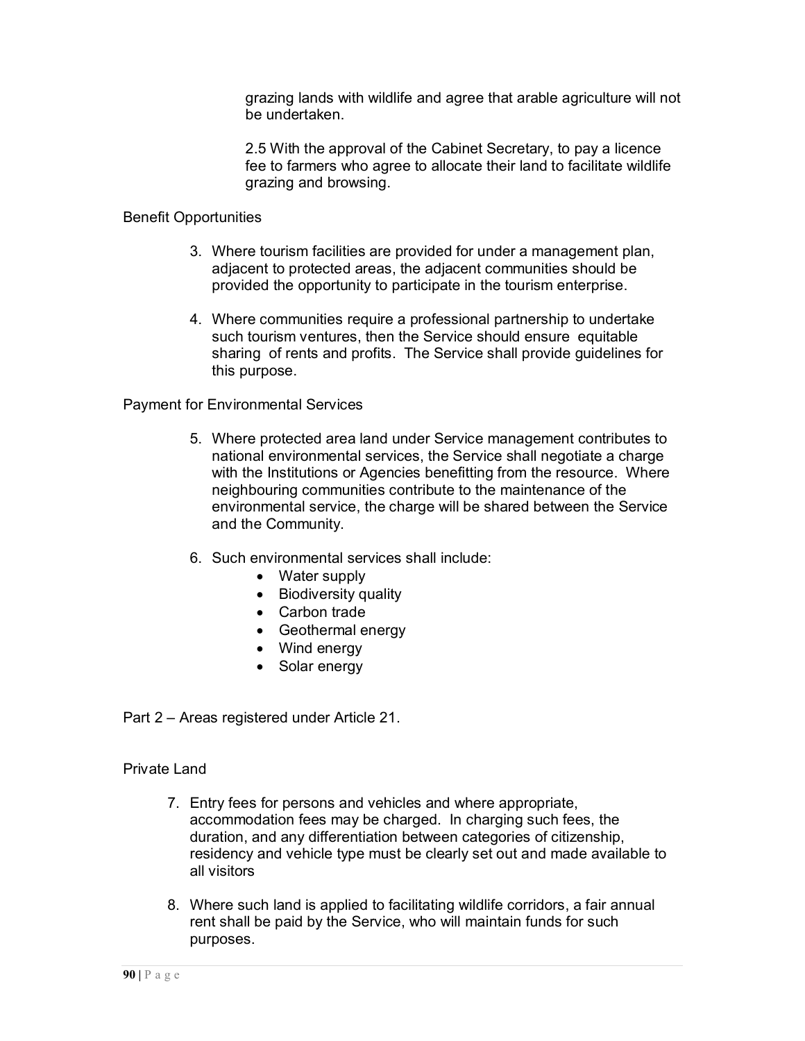grazing lands with wildlife and agree that arable agriculture will not be undertaken.

2.5 With the approval of the Cabinet Secretary, to pay a licence fee to farmers who agree to allocate their land to facilitate wildlife grazing and browsing.

Benefit Opportunities

3. Where tourism facilities are provided for under a management plan, adjacent to protected areas, the adjacent communities should be provided the opportunity to participate in the tourism enterprise.

4. Where communities require a professional partnership to undertake such tourism ventures, then the Service should ensure equitable sharing of rents and profits. The Service shall provide guidelines for this purpose.

Payment for Environmental Services

5. Where protected area land under Service management contributes to national environmental services, the Service shall negotiate a charge with the Institutions or Agencies benefitting from the resource. Where neighbouring communities contribute to the maintenance of the environmental service, the charge will be shared between the Service and the Community.

6. Such environmental services shall include:
   - Water supply
   - Biodiversity quality
   - Carbon trade
   - Geothermal energy
   - Wind energy
   - Solar energy

Part 2 – Areas registered under Article 21.

Private Land

7. Entry fees for persons and vehicles and where appropriate, accommodation fees may be charged. In charging such fees, the duration, and any differentiation between categories of citizenship, residency and vehicle type must be clearly set out and made available to all visitors

8. Where such land is applied to facilitating wildlife corridors, a fair annual rent shall be paid by the Service, who will maintain funds for such purposes.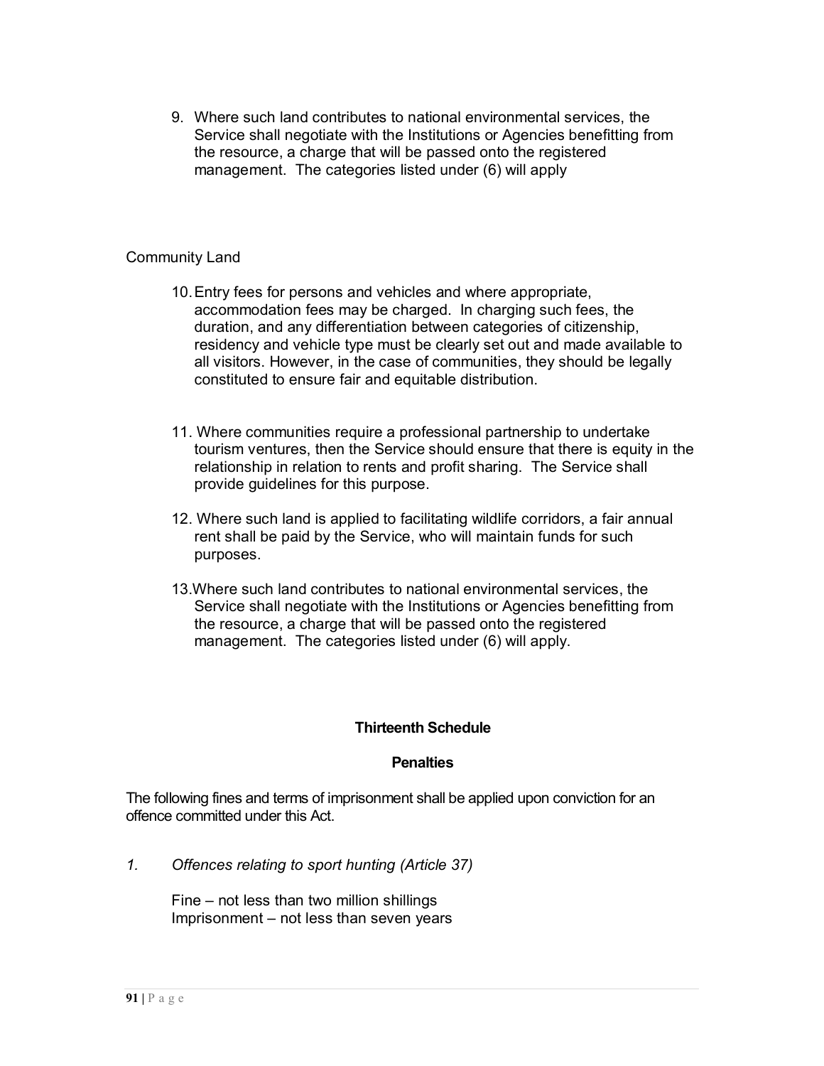9. Where such land contributes to national environmental services, the Service shall negotiate with the Institutions or Agencies benefitting from the resource, a charge that will be passed onto the registered management. The categories listed under (6) will apply

Community Land

10. Entry fees for persons and vehicles and where appropriate, accommodation fees may be charged. In charging such fees, the duration, and any differentiation between categories of citizenship, residency and vehicle type must be clearly set out and made available to all visitors. However, in the case of communities, they should be legally constituted to ensure fair and equitable distribution.

11. Where communities require a professional partnership to undertake tourism ventures, then the Service should ensure that there is equity in the relationship in relation to rents and profit sharing. The Service shall provide guidelines for this purpose.

12. Where such land is applied to facilitating wildlife corridors, a fair annual rent shall be paid by the Service, who will maintain funds for such purposes.

13. Where such land contributes to national environmental services, the Service shall negotiate with the Institutions or Agencies benefitting from the resource, a charge that will be passed onto the registered management. The categories listed under (6) will apply.

## Thirteenth Schedule

### Penalties

The following fines and terms of imprisonment shall be applied upon conviction for an offence committed under this Act.

1. *Offences relating to sport hunting (Article 37)*

   Fine – not less than two million shillings
   Imprisonment – not less than seven years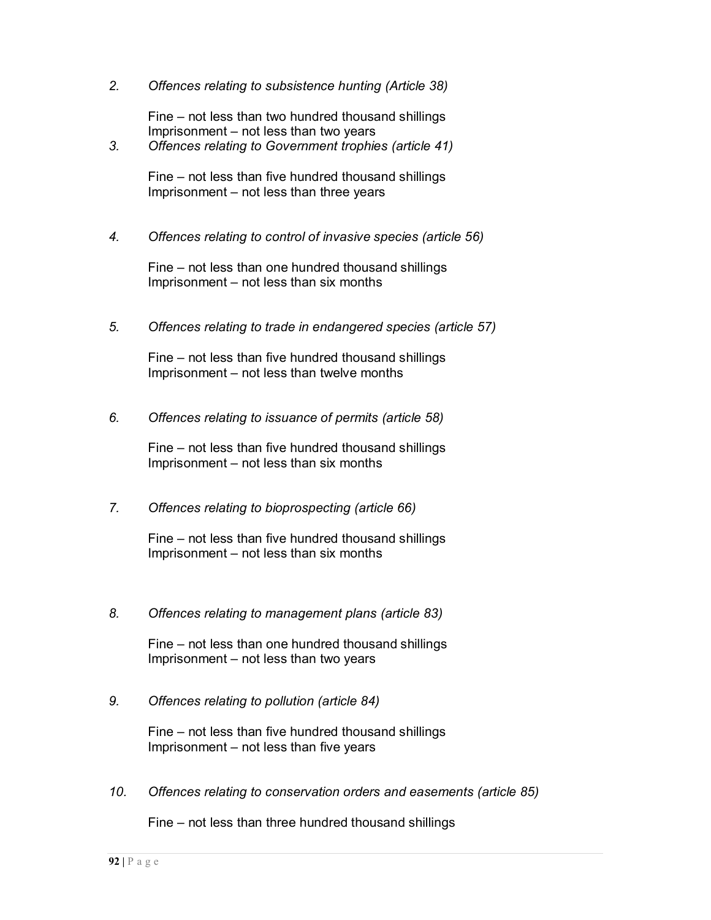2. *Offences relating to subsistence hunting (Article 38)*

   Fine – not less than two hundred thousand shillings
   Imprisonment – not less than two years

3. *Offences relating to Government trophies (article 41)*

   Fine – not less than five hundred thousand shillings
   Imprisonment – not less than three years

4. *Offences relating to control of invasive species (article 56)*

   Fine – not less than one hundred thousand shillings
   Imprisonment – not less than six months

5. *Offences relating to trade in endangered species (article 57)*

   Fine – not less than five hundred thousand shillings
   Imprisonment – not less than twelve months

6. *Offences relating to issuance of permits (article 58)*

   Fine – not less than five hundred thousand shillings
   Imprisonment – not less than six months

7. *Offences relating to bioprospecting (article 66)*

   Fine – not less than five hundred thousand shillings
   Imprisonment – not less than six months

8. *Offences relating to management plans (article 83)*

   Fine – not less than one hundred thousand shillings
   Imprisonment – not less than two years

9. *Offences relating to pollution (article 84)*

   Fine – not less than five hundred thousand shillings
   Imprisonment – not less than five years

10. *Offences relating to conservation orders and easements (article 85)*

    Fine – not less than three hundred thousand shillings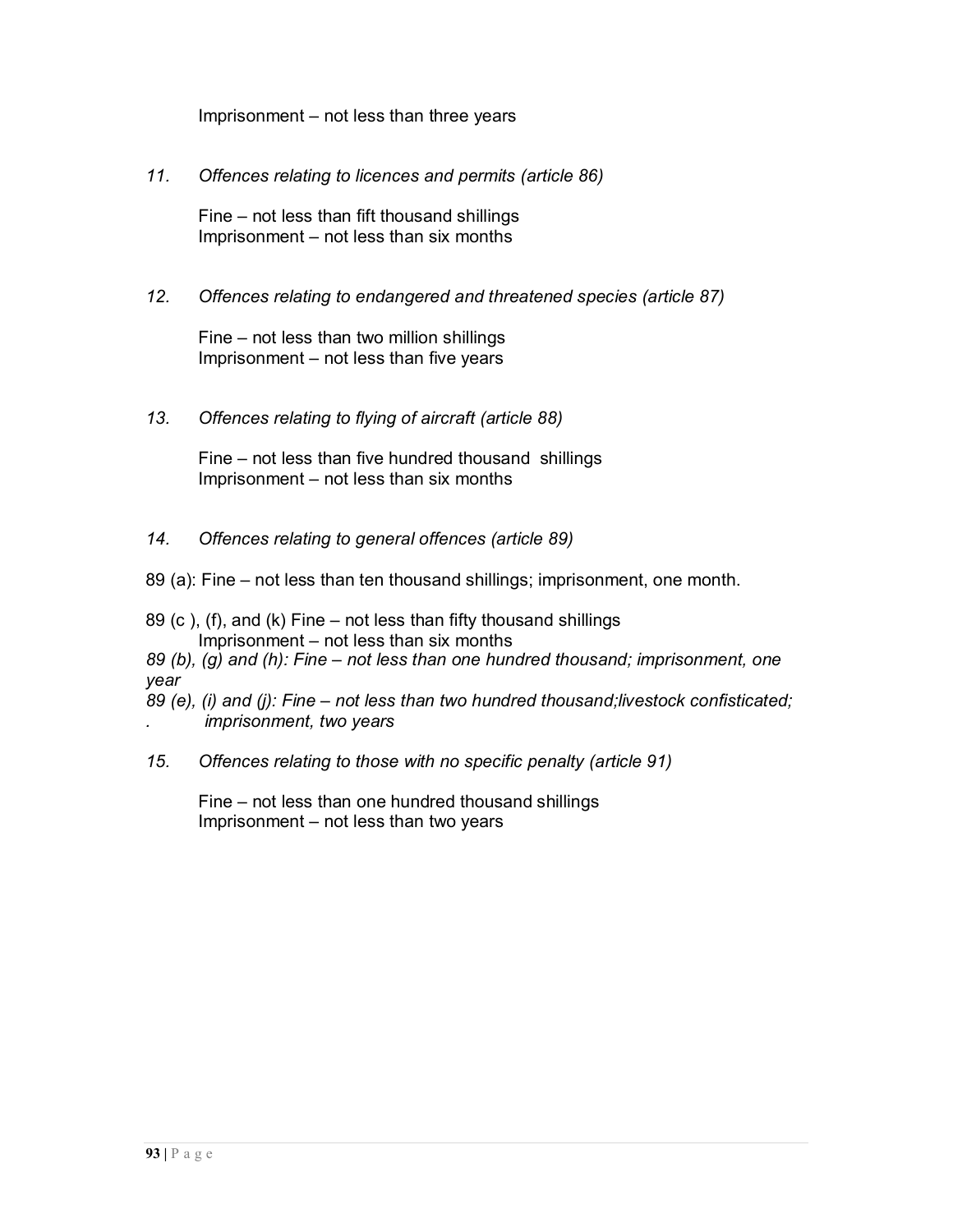Imprisonment – not less than three years

*11. Offences relating to licences and permits (article 86)*

Fine – not less than fift thousand shillings
Imprisonment – not less than six months

*12. Offences relating to endangered and threatened species (article 87)*

Fine – not less than two million shillings
Imprisonment – not less than five years

*13. Offences relating to flying of aircraft (article 88)*

Fine – not less than five hundred thousand shillings
Imprisonment – not less than six months

*14. Offences relating to general offences (article 89)*

89 (a): Fine – not less than ten thousand shillings; imprisonment, one month.

89 (c ), (f), and (k) Fine – not less than fifty thousand shillings
Imprisonment – not less than six months
*89 (b), (g) and (h): Fine – not less than one hundred thousand; imprisonment, one year*
*89 (e), (i) and (j): Fine – not less than two hundred thousand;livestock confisticated; . imprisonment, two years*

*15. Offences relating to those with no specific penalty (article 91)*

Fine – not less than one hundred thousand shillings
Imprisonment – not less than two years